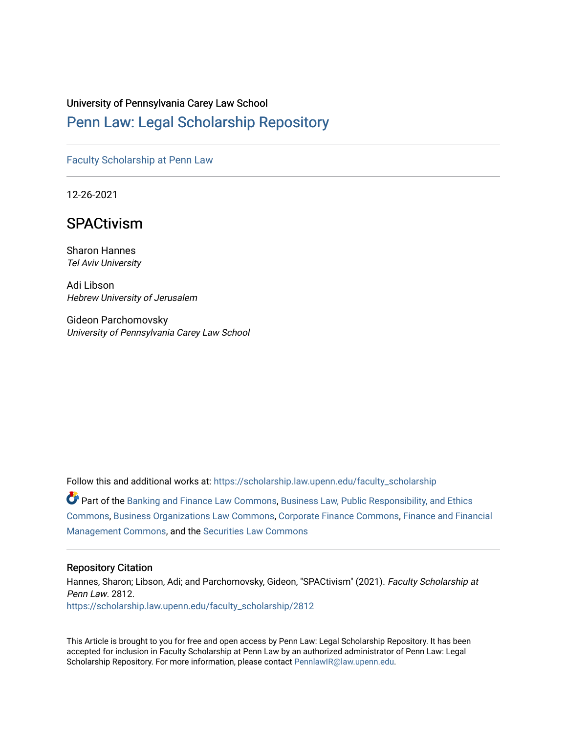University of Pennsylvania Carey Law School

# Penn Law: Legal Scholarship Repository

Faculty Scholarship at Penn Law

12-26-2021

## SPACtivism

Sharon Hannes
*Tel Aviv University*

Adi Libson
*Hebrew University of Jerusalem*

Gideon Parchomovsky
*University of Pennsylvania Carey Law School*

Follow this and additional works at: https://scholarship.law.upenn.edu/faculty_scholarship

Part of the Banking and Finance Law Commons, Business Law, Public Responsibility, and Ethics Commons, Business Organizations Law Commons, Corporate Finance Commons, Finance and Financial Management Commons, and the Securities Law Commons

### Repository Citation

Hannes, Sharon; Libson, Adi; and Parchomovsky, Gideon, "SPACtivism" (2021). *Faculty Scholarship at Penn Law*. 2812.
https://scholarship.law.upenn.edu/faculty_scholarship/2812

This Article is brought to you for free and open access by Penn Law: Legal Scholarship Repository. It has been accepted for inclusion in Faculty Scholarship at Penn Law by an authorized administrator of Penn Law: Legal Scholarship Repository. For more information, please contact PennlawIR@law.upenn.edu.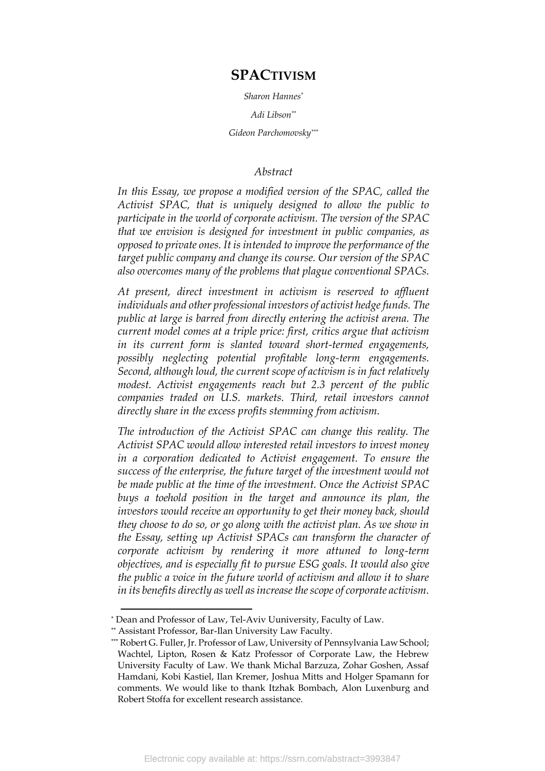# SPACTIVISM

*Sharon Hannes*[*]

*Adi Libson*[**]

*Gideon Parchomovsky*[***]

## *Abstract*

*In this Essay, we propose a modified version of the SPAC, called the Activist SPAC, that is uniquely designed to allow the public to participate in the world of corporate activism. The version of the SPAC that we envision is designed for investment in public companies, as opposed to private ones. It is intended to improve the performance of the target public company and change its course. Our version of the SPAC also overcomes many of the problems that plague conventional SPACs.*

*At present, direct investment in activism is reserved to affluent individuals and other professional investors of activist hedge funds. The public at large is barred from directly entering the activist arena. The current model comes at a triple price: first, critics argue that activism in its current form is slanted toward short-termed engagements, possibly neglecting potential profitable long-term engagements. Second, although loud, the current scope of activism is in fact relatively modest. Activist engagements reach but 2.3 percent of the public companies traded on U.S. markets. Third, retail investors cannot directly share in the excess profits stemming from activism.*

*The introduction of the Activist SPAC can change this reality. The Activist SPAC would allow interested retail investors to invest money in a corporation dedicated to Activist engagement. To ensure the success of the enterprise, the future target of the investment would not be made public at the time of the investment. Once the Activist SPAC buys a toehold position in the target and announce its plan, the investors would receive an opportunity to get their money back, should they choose to do so, or go along with the activist plan. As we show in the Essay, setting up Activist SPACs can transform the character of corporate activism by rendering it more attuned to long-term objectives, and is especially fit to pursue ESG goals. It would also give the public a voice in the future world of activism and allow it to share in its benefits directly as well as increase the scope of corporate activism.*

---

[*] Dean and Professor of Law, Tel-Aviv Uuniversity, Faculty of Law.

[**] Assistant Professor, Bar-Ilan University Law Faculty.

[***] Robert G. Fuller, Jr. Professor of Law, University of Pennsylvania Law School; Wachtel, Lipton, Rosen & Katz Professor of Corporate Law, the Hebrew University Faculty of Law. We thank Michal Barzuza, Zohar Goshen, Assaf Hamdani, Kobi Kastiel, Ilan Kremer, Joshua Mitts and Holger Spamann for comments. We would like to thank Itzhak Bombach, Alon Luxenburg and Robert Stoffa for excellent research assistance.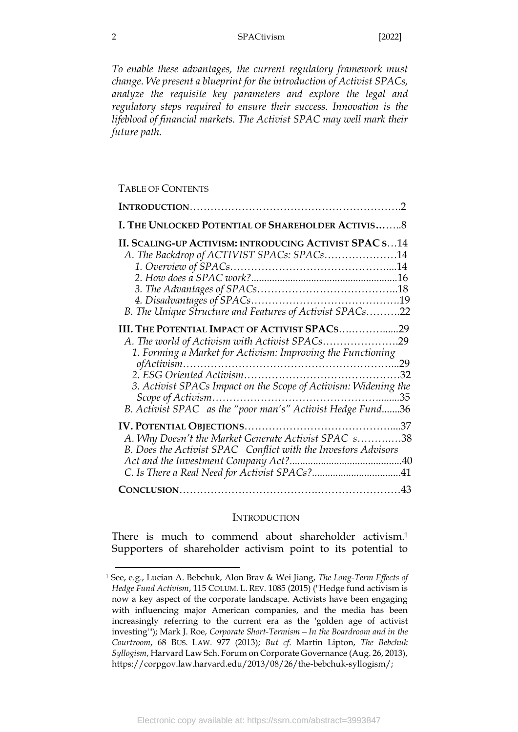*To enable these advantages, the current regulatory framework must change. We present a blueprint for the introduction of Activist SPACs, analyze the requisite key parameters and explore the legal and regulatory steps required to ensure their success. Innovation is the lifeblood of financial markets. The Activist SPAC may well mark their future path.*

TABLE OF CONTENTS

**INTRODUCTION**……………………………………………………….2

**I. THE UNLOCKED POTENTIAL OF SHAREHOLDER ACTIVIS…**…..8

**II. SCALING-UP ACTIVISM: INTRODUCING ACTIVIST SPAC S**…14
- *A. The Backdrop of ACTIVIST SPACs: SPACs*…………………14
  - *1. Overview of SPACs*……………………………………….....14
  - *2. How does a SPAC work?*........................................................16
  - *3. The Advantages of SPACs*…………………………………..18
  - *4. Disadvantages of SPACs*…………………………………….19
- *B. The Unique Structure and Features of Activist SPACs*……….22

**III. THE POTENTIAL IMPACT OF ACTIVIST SPACS**…..………......29
- *A. The world of Activism with Activist SPACs*………………….29
  - *1. Forming a Market for Activism: Improving the Functioning ofActivism*…………………………………………………….....29
  - *2. ESG Oriented Activism*………………………………………32
  - *3. Activist SPACs Impact on the Scope of Activism: Widening the Scope of Activism*…………………………………………........35
- *B. Activist SPAC as the "poor man's" Activist Hedge Fund*.......36

**IV. POTENTIAL OBJECTIONS**……………………………………....37
- *A. Why Doesn't the Market Generate Activist SPAC s*………..…38
- *B. Does the Activist SPAC Conflict with the Investors Advisors Act and the Investment Company Act?*..........................................40
- *C. Is There a Real Need for Activist SPACs?*..................................41

**CONCLUSION**………………………………….……………………43

## INTRODUCTION

There is much to commend about shareholder activism.[1] Supporters of shareholder activism point to its potential to

---

[1] See, e.g., Lucian A. Bebchuk, Alon Brav & Wei Jiang, *The Long-Term Effects of Hedge Fund Activism*, 115 COLUM. L. REV. 1085 (2015) ("Hedge fund activism is now a key aspect of the corporate landscape. Activists have been engaging with influencing major American companies, and the media has been increasingly referring to the current era as the 'golden age of activist investing'"); Mark J. Roe, *Corporate Short-Termism—In the Boardroom and in the Courtroom*, 68 BUS. LAW. 977 (2013); *But cf.* Martin Lipton, *The Bebchuk Syllogism*, Harvard Law Sch. Forum on Corporate Governance (Aug. 26, 2013), https://corpgov.law.harvard.edu/2013/08/26/the-bebchuk-syllogism/;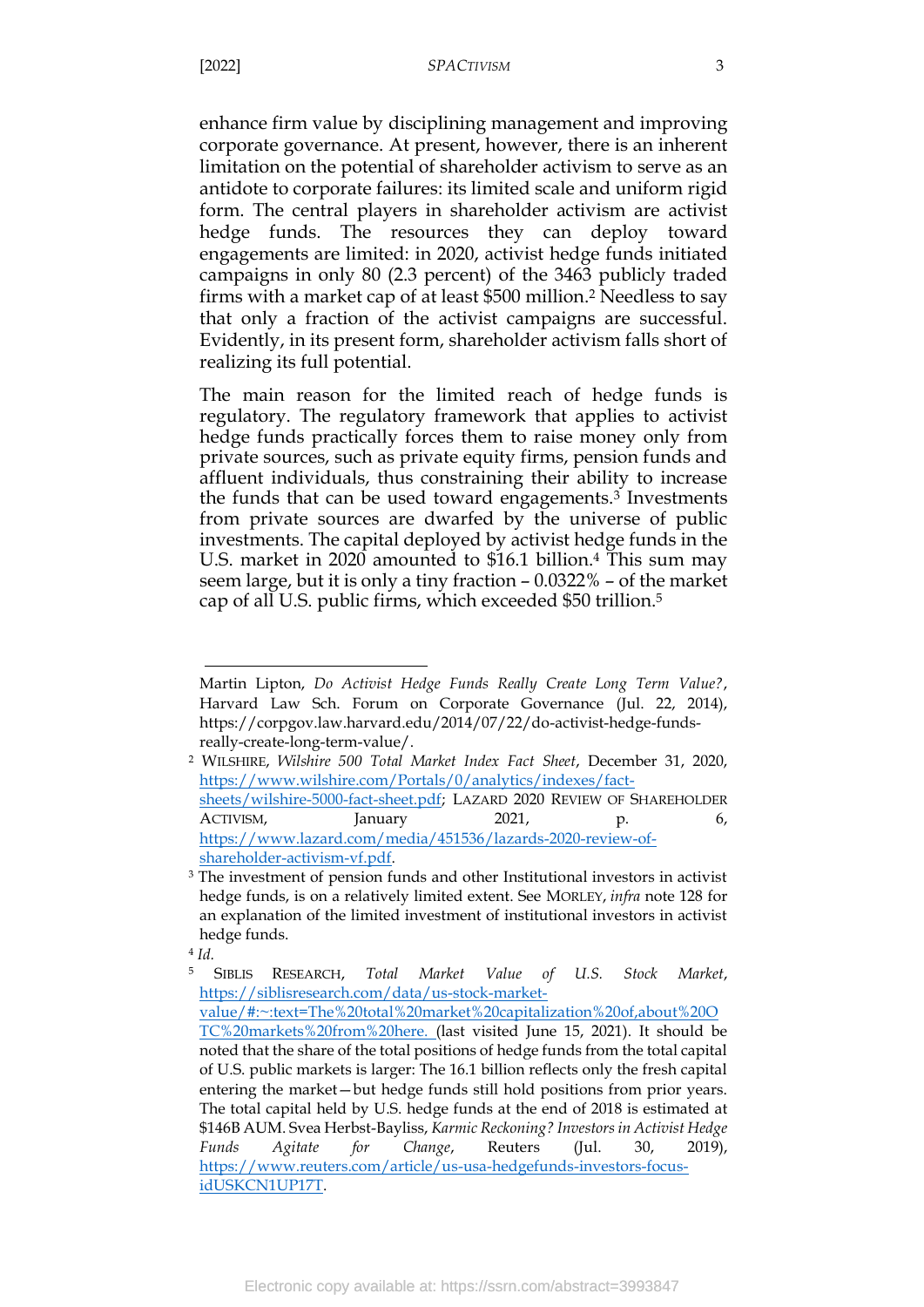enhance firm value by disciplining management and improving corporate governance. At present, however, there is an inherent limitation on the potential of shareholder activism to serve as an antidote to corporate failures: its limited scale and uniform rigid form. The central players in shareholder activism are activist hedge funds. The resources they can deploy toward engagements are limited: in 2020, activist hedge funds initiated campaigns in only 80 (2.3 percent) of the 3463 publicly traded firms with a market cap of at least $500 million.[2] Needless to say that only a fraction of the activist campaigns are successful. Evidently, in its present form, shareholder activism falls short of realizing its full potential.

The main reason for the limited reach of hedge funds is regulatory. The regulatory framework that applies to activist hedge funds practically forces them to raise money only from private sources, such as private equity firms, pension funds and affluent individuals, thus constraining their ability to increase the funds that can be used toward engagements.[3] Investments from private sources are dwarfed by the universe of public investments. The capital deployed by activist hedge funds in the U.S. market in 2020 amounted to $16.1 billion.[4] This sum may seem large, but it is only a tiny fraction – 0.0322% – of the market cap of all U.S. public firms, which exceeded $50 trillion.[5]

---

Martin Lipton, *Do Activist Hedge Funds Really Create Long Term Value?*, Harvard Law Sch. Forum on Corporate Governance (Jul. 22, 2014), https://corpgov.law.harvard.edu/2014/07/22/do-activist-hedge-funds-really-create-long-term-value/.

[2] WILSHIRE, *Wilshire 500 Total Market Index Fact Sheet*, December 31, 2020, https://www.wilshire.com/Portals/0/analytics/indexes/fact-sheets/wilshire-5000-fact-sheet.pdf; LAZARD 2020 REVIEW OF SHAREHOLDER ACTIVISM, January 2021, p. 6, https://www.lazard.com/media/451536/lazards-2020-review-of-shareholder-activism-vf.pdf.

[3] The investment of pension funds and other Institutional investors in activist hedge funds, is on a relatively limited extent. See MORLEY, *infra* note 128 for an explanation of the limited investment of institutional investors in activist hedge funds.

[4] *Id.*

[5] SIBLIS RESEARCH, *Total Market Value of U.S. Stock Market*, https://siblisresearch.com/data/us-stock-market-value/#:~:text=The%20total%20market%20capitalization%20of,about%20OTC%20markets%20from%20here. (last visited June 15, 2021). It should be noted that the share of the total positions of hedge funds from the total capital of U.S. public markets is larger: The 16.1 billion reflects only the fresh capital entering the market—but hedge funds still hold positions from prior years. The total capital held by U.S. hedge funds at the end of 2018 is estimated at $146B AUM. Svea Herbst-Bayliss, *Karmic Reckoning? Investors in Activist Hedge Funds Agitate for Change*, Reuters (Jul. 30, 2019), https://www.reuters.com/article/us-usa-hedgefunds-investors-focus-idUSKCN1UP17T.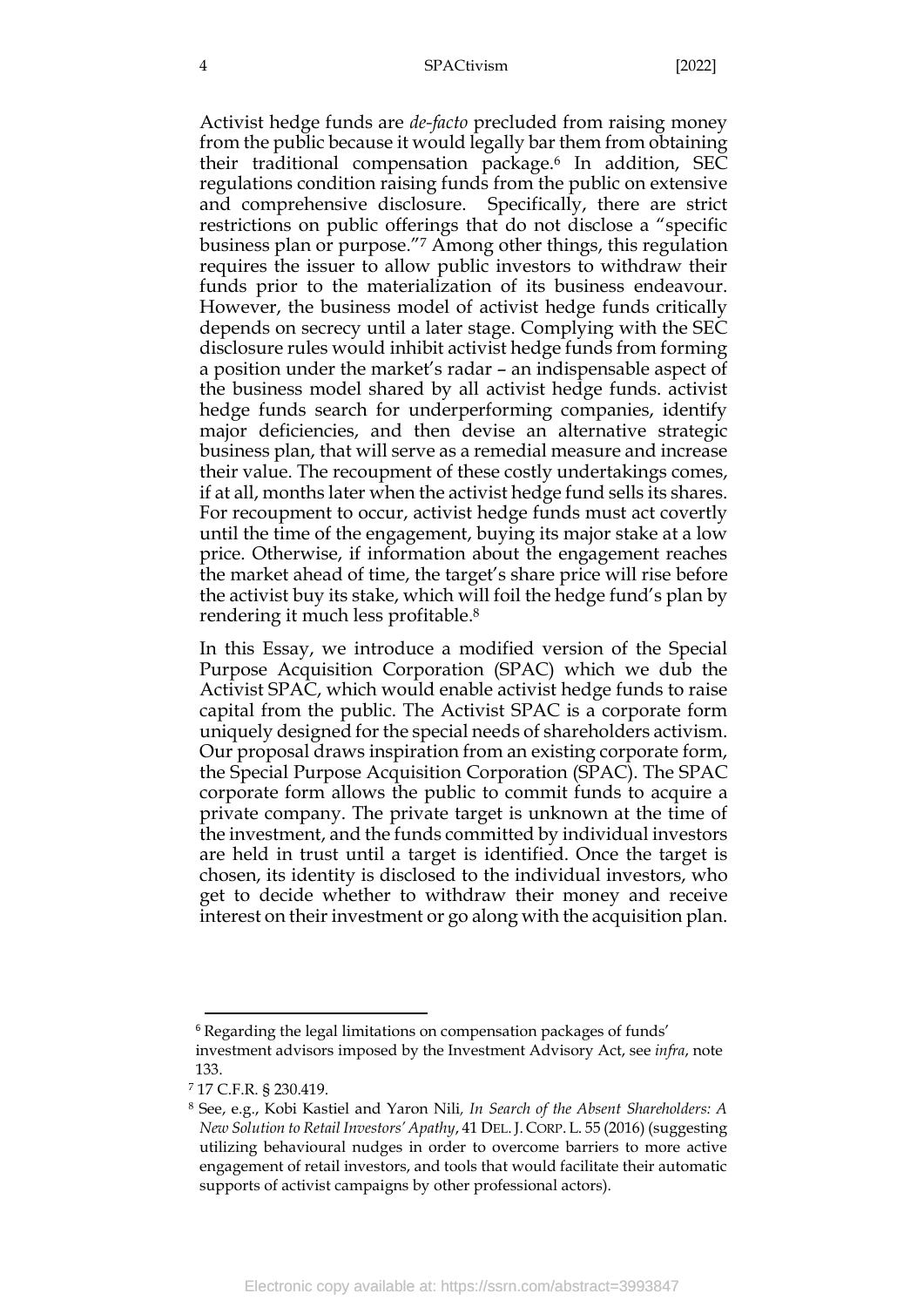Activist hedge funds are *de-facto* precluded from raising money from the public because it would legally bar them from obtaining their traditional compensation package.[6] In addition, SEC regulations condition raising funds from the public on extensive and comprehensive disclosure. Specifically, there are strict restrictions on public offerings that do not disclose a "specific business plan or purpose."[7] Among other things, this regulation requires the issuer to allow public investors to withdraw their funds prior to the materialization of its business endeavour. However, the business model of activist hedge funds critically depends on secrecy until a later stage. Complying with the SEC disclosure rules would inhibit activist hedge funds from forming a position under the market's radar – an indispensable aspect of the business model shared by all activist hedge funds. activist hedge funds search for underperforming companies, identify major deficiencies, and then devise an alternative strategic business plan, that will serve as a remedial measure and increase their value. The recoupment of these costly undertakings comes, if at all, months later when the activist hedge fund sells its shares. For recoupment to occur, activist hedge funds must act covertly until the time of the engagement, buying its major stake at a low price. Otherwise, if information about the engagement reaches the market ahead of time, the target's share price will rise before the activist buy its stake, which will foil the hedge fund's plan by rendering it much less profitable.[8]

In this Essay, we introduce a modified version of the Special Purpose Acquisition Corporation (SPAC) which we dub the Activist SPAC, which would enable activist hedge funds to raise capital from the public. The Activist SPAC is a corporate form uniquely designed for the special needs of shareholders activism. Our proposal draws inspiration from an existing corporate form, the Special Purpose Acquisition Corporation (SPAC). The SPAC corporate form allows the public to commit funds to acquire a private company. The private target is unknown at the time of the investment, and the funds committed by individual investors are held in trust until a target is identified. Once the target is chosen, its identity is disclosed to the individual investors, who get to decide whether to withdraw their money and receive interest on their investment or go along with the acquisition plan.

---

[6] Regarding the legal limitations on compensation packages of funds' investment advisors imposed by the Investment Advisory Act, see *infra*, note 133.

[7] 17 C.F.R. § 230.419.

[8] See, e.g., Kobi Kastiel and Yaron Nili, *In Search of the Absent Shareholders: A New Solution to Retail Investors' Apathy*, 41 DEL. J. CORP. L. 55 (2016) (suggesting utilizing behavioural nudges in order to overcome barriers to more active engagement of retail investors, and tools that would facilitate their automatic supports of activist campaigns by other professional actors).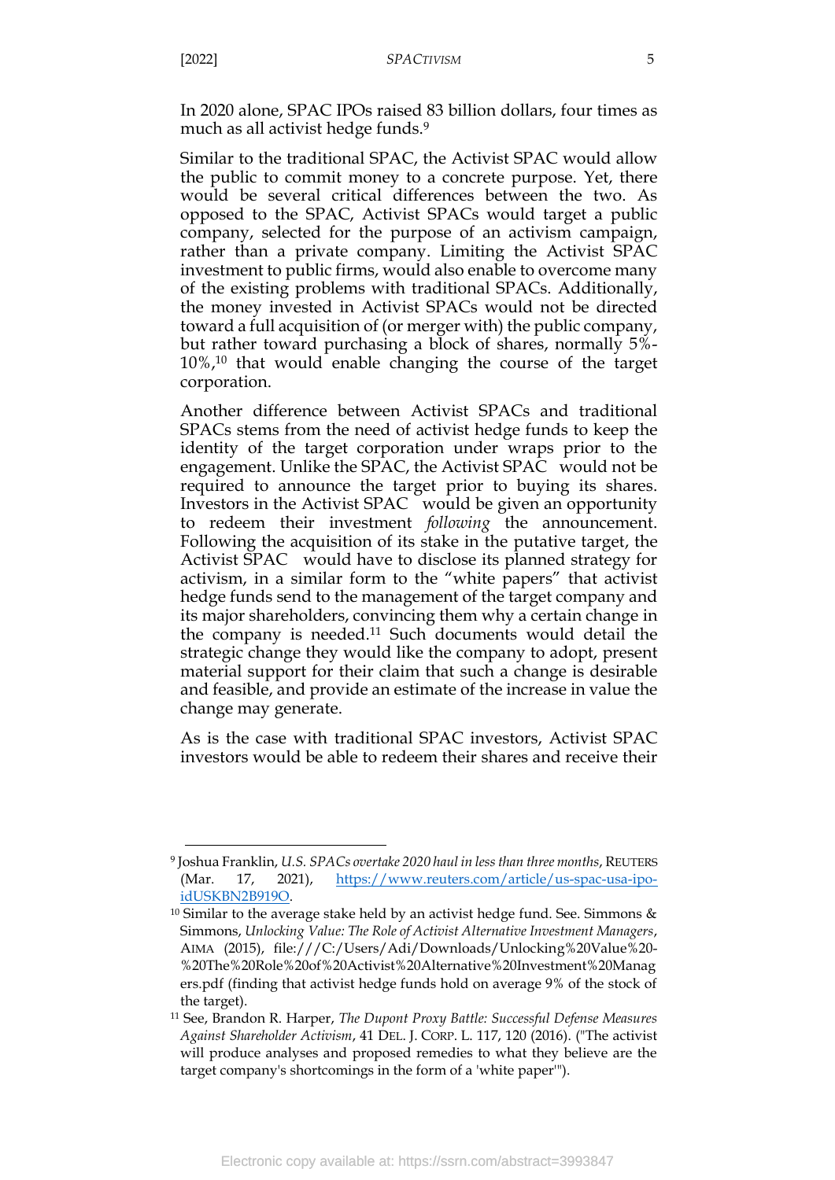In 2020 alone, SPAC IPOs raised 83 billion dollars, four times as much as all activist hedge funds.[9]

Similar to the traditional SPAC, the Activist SPAC would allow the public to commit money to a concrete purpose. Yet, there would be several critical differences between the two. As opposed to the SPAC, Activist SPACs would target a public company, selected for the purpose of an activism campaign, rather than a private company. Limiting the Activist SPAC investment to public firms, would also enable to overcome many of the existing problems with traditional SPACs. Additionally, the money invested in Activist SPACs would not be directed toward a full acquisition of (or merger with) the public company, but rather toward purchasing a block of shares, normally 5%-10%,[10] that would enable changing the course of the target corporation.

Another difference between Activist SPACs and traditional SPACs stems from the need of activist hedge funds to keep the identity of the target corporation under wraps prior to the engagement. Unlike the SPAC, the Activist SPAC would not be required to announce the target prior to buying its shares. Investors in the Activist SPAC would be given an opportunity to redeem their investment *following* the announcement. Following the acquisition of its stake in the putative target, the Activist SPAC would have to disclose its planned strategy for activism, in a similar form to the "white papers" that activist hedge funds send to the management of the target company and its major shareholders, convincing them why a certain change in the company is needed.[11] Such documents would detail the strategic change they would like the company to adopt, present material support for their claim that such a change is desirable and feasible, and provide an estimate of the increase in value the change may generate.

As is the case with traditional SPAC investors, Activist SPAC investors would be able to redeem their shares and receive their

---

[9] Joshua Franklin, *U.S. SPACs overtake 2020 haul in less than three months*, REUTERS (Mar. 17, 2021), https://www.reuters.com/article/us-spac-usa-ipo-idUSKBN2B919O.

[10] Similar to the average stake held by an activist hedge fund. See. Simmons & Simmons, *Unlocking Value: The Role of Activist Alternative Investment Managers*, AIMA (2015), file:///C:/Users/Adi/Downloads/Unlocking%20Value%20-%20The%20Role%20of%20Activist%20Alternative%20Investment%20Managers.pdf (finding that activist hedge funds hold on average 9% of the stock of the target).

[11] See, Brandon R. Harper, *The Dupont Proxy Battle: Successful Defense Measures Against Shareholder Activism*, 41 DEL. J. CORP. L. 117, 120 (2016). ("The activist will produce analyses and proposed remedies to what they believe are the target company's shortcomings in the form of a 'white paper'").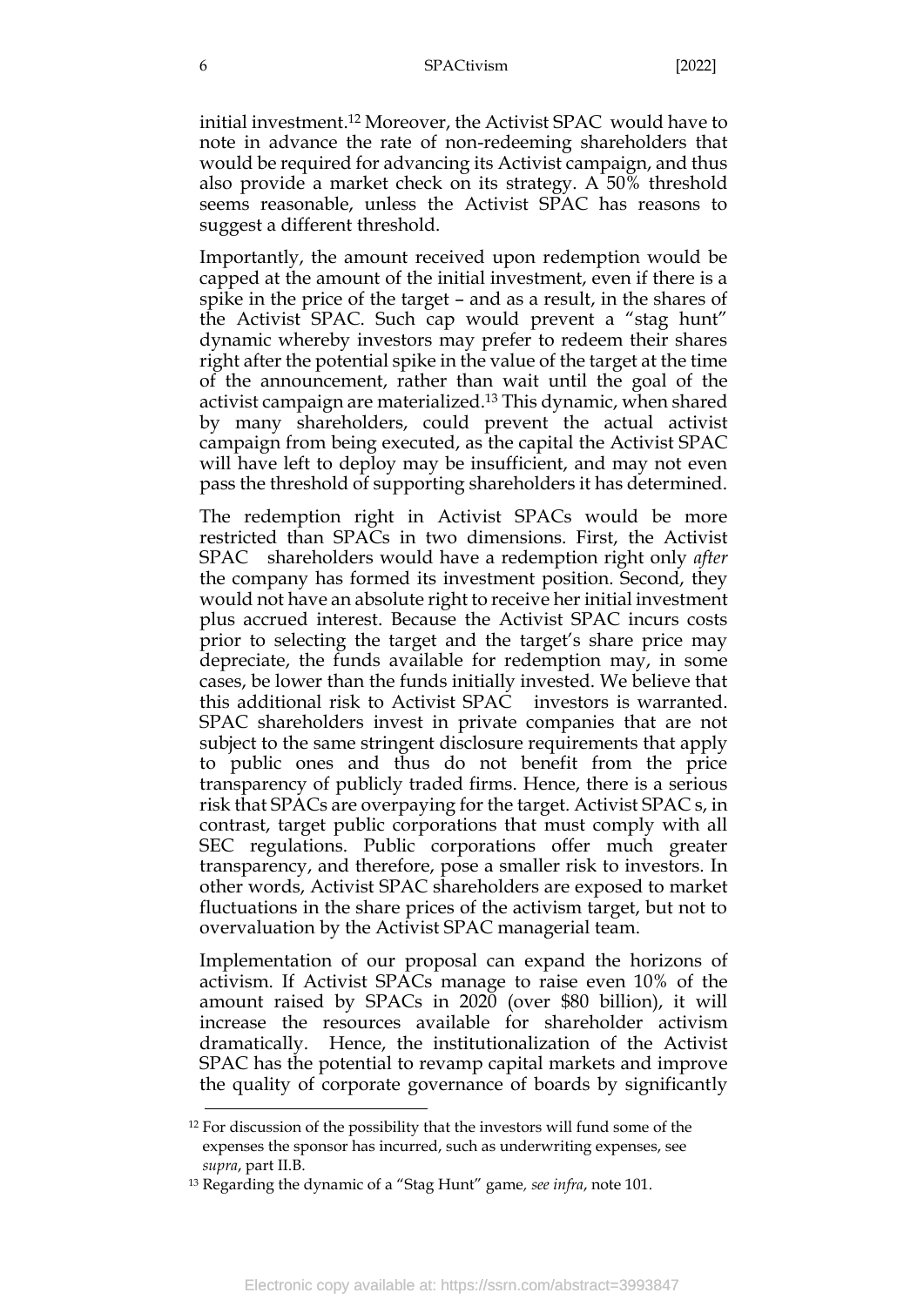initial investment.[12] Moreover, the Activist SPAC would have to note in advance the rate of non-redeeming shareholders that would be required for advancing its Activist campaign, and thus also provide a market check on its strategy. A 50% threshold seems reasonable, unless the Activist SPAC has reasons to suggest a different threshold.

Importantly, the amount received upon redemption would be capped at the amount of the initial investment, even if there is a spike in the price of the target – and as a result, in the shares of the Activist SPAC. Such cap would prevent a "stag hunt" dynamic whereby investors may prefer to redeem their shares right after the potential spike in the value of the target at the time of the announcement, rather than wait until the goal of the activist campaign are materialized.[13] This dynamic, when shared by many shareholders, could prevent the actual activist campaign from being executed, as the capital the Activist SPAC will have left to deploy may be insufficient, and may not even pass the threshold of supporting shareholders it has determined.

The redemption right in Activist SPACs would be more restricted than SPACs in two dimensions. First, the Activist SPAC shareholders would have a redemption right only *after* the company has formed its investment position. Second, they would not have an absolute right to receive her initial investment plus accrued interest. Because the Activist SPAC incurs costs prior to selecting the target and the target's share price may depreciate, the funds available for redemption may, in some cases, be lower than the funds initially invested. We believe that this additional risk to Activist SPAC investors is warranted. SPAC shareholders invest in private companies that are not subject to the same stringent disclosure requirements that apply to public ones and thus do not benefit from the price transparency of publicly traded firms. Hence, there is a serious risk that SPACs are overpaying for the target. Activist SPAC s, in contrast, target public corporations that must comply with all SEC regulations. Public corporations offer much greater transparency, and therefore, pose a smaller risk to investors. In other words, Activist SPAC shareholders are exposed to market fluctuations in the share prices of the activism target, but not to overvaluation by the Activist SPAC managerial team.

Implementation of our proposal can expand the horizons of activism. If Activist SPACs manage to raise even 10% of the amount raised by SPACs in 2020 (over $80 billion), it will increase the resources available for shareholder activism dramatically. Hence, the institutionalization of the Activist SPAC has the potential to revamp capital markets and improve the quality of corporate governance of boards by significantly

---

[12] For discussion of the possibility that the investors will fund some of the expenses the sponsor has incurred, such as underwriting expenses, see *supra*, part II.B.

[13] Regarding the dynamic of a "Stag Hunt" game, *see infra*, note 101.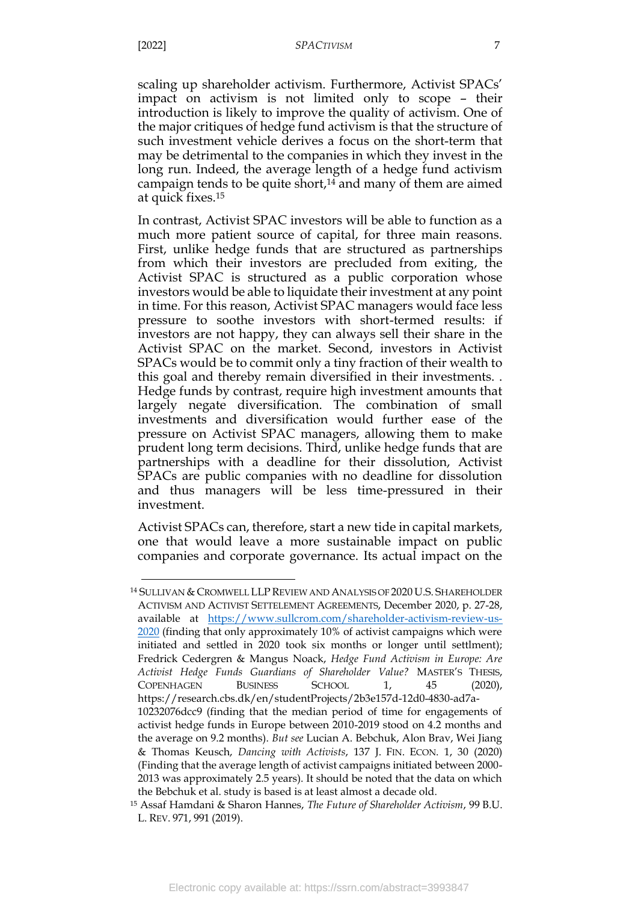scaling up shareholder activism. Furthermore, Activist SPACs' impact on activism is not limited only to scope – their introduction is likely to improve the quality of activism. One of the major critiques of hedge fund activism is that the structure of such investment vehicle derives a focus on the short-term that may be detrimental to the companies in which they invest in the long run. Indeed, the average length of a hedge fund activism campaign tends to be quite short,[14] and many of them are aimed at quick fixes.[15]

In contrast, Activist SPAC investors will be able to function as a much more patient source of capital, for three main reasons. First, unlike hedge funds that are structured as partnerships from which their investors are precluded from exiting, the Activist SPAC is structured as a public corporation whose investors would be able to liquidate their investment at any point in time. For this reason, Activist SPAC managers would face less pressure to soothe investors with short-termed results: if investors are not happy, they can always sell their share in the Activist SPAC on the market. Second, investors in Activist SPACs would be to commit only a tiny fraction of their wealth to this goal and thereby remain diversified in their investments. . Hedge funds by contrast, require high investment amounts that largely negate diversification. The combination of small investments and diversification would further ease of the pressure on Activist SPAC managers, allowing them to make prudent long term decisions. Third, unlike hedge funds that are partnerships with a deadline for their dissolution, Activist SPACs are public companies with no deadline for dissolution and thus managers will be less time-pressured in their investment.

Activist SPACs can, therefore, start a new tide in capital markets, one that would leave a more sustainable impact on public companies and corporate governance. Its actual impact on the

---

[14] SULLIVAN & CROMWELL LLP REVIEW AND ANALYSIS OF 2020 U.S. SHAREHOLDER ACTIVISM AND ACTIVIST SETTELEMENT AGREEMENTS, December 2020, p. 27-28, available at https://www.sullcrom.com/shareholder-activism-review-us-2020 (finding that only approximately 10% of activist campaigns which were initiated and settled in 2020 took six months or longer until settlment); Fredrick Cedergren & Mangus Noack, *Hedge Fund Activism in Europe: Are Activist Hedge Funds Guardians of Shareholder Value?* MASTER'S THESIS, COPENHAGEN BUSINESS SCHOOL 1, 45 (2020), https://research.cbs.dk/en/studentProjects/2b3e157d-12d0-4830-ad7a-10232076dcc9 (finding that the median period of time for engagements of activist hedge funds in Europe between 2010-2019 stood on 4.2 months and the average on 9.2 months). *But see* Lucian A. Bebchuk, Alon Brav, Wei Jiang & Thomas Keusch, *Dancing with Activists*, 137 J. FIN. ECON. 1, 30 (2020) (Finding that the average length of activist campaigns initiated between 2000-2013 was approximately 2.5 years). It should be noted that the data on which the Bebchuk et al. study is based is at least almost a decade old.

[15] Assaf Hamdani & Sharon Hannes, *The Future of Shareholder Activism*, 99 B.U. L. REV. 971, 991 (2019).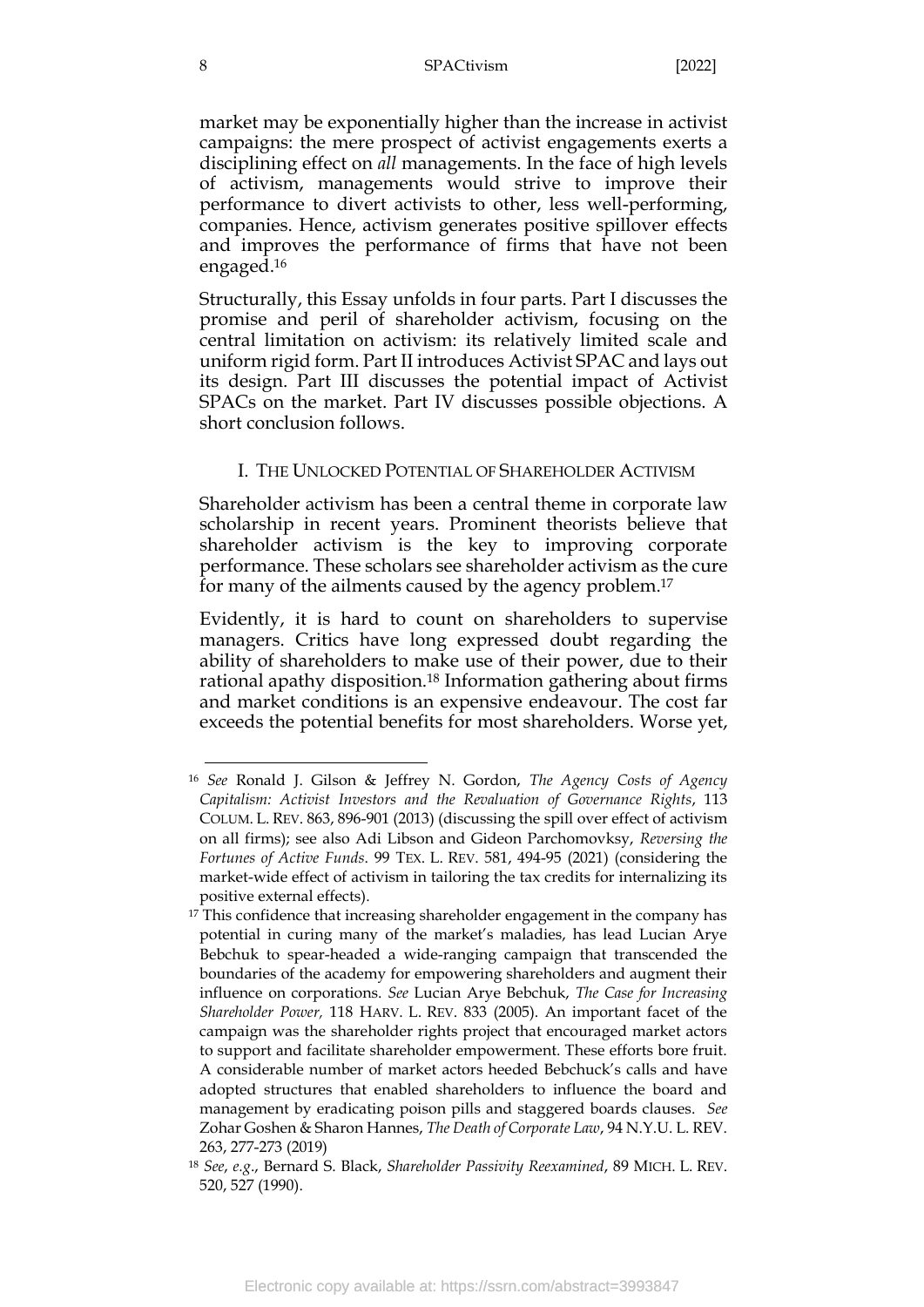market may be exponentially higher than the increase in activist campaigns: the mere prospect of activist engagements exerts a disciplining effect on *all* managements. In the face of high levels of activism, managements would strive to improve their performance to divert activists to other, less well-performing, companies. Hence, activism generates positive spillover effects and improves the performance of firms that have not been engaged.[16]

Structurally, this Essay unfolds in four parts. Part I discusses the promise and peril of shareholder activism, focusing on the central limitation on activism: its relatively limited scale and uniform rigid form. Part II introduces Activist SPAC and lays out its design. Part III discusses the potential impact of Activist SPACs on the market. Part IV discusses possible objections. A short conclusion follows.

## I. The Unlocked Potential of Shareholder Activism

Shareholder activism has been a central theme in corporate law scholarship in recent years. Prominent theorists believe that shareholder activism is the key to improving corporate performance. These scholars see shareholder activism as the cure for many of the ailments caused by the agency problem.[17]

Evidently, it is hard to count on shareholders to supervise managers. Critics have long expressed doubt regarding the ability of shareholders to make use of their power, due to their rational apathy disposition.[18] Information gathering about firms and market conditions is an expensive endeavour. The cost far exceeds the potential benefits for most shareholders. Worse yet,

---

[16] *See* Ronald J. Gilson & Jeffrey N. Gordon, *The Agency Costs of Agency Capitalism: Activist Investors and the Revaluation of Governance Rights*, 113 COLUM. L. REV. 863, 896-901 (2013) (discussing the spill over effect of activism on all firms); see also Adi Libson and Gideon Parchomovksy, *Reversing the Fortunes of Active Funds.* 99 TEX. L. REV. 581, 494-95 (2021) (considering the market-wide effect of activism in tailoring the tax credits for internalizing its positive external effects).

[17] This confidence that increasing shareholder engagement in the company has potential in curing many of the market's maladies, has lead Lucian Arye Bebchuk to spear-headed a wide-ranging campaign that transcended the boundaries of the academy for empowering shareholders and augment their influence on corporations. *See* Lucian Arye Bebchuk, *The Case for Increasing Shareholder Power,* 118 HARV. L. REV. 833 (2005). An important facet of the campaign was the shareholder rights project that encouraged market actors to support and facilitate shareholder empowerment. These efforts bore fruit. A considerable number of market actors heeded Bebchuck's calls and have adopted structures that enabled shareholders to influence the board and management by eradicating poison pills and staggered boards clauses. *See* Zohar Goshen & Sharon Hannes, *The Death of Corporate Law*, 94 N.Y.U. L. REV. 263, 277-273 (2019)

[18] *See*, *e.g.*, Bernard S. Black, *Shareholder Passivity Reexamined*, 89 MICH. L. REV. 520, 527 (1990).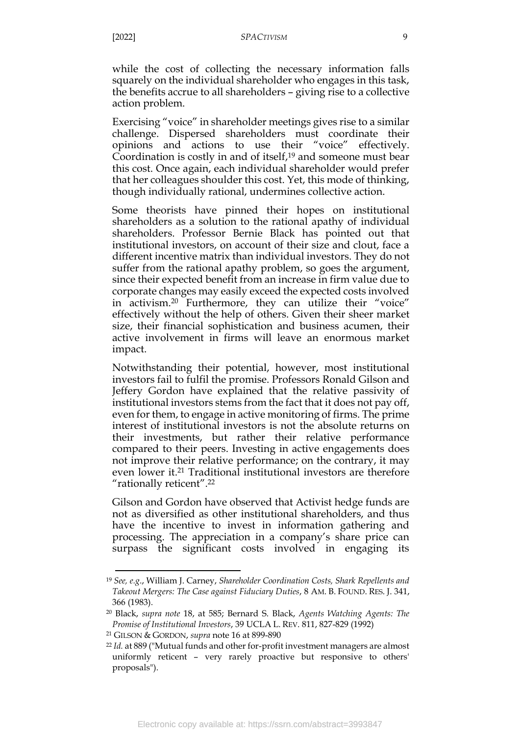while the cost of collecting the necessary information falls squarely on the individual shareholder who engages in this task, the benefits accrue to all shareholders – giving rise to a collective action problem.

Exercising "voice" in shareholder meetings gives rise to a similar challenge. Dispersed shareholders must coordinate their opinions and actions to use their "voice" effectively. Coordination is costly in and of itself,[19] and someone must bear this cost. Once again, each individual shareholder would prefer that her colleagues shoulder this cost. Yet, this mode of thinking, though individually rational, undermines collective action.

Some theorists have pinned their hopes on institutional shareholders as a solution to the rational apathy of individual shareholders. Professor Bernie Black has pointed out that institutional investors, on account of their size and clout, face a different incentive matrix than individual investors. They do not suffer from the rational apathy problem, so goes the argument, since their expected benefit from an increase in firm value due to corporate changes may easily exceed the expected costs involved in activism.[20] Furthermore, they can utilize their "voice" effectively without the help of others. Given their sheer market size, their financial sophistication and business acumen, their active involvement in firms will leave an enormous market impact.

Notwithstanding their potential, however, most institutional investors fail to fulfil the promise. Professors Ronald Gilson and Jeffery Gordon have explained that the relative passivity of institutional investors stems from the fact that it does not pay off, even for them, to engage in active monitoring of firms. The prime interest of institutional investors is not the absolute returns on their investments, but rather their relative performance compared to their peers. Investing in active engagements does not improve their relative performance; on the contrary, it may even lower it.[21] Traditional institutional investors are therefore "rationally reticent".[22]

Gilson and Gordon have observed that Activist hedge funds are not as diversified as other institutional shareholders, and thus have the incentive to invest in information gathering and processing. The appreciation in a company's share price can surpass the significant costs involved in engaging its

---

[19] *See, e.g.*, William J. Carney, *Shareholder Coordination Costs, Shark Repellents and Takeout Mergers: The Case against Fiduciary Duties*, 8 AM. B. FOUND. RES. J. 341, 366 (1983).

[20] Black, *supra note* 18, at 585; Bernard S. Black, *Agents Watching Agents: The Promise of Institutional Investors*, 39 UCLA L. REV. 811, 827-829 (1992)

[21] GILSON & GORDON, *supra* note 16 at 899-890

[22] *Id.* at 889 ("Mutual funds and other for-profit investment managers are almost uniformly reticent – very rarely proactive but responsive to others' proposals").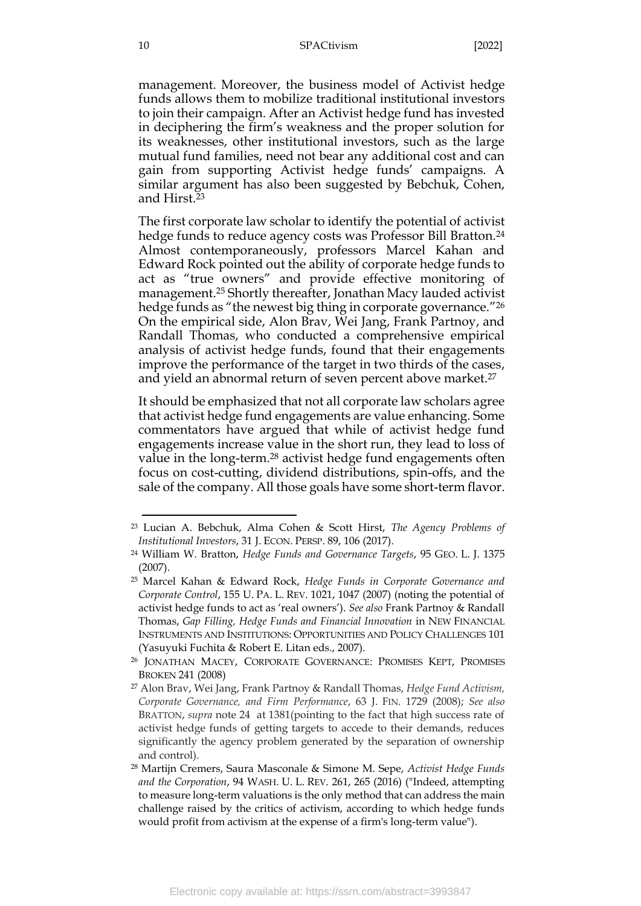management. Moreover, the business model of Activist hedge funds allows them to mobilize traditional institutional investors to join their campaign. After an Activist hedge fund has invested in deciphering the firm's weakness and the proper solution for its weaknesses, other institutional investors, such as the large mutual fund families, need not bear any additional cost and can gain from supporting Activist hedge funds' campaigns. A similar argument has also been suggested by Bebchuk, Cohen, and Hirst.[23]

The first corporate law scholar to identify the potential of activist hedge funds to reduce agency costs was Professor Bill Bratton.[24] Almost contemporaneously, professors Marcel Kahan and Edward Rock pointed out the ability of corporate hedge funds to act as "true owners" and provide effective monitoring of management.[25] Shortly thereafter, Jonathan Macy lauded activist hedge funds as "the newest big thing in corporate governance."[26] On the empirical side, Alon Brav, Wei Jang, Frank Partnoy, and Randall Thomas, who conducted a comprehensive empirical analysis of activist hedge funds, found that their engagements improve the performance of the target in two thirds of the cases, and yield an abnormal return of seven percent above market.[27]

It should be emphasized that not all corporate law scholars agree that activist hedge fund engagements are value enhancing. Some commentators have argued that while of activist hedge fund engagements increase value in the short run, they lead to loss of value in the long-term.[28] activist hedge fund engagements often focus on cost-cutting, dividend distributions, spin-offs, and the sale of the company. All those goals have some short-term flavor.

---

[23] Lucian A. Bebchuk, Alma Cohen & Scott Hirst, *The Agency Problems of Institutional Investors*, 31 J. ECON. PERSP. 89, 106 (2017).

[24] William W. Bratton, *Hedge Funds and Governance Targets*, 95 GEO. L. J. 1375 (2007).

[25] Marcel Kahan & Edward Rock, *Hedge Funds in Corporate Governance and Corporate Control*, 155 U. PA. L. REV. 1021, 1047 (2007) (noting the potential of activist hedge funds to act as 'real owners'). *See also* Frank Partnoy & Randall Thomas, *Gap Filling, Hedge Funds and Financial Innovation* in NEW FINANCIAL INSTRUMENTS AND INSTITUTIONS: OPPORTUNITIES AND POLICY CHALLENGES 101 (Yasuyuki Fuchita & Robert E. Litan eds., 2007).

[26] JONATHAN MACEY, CORPORATE GOVERNANCE: PROMISES KEPT, PROMISES BROKEN 241 (2008)

[27] Alon Brav, Wei Jang, Frank Partnoy & Randall Thomas, *Hedge Fund Activism, Corporate Governance, and Firm Performance*, 63 J. FIN. 1729 (2008); *See also* BRATTON, *supra* note 24 at 1381(pointing to the fact that high success rate of activist hedge funds of getting targets to accede to their demands, reduces significantly the agency problem generated by the separation of ownership and control).

[28] Martijn Cremers, Saura Masconale & Simone M. Sepe, *Activist Hedge Funds and the Corporation*, 94 WASH. U. L. REV. 261, 265 (2016) ("Indeed, attempting to measure long-term valuations is the only method that can address the main challenge raised by the critics of activism, according to which hedge funds would profit from activism at the expense of a firm's long-term value").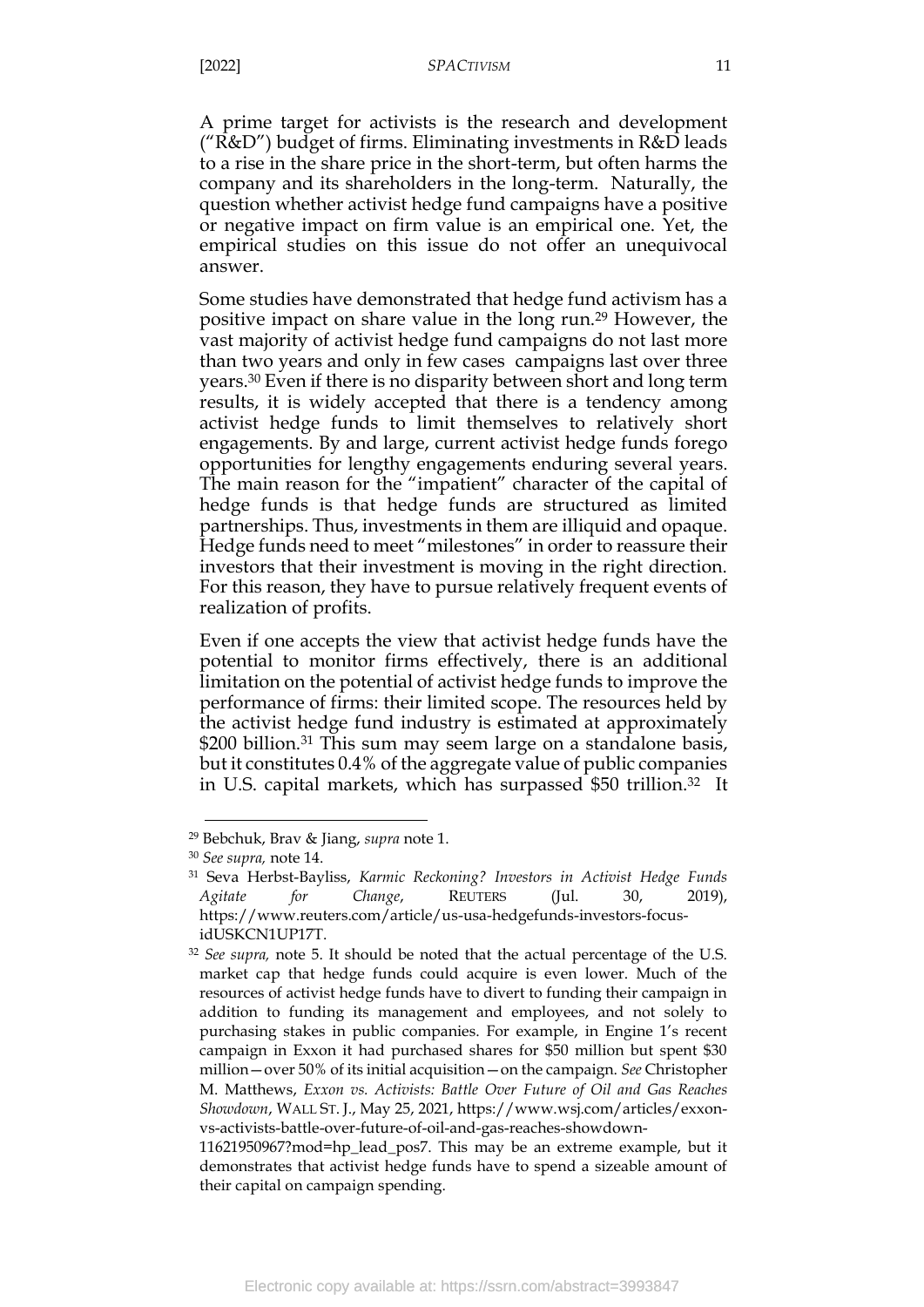A prime target for activists is the research and development ("R&D") budget of firms. Eliminating investments in R&D leads to a rise in the share price in the short-term, but often harms the company and its shareholders in the long-term. Naturally, the question whether activist hedge fund campaigns have a positive or negative impact on firm value is an empirical one. Yet, the empirical studies on this issue do not offer an unequivocal answer.

Some studies have demonstrated that hedge fund activism has a positive impact on share value in the long run.[29] However, the vast majority of activist hedge fund campaigns do not last more than two years and only in few cases campaigns last over three years.[30] Even if there is no disparity between short and long term results, it is widely accepted that there is a tendency among activist hedge funds to limit themselves to relatively short engagements. By and large, current activist hedge funds forego opportunities for lengthy engagements enduring several years. The main reason for the "impatient" character of the capital of hedge funds is that hedge funds are structured as limited partnerships. Thus, investments in them are illiquid and opaque. Hedge funds need to meet "milestones" in order to reassure their investors that their investment is moving in the right direction. For this reason, they have to pursue relatively frequent events of realization of profits.

Even if one accepts the view that activist hedge funds have the potential to monitor firms effectively, there is an additional limitation on the potential of activist hedge funds to improve the performance of firms: their limited scope. The resources held by the activist hedge fund industry is estimated at approximately $200 billion.[31] This sum may seem large on a standalone basis, but it constitutes 0.4% of the aggregate value of public companies in U.S. capital markets, which has surpassed $50 trillion.[32] It

---

[29] Bebchuk, Brav & Jiang, *supra* note 1.

[30] *See supra,* note 14.

[31] Seva Herbst-Bayliss, *Karmic Reckoning? Investors in Activist Hedge Funds Agitate for Change*, REUTERS (Jul. 30, 2019), https://www.reuters.com/article/us-usa-hedgefunds-investors-focus-idUSKCN1UP17T.

[32] *See supra,* note 5. It should be noted that the actual percentage of the U.S. market cap that hedge funds could acquire is even lower. Much of the resources of activist hedge funds have to divert to funding their campaign in addition to funding its management and employees, and not solely to purchasing stakes in public companies. For example, in Engine 1's recent campaign in Exxon it had purchased shares for $50 million but spent $30 million—over 50% of its initial acquisition—on the campaign. *See* Christopher M. Matthews, *Exxon vs. Activists: Battle Over Future of Oil and Gas Reaches Showdown*, WALL ST. J., May 25, 2021, https://www.wsj.com/articles/exxon-vs-activists-battle-over-future-of-oil-and-gas-reaches-showdown-11621950967?mod=hp_lead_pos7. This may be an extreme example, but it demonstrates that activist hedge funds have to spend a sizeable amount of their capital on campaign spending.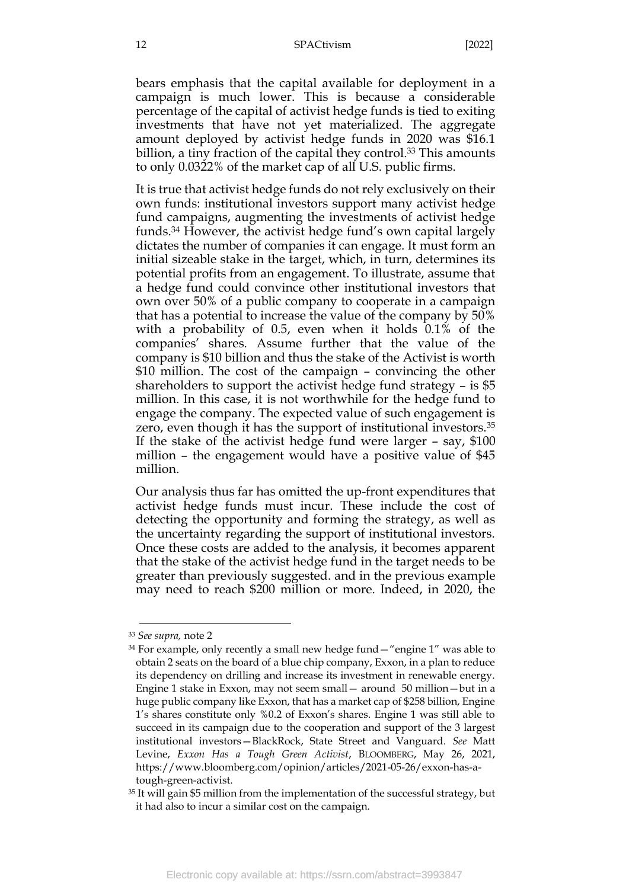bears emphasis that the capital available for deployment in a campaign is much lower. This is because a considerable percentage of the capital of activist hedge funds is tied to exiting investments that have not yet materialized. The aggregate amount deployed by activist hedge funds in 2020 was $16.1 billion, a tiny fraction of the capital they control.[33] This amounts to only 0.0322% of the market cap of all U.S. public firms.

It is true that activist hedge funds do not rely exclusively on their own funds: institutional investors support many activist hedge fund campaigns, augmenting the investments of activist hedge funds.[34] However, the activist hedge fund's own capital largely dictates the number of companies it can engage. It must form an initial sizeable stake in the target, which, in turn, determines its potential profits from an engagement. To illustrate, assume that a hedge fund could convince other institutional investors that own over 50% of a public company to cooperate in a campaign that has a potential to increase the value of the company by 50% with a probability of 0.5, even when it holds 0.1% of the companies' shares. Assume further that the value of the company is $10 billion and thus the stake of the Activist is worth $10 million. The cost of the campaign – convincing the other shareholders to support the activist hedge fund strategy – is $5 million. In this case, it is not worthwhile for the hedge fund to engage the company. The expected value of such engagement is zero, even though it has the support of institutional investors.[35] If the stake of the activist hedge fund were larger – say, $100 million – the engagement would have a positive value of $45 million.

Our analysis thus far has omitted the up-front expenditures that activist hedge funds must incur. These include the cost of detecting the opportunity and forming the strategy, as well as the uncertainty regarding the support of institutional investors. Once these costs are added to the analysis, it becomes apparent that the stake of the activist hedge fund in the target needs to be greater than previously suggested. and in the previous example may need to reach $200 million or more. Indeed, in 2020, the

---

[33] *See supra,* note 2

[34] For example, only recently a small new hedge fund—"engine 1" was able to obtain 2 seats on the board of a blue chip company, Exxon, in a plan to reduce its dependency on drilling and increase its investment in renewable energy. Engine 1 stake in Exxon, may not seem small— around 50 million—but in a huge public company like Exxon, that has a market cap of $258 billion, Engine 1's shares constitute only %0.2 of Exxon's shares. Engine 1 was still able to succeed in its campaign due to the cooperation and support of the 3 largest institutional investors—BlackRock, State Street and Vanguard. *See* Matt Levine, *Exxon Has a Tough Green Activist*, BLOOMBERG, May 26, 2021, https://www.bloomberg.com/opinion/articles/2021-05-26/exxon-has-a-tough-green-activist.

[35] It will gain $5 million from the implementation of the successful strategy, but it had also to incur a similar cost on the campaign.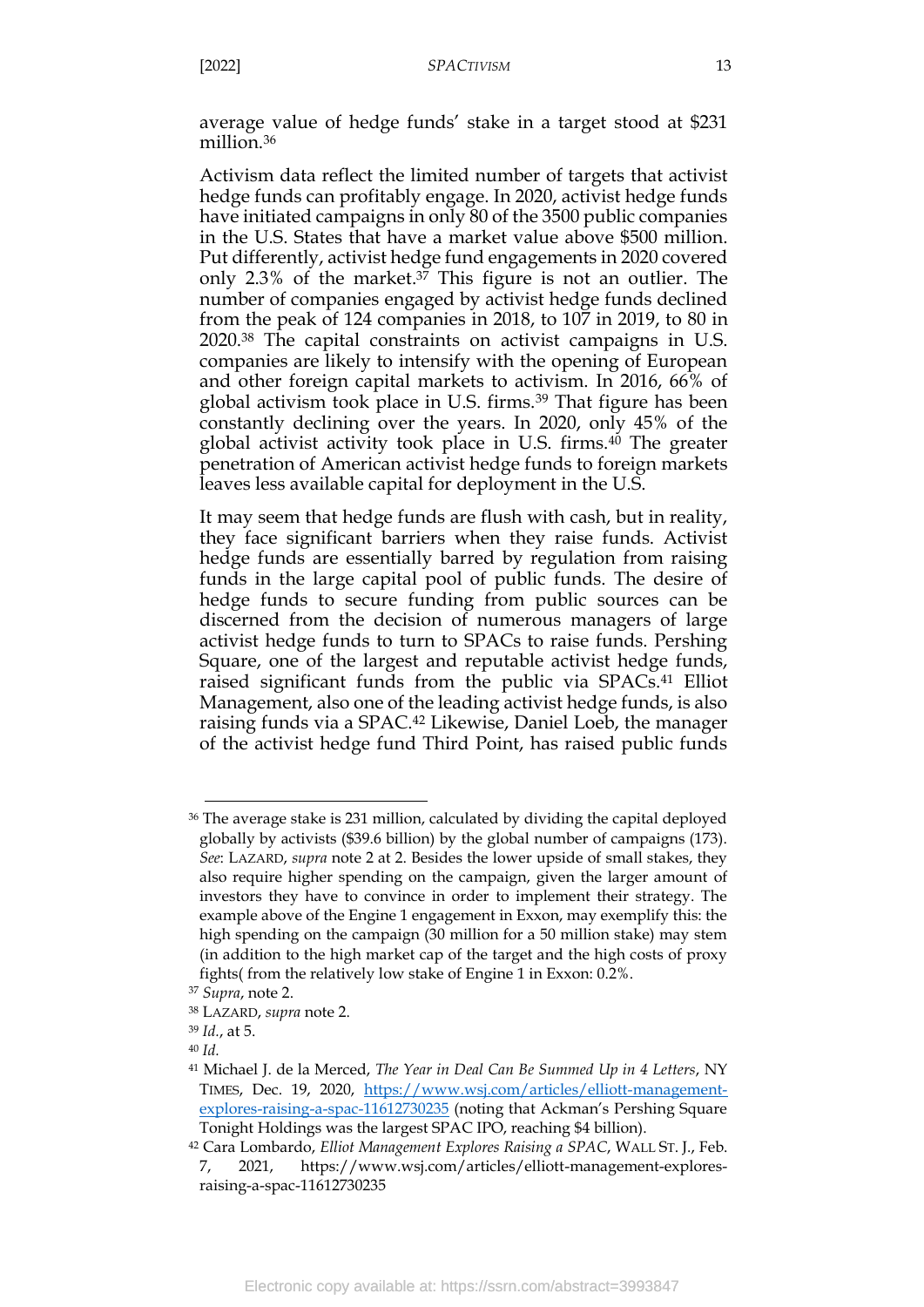average value of hedge funds' stake in a target stood at $231 million.[36]

Activism data reflect the limited number of targets that activist hedge funds can profitably engage. In 2020, activist hedge funds have initiated campaigns in only 80 of the 3500 public companies in the U.S. States that have a market value above $500 million. Put differently, activist hedge fund engagements in 2020 covered only 2.3% of the market.[37] This figure is not an outlier. The number of companies engaged by activist hedge funds declined from the peak of 124 companies in 2018, to 107 in 2019, to 80 in 2020.[38] The capital constraints on activist campaigns in U.S. companies are likely to intensify with the opening of European and other foreign capital markets to activism. In 2016, 66% of global activism took place in U.S. firms.[39] That figure has been constantly declining over the years. In 2020, only 45% of the global activist activity took place in U.S. firms.[40] The greater penetration of American activist hedge funds to foreign markets leaves less available capital for deployment in the U.S.

It may seem that hedge funds are flush with cash, but in reality, they face significant barriers when they raise funds. Activist hedge funds are essentially barred by regulation from raising funds in the large capital pool of public funds. The desire of hedge funds to secure funding from public sources can be discerned from the decision of numerous managers of large activist hedge funds to turn to SPACs to raise funds. Pershing Square, one of the largest and reputable activist hedge funds, raised significant funds from the public via SPACs.[41] Elliot Management, also one of the leading activist hedge funds, is also raising funds via a SPAC.[42] Likewise, Daniel Loeb, the manager of the activist hedge fund Third Point, has raised public funds

---

[36] The average stake is 231 million, calculated by dividing the capital deployed globally by activists ($39.6 billion) by the global number of campaigns (173). *See*: LAZARD, *supra* note 2 at 2. Besides the lower upside of small stakes, they also require higher spending on the campaign, given the larger amount of investors they have to convince in order to implement their strategy. The example above of the Engine 1 engagement in Exxon, may exemplify this: the high spending on the campaign (30 million for a 50 million stake) may stem (in addition to the high market cap of the target and the high costs of proxy fights( from the relatively low stake of Engine 1 in Exxon: 0.2%.

[37] *Supra*, note 2.

[38] LAZARD, *supra* note 2.

[39] *Id.*, at 5.

[40] *Id.*

[41] Michael J. de la Merced, *The Year in Deal Can Be Summed Up in 4 Letters*, NY TIMES, Dec. 19, 2020, https://www.wsj.com/articles/elliott-management-explores-raising-a-spac-11612730235 (noting that Ackman's Pershing Square Tonight Holdings was the largest SPAC IPO, reaching $4 billion).

[42] Cara Lombardo, *Elliot Management Explores Raising a SPAC*, WALL ST. J., Feb. 7, 2021, https://www.wsj.com/articles/elliott-management-explores-raising-a-spac-11612730235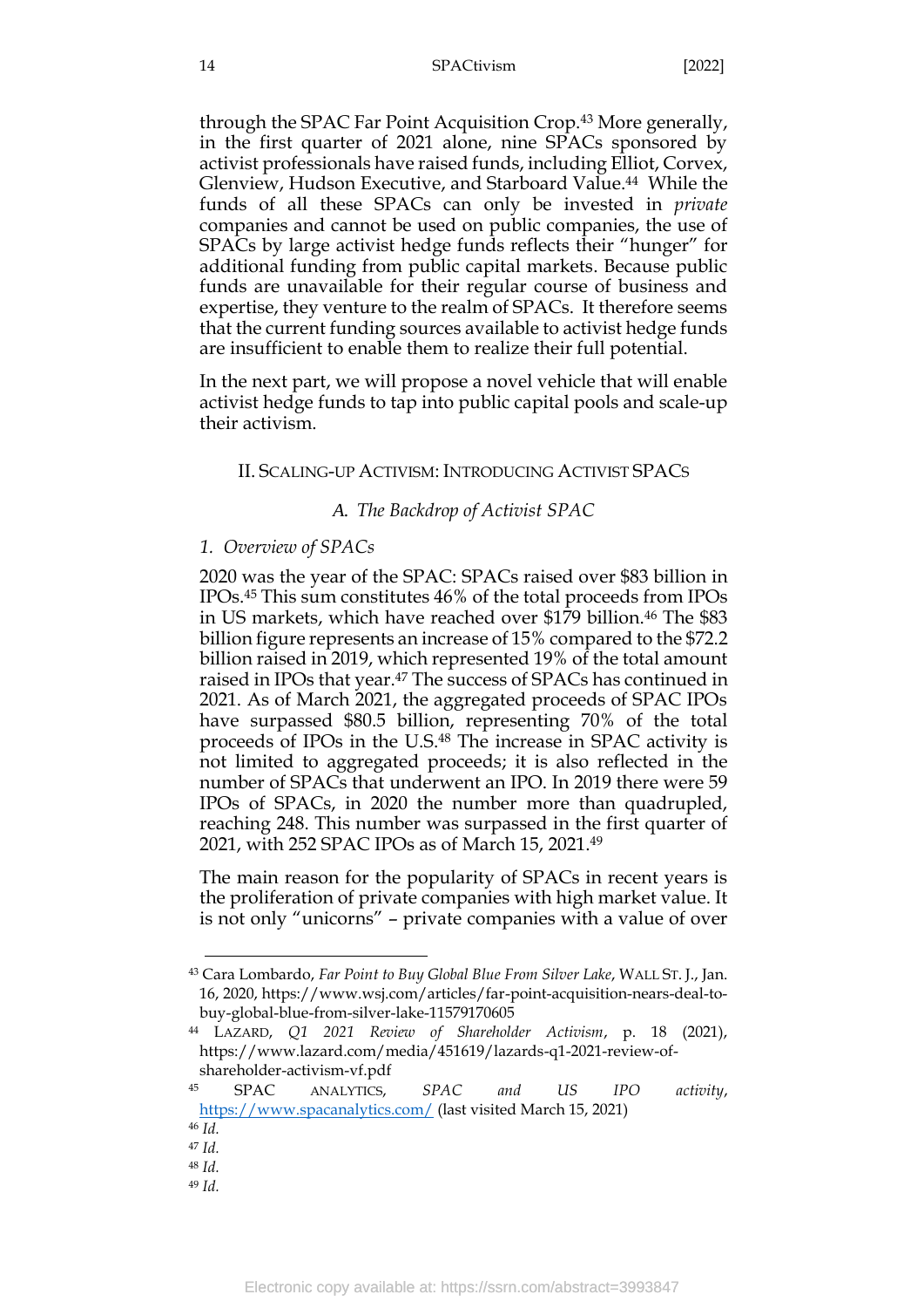through the SPAC Far Point Acquisition Crop.[43] More generally, in the first quarter of 2021 alone, nine SPACs sponsored by activist professionals have raised funds, including Elliot, Corvex, Glenview, Hudson Executive, and Starboard Value.[44] While the funds of all these SPACs can only be invested in *private* companies and cannot be used on public companies, the use of SPACs by large activist hedge funds reflects their "hunger" for additional funding from public capital markets. Because public funds are unavailable for their regular course of business and expertise, they venture to the realm of SPACs. It therefore seems that the current funding sources available to activist hedge funds are insufficient to enable them to realize their full potential.

In the next part, we will propose a novel vehicle that will enable activist hedge funds to tap into public capital pools and scale-up their activism.

## II. Scaling-up Activism: Introducing Activist SPACs

### *A. The Backdrop of Activist SPAC*

#### *1. Overview of SPACs*

2020 was the year of the SPAC: SPACs raised over $83 billion in IPOs.[45] This sum constitutes 46% of the total proceeds from IPOs in US markets, which have reached over $179 billion.[46] The $83 billion figure represents an increase of 15% compared to the $72.2 billion raised in 2019, which represented 19% of the total amount raised in IPOs that year.[47] The success of SPACs has continued in 2021. As of March 2021, the aggregated proceeds of SPAC IPOs have surpassed $80.5 billion, representing 70% of the total proceeds of IPOs in the U.S.[48] The increase in SPAC activity is not limited to aggregated proceeds; it is also reflected in the number of SPACs that underwent an IPO. In 2019 there were 59 IPOs of SPACs, in 2020 the number more than quadrupled, reaching 248. This number was surpassed in the first quarter of 2021, with 252 SPAC IPOs as of March 15, 2021.[49]

The main reason for the popularity of SPACs in recent years is the proliferation of private companies with high market value. It is not only "unicorns" – private companies with a value of over

---

[43] Cara Lombardo, *Far Point to Buy Global Blue From Silver Lake*, Wall St. J., Jan. 16, 2020, https://www.wsj.com/articles/far-point-acquisition-nears-deal-to-buy-global-blue-from-silver-lake-11579170605

[44] Lazard, *Q1 2021 Review of Shareholder Activism*, p. 18 (2021), https://www.lazard.com/media/451619/lazards-q1-2021-review-of-shareholder-activism-vf.pdf

[45] SPAC Analytics, *SPAC and US IPO activity*, https://www.spacanalytics.com/ (last visited March 15, 2021)

[46] *Id.*

[47] *Id.*

[48] *Id.*

[49] *Id.*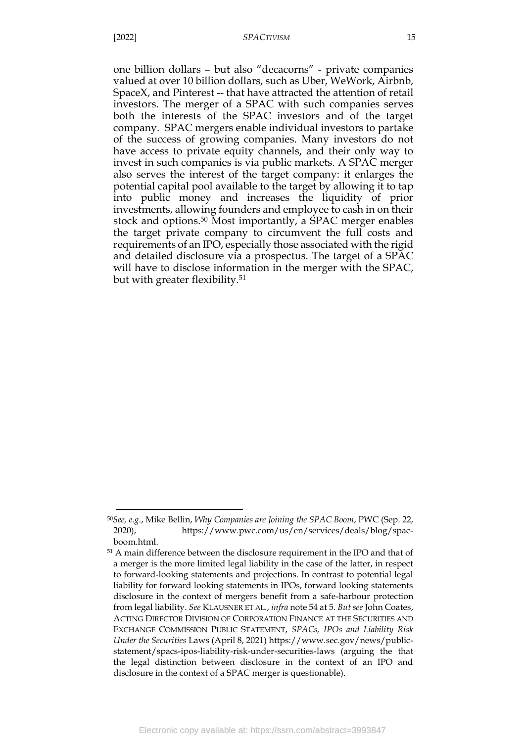one billion dollars – but also "decacorns" - private companies valued at over 10 billion dollars, such as Uber, WeWork, Airbnb, SpaceX, and Pinterest -- that have attracted the attention of retail investors. The merger of a SPAC with such companies serves both the interests of the SPAC investors and of the target company. SPAC mergers enable individual investors to partake of the success of growing companies. Many investors do not have access to private equity channels, and their only way to invest in such companies is via public markets. A SPAC merger also serves the interest of the target company: it enlarges the potential capital pool available to the target by allowing it to tap into public money and increases the liquidity of prior investments, allowing founders and employee to cash in on their stock and options.[50] Most importantly, a SPAC merger enables the target private company to circumvent the full costs and requirements of an IPO, especially those associated with the rigid and detailed disclosure via a prospectus. The target of a SPAC will have to disclose information in the merger with the SPAC, but with greater flexibility.[51]

---

[50] *See, e.g.*, Mike Bellin, *Why Companies are Joining the SPAC Boom*, PWC (Sep. 22, 2020), https://www.pwc.com/us/en/services/deals/blog/spac-boom.html.

[51] A main difference between the disclosure requirement in the IPO and that of a merger is the more limited legal liability in the case of the latter, in respect to forward-looking statements and projections. In contrast to potential legal liability for forward looking statements in IPOs, forward looking statements disclosure in the context of mergers benefit from a safe-harbour protection from legal liability. *See* KLAUSNER ET AL., *infra* note 54 at 5. *But see* John Coates, ACTING DIRECTOR DIVISION OF CORPORATION FINANCE AT THE SECURITIES AND EXCHANGE COMMISSION PUBLIC STATEMENT, *SPACs, IPOs and Liability Risk Under the Securities* Laws (April 8, 2021) https://www.sec.gov/news/public-statement/spacs-ipos-liability-risk-under-securities-laws (arguing the that the legal distinction between disclosure in the context of an IPO and disclosure in the context of a SPAC merger is questionable).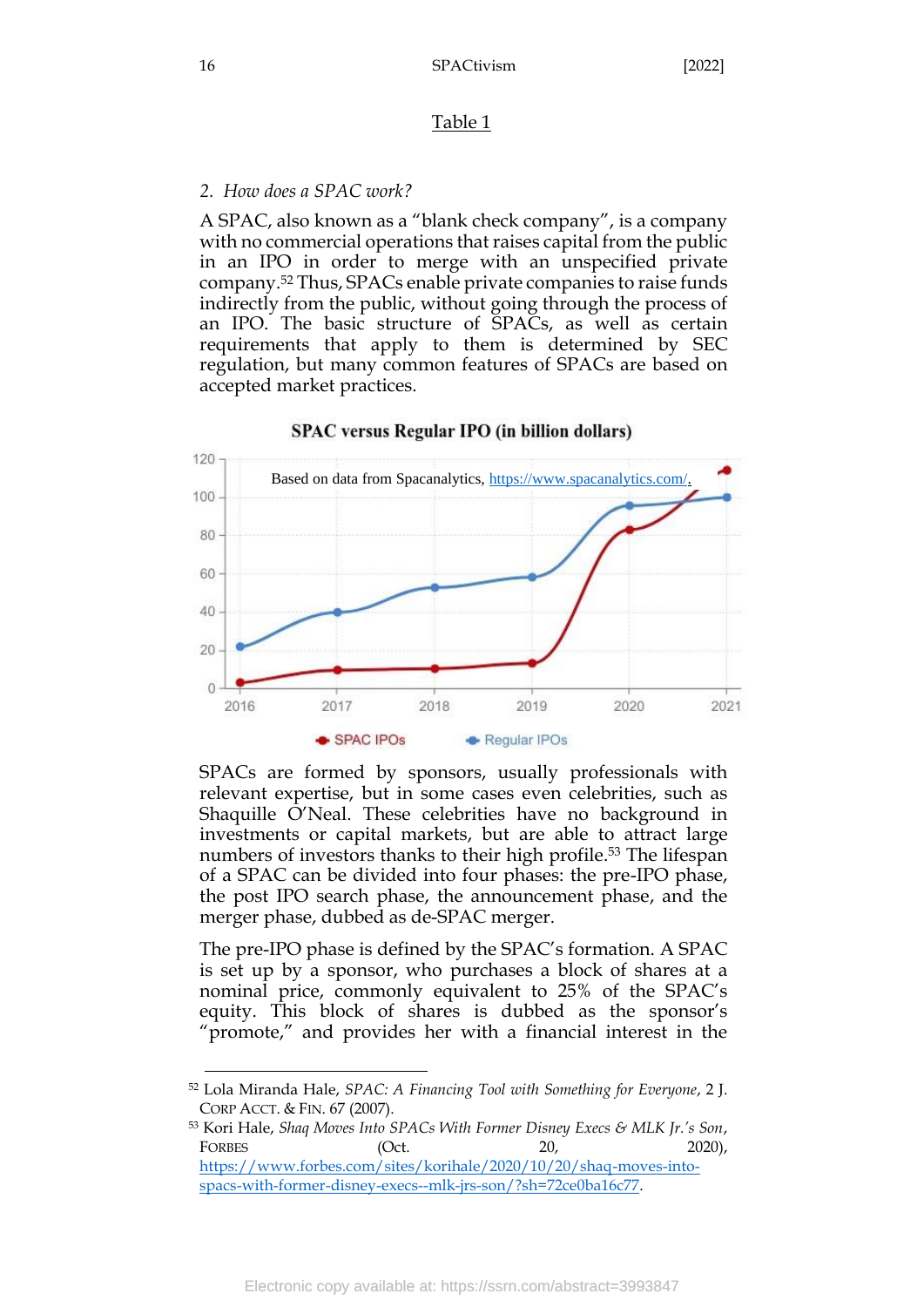Table 1

### 2. *How does a SPAC work?*

A SPAC, also known as a "blank check company", is a company with no commercial operations that raises capital from the public in an IPO in order to merge with an unspecified private company.[52] Thus, SPACs enable private companies to raise funds indirectly from the public, without going through the process of an IPO. The basic structure of SPACs, as well as certain requirements that apply to them is determined by SEC regulation, but many common features of SPACs are based on accepted market practices.

**SPAC versus Regular IPO (in billion dollars)**

Based on data from Spacanalytics, https://www.spacanalytics.com/.

SPACs are formed by sponsors, usually professionals with relevant expertise, but in some cases even celebrities, such as Shaquille O'Neal. These celebrities have no background in investments or capital markets, but are able to attract large numbers of investors thanks to their high profile.[53] The lifespan of a SPAC can be divided into four phases: the pre-IPO phase, the post IPO search phase, the announcement phase, and the merger phase, dubbed as de-SPAC merger.

The pre-IPO phase is defined by the SPAC's formation. A SPAC is set up by a sponsor, who purchases a block of shares at a nominal price, commonly equivalent to 25% of the SPAC's equity. This block of shares is dubbed as the sponsor's "promote," and provides her with a financial interest in the

---

[52] Lola Miranda Hale, *SPAC: A Financing Tool with Something for Everyone*, 2 J. CORP ACCT. & FIN. 67 (2007).

[53] Kori Hale, *Shaq Moves Into SPACs With Former Disney Execs & MLK Jr.'s Son*, FORBES (Oct. 20, 2020), https://www.forbes.com/sites/korihale/2020/10/20/shaq-moves-into-spacs-with-former-disney-execs--mlk-jrs-son/?sh=72ce0ba16c77.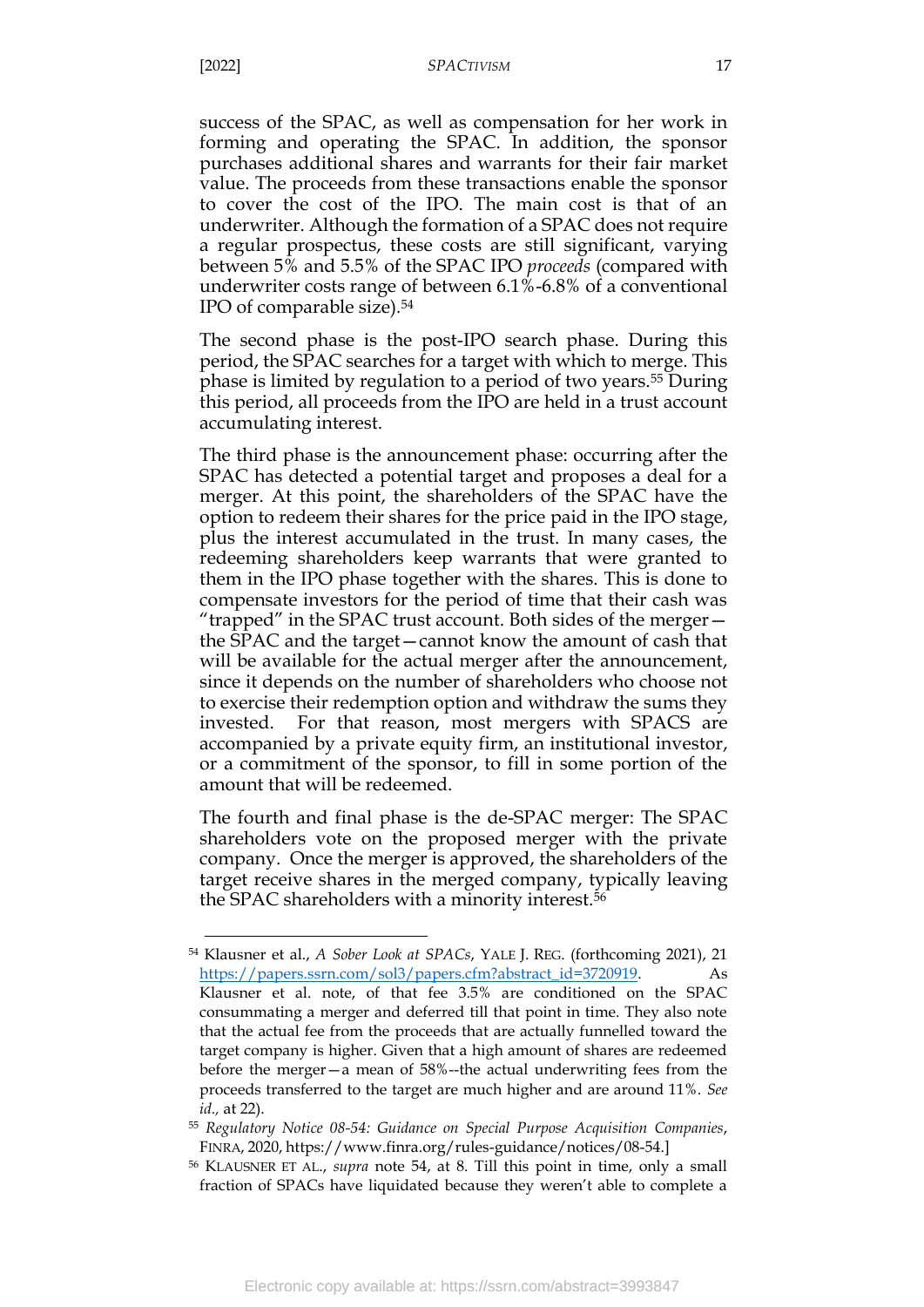success of the SPAC, as well as compensation for her work in forming and operating the SPAC. In addition, the sponsor purchases additional shares and warrants for their fair market value. The proceeds from these transactions enable the sponsor to cover the cost of the IPO. The main cost is that of an underwriter. Although the formation of a SPAC does not require a regular prospectus, these costs are still significant, varying between 5% and 5.5% of the SPAC IPO *proceeds* (compared with underwriter costs range of between 6.1%-6.8% of a conventional IPO of comparable size).[54]

The second phase is the post-IPO search phase. During this period, the SPAC searches for a target with which to merge. This phase is limited by regulation to a period of two years.[55] During this period, all proceeds from the IPO are held in a trust account accumulating interest.

The third phase is the announcement phase: occurring after the SPAC has detected a potential target and proposes a deal for a merger. At this point, the shareholders of the SPAC have the option to redeem their shares for the price paid in the IPO stage, plus the interest accumulated in the trust. In many cases, the redeeming shareholders keep warrants that were granted to them in the IPO phase together with the shares. This is done to compensate investors for the period of time that their cash was "trapped" in the SPAC trust account. Both sides of the merger—the SPAC and the target—cannot know the amount of cash that will be available for the actual merger after the announcement, since it depends on the number of shareholders who choose not to exercise their redemption option and withdraw the sums they invested. For that reason, most mergers with SPACS are accompanied by a private equity firm, an institutional investor, or a commitment of the sponsor, to fill in some portion of the amount that will be redeemed.

The fourth and final phase is the de-SPAC merger: The SPAC shareholders vote on the proposed merger with the private company. Once the merger is approved, the shareholders of the target receive shares in the merged company, typically leaving the SPAC shareholders with a minority interest.[56]

---

[54] Klausner et al., *A Sober Look at SPACs*, YALE J. REG. (forthcoming 2021), 21 https://papers.ssrn.com/sol3/papers.cfm?abstract_id=3720919. As Klausner et al. note, of that fee 3.5% are conditioned on the SPAC consummating a merger and deferred till that point in time. They also note that the actual fee from the proceeds that are actually funnelled toward the target company is higher. Given that a high amount of shares are redeemed before the merger—a mean of 58%--the actual underwriting fees from the proceeds transferred to the target are much higher and are around 11%. *See id.,* at 22).

[55] *Regulatory Notice 08-54: Guidance on Special Purpose Acquisition Companies*, FINRA, 2020, https://www.finra.org/rules-guidance/notices/08-54.]

[56] KLAUSNER ET AL., *supra* note 54, at 8. Till this point in time, only a small fraction of SPACs have liquidated because they weren't able to complete a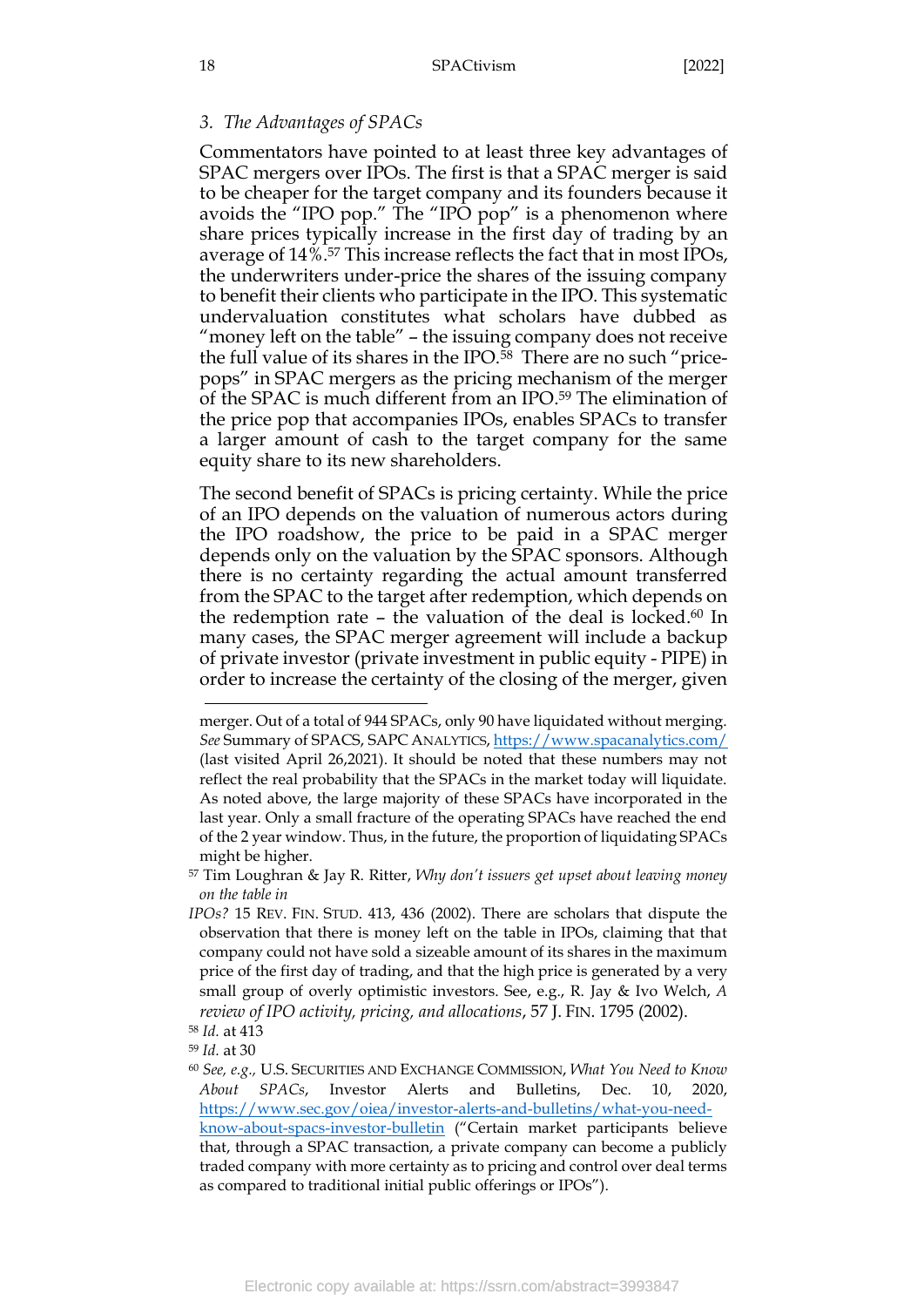### 3. *The Advantages of SPACs*

Commentators have pointed to at least three key advantages of SPAC mergers over IPOs. The first is that a SPAC merger is said to be cheaper for the target company and its founders because it avoids the "IPO pop." The "IPO pop" is a phenomenon where share prices typically increase in the first day of trading by an average of 14%.[57] This increase reflects the fact that in most IPOs, the underwriters under-price the shares of the issuing company to benefit their clients who participate in the IPO. This systematic undervaluation constitutes what scholars have dubbed as "money left on the table" – the issuing company does not receive the full value of its shares in the IPO.[58] There are no such "price-pops" in SPAC mergers as the pricing mechanism of the merger of the SPAC is much different from an IPO.[59] The elimination of the price pop that accompanies IPOs, enables SPACs to transfer a larger amount of cash to the target company for the same equity share to its new shareholders.

The second benefit of SPACs is pricing certainty. While the price of an IPO depends on the valuation of numerous actors during the IPO roadshow, the price to be paid in a SPAC merger depends only on the valuation by the SPAC sponsors. Although there is no certainty regarding the actual amount transferred from the SPAC to the target after redemption, which depends on the redemption rate – the valuation of the deal is locked.[60] In many cases, the SPAC merger agreement will include a backup of private investor (private investment in public equity - PIPE) in order to increase the certainty of the closing of the merger, given

---

merger. Out of a total of 944 SPACs, only 90 have liquidated without merging. *See* Summary of SPACS, SAPC ANALYTICS, https://www.spacanalytics.com/ (last visited April 26,2021). It should be noted that these numbers may not reflect the real probability that the SPACs in the market today will liquidate. As noted above, the large majority of these SPACs have incorporated in the last year. Only a small fracture of the operating SPACs have reached the end of the 2 year window. Thus, in the future, the proportion of liquidating SPACs might be higher.

[57] Tim Loughran & Jay R. Ritter, *Why don't issuers get upset about leaving money on the table in IPOs?* 15 REV. FIN. STUD. 413, 436 (2002). There are scholars that dispute the observation that there is money left on the table in IPOs, claiming that that company could not have sold a sizeable amount of its shares in the maximum price of the first day of trading, and that the high price is generated by a very small group of overly optimistic investors. See, e.g., R. Jay & Ivo Welch, *A review of IPO activity, pricing, and allocations*, 57 J. FIN. 1795 (2002).

[58] *Id.* at 413

[59] *Id.* at 30

[60] *See, e.g.,* U.S. SECURITIES AND EXCHANGE COMMISSION, *What You Need to Know About SPACs*, Investor Alerts and Bulletins, Dec. 10, 2020, https://www.sec.gov/oiea/investor-alerts-and-bulletins/what-you-need-know-about-spacs-investor-bulletin ("Certain market participants believe that, through a SPAC transaction, a private company can become a publicly traded company with more certainty as to pricing and control over deal terms as compared to traditional initial public offerings or IPOs").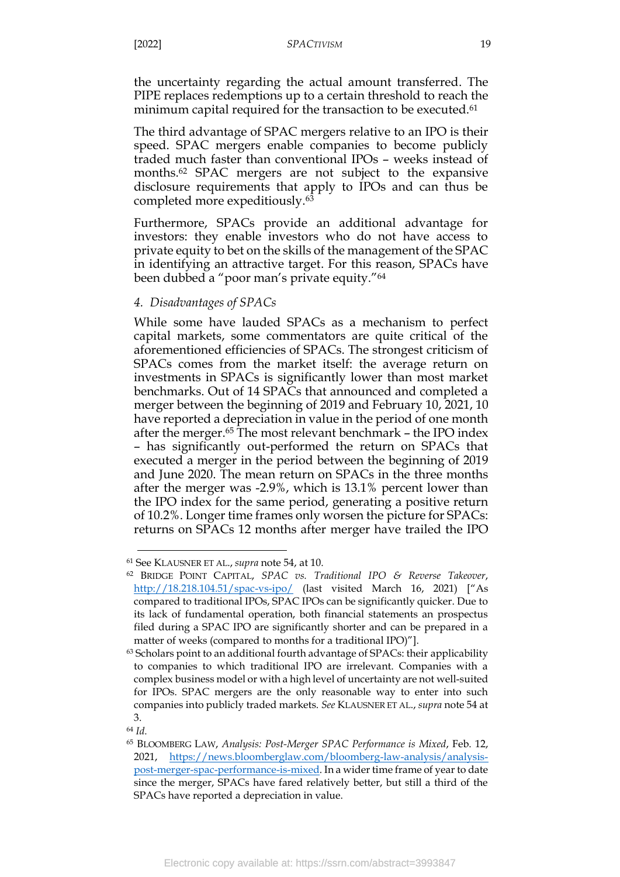the uncertainty regarding the actual amount transferred. The PIPE replaces redemptions up to a certain threshold to reach the minimum capital required for the transaction to be executed.[61]

The third advantage of SPAC mergers relative to an IPO is their speed. SPAC mergers enable companies to become publicly traded much faster than conventional IPOs – weeks instead of months.[62] SPAC mergers are not subject to the expansive disclosure requirements that apply to IPOs and can thus be completed more expeditiously.[63]

Furthermore, SPACs provide an additional advantage for investors: they enable investors who do not have access to private equity to bet on the skills of the management of the SPAC in identifying an attractive target. For this reason, SPACs have been dubbed a "poor man's private equity."[64]

### *4. Disadvantages of SPACs*

While some have lauded SPACs as a mechanism to perfect capital markets, some commentators are quite critical of the aforementioned efficiencies of SPACs. The strongest criticism of SPACs comes from the market itself: the average return on investments in SPACs is significantly lower than most market benchmarks. Out of 14 SPACs that announced and completed a merger between the beginning of 2019 and February 10, 2021, 10 have reported a depreciation in value in the period of one month after the merger.[65] The most relevant benchmark – the IPO index – has significantly out-performed the return on SPACs that executed a merger in the period between the beginning of 2019 and June 2020. The mean return on SPACs in the three months after the merger was -2.9%, which is 13.1% percent lower than the IPO index for the same period, generating a positive return of 10.2%. Longer time frames only worsen the picture for SPACs: returns on SPACs 12 months after merger have trailed the IPO

---

[61] See KLAUSNER ET AL., *supra* note 54, at 10.

[62] BRIDGE POINT CAPITAL, *SPAC vs. Traditional IPO & Reverse Takeover*, http://18.218.104.51/spac-vs-ipo/ (last visited March 16, 2021) ["As compared to traditional IPOs, SPAC IPOs can be significantly quicker. Due to its lack of fundamental operation, both financial statements an prospectus filed during a SPAC IPO are significantly shorter and can be prepared in a matter of weeks (compared to months for a traditional IPO)"].

[63] Scholars point to an additional fourth advantage of SPACs: their applicability to companies to which traditional IPO are irrelevant. Companies with a complex business model or with a high level of uncertainty are not well-suited for IPOs. SPAC mergers are the only reasonable way to enter into such companies into publicly traded markets. *See* KLAUSNER ET AL., *supra* note 54 at 3.

[64] *Id.*

[65] BLOOMBERG LAW, *Analysis: Post-Merger SPAC Performance is Mixed*, Feb. 12, 2021, https://news.bloomberglaw.com/bloomberg-law-analysis/analysis-post-merger-spac-performance-is-mixed. In a wider time frame of year to date since the merger, SPACs have fared relatively better, but still a third of the SPACs have reported a depreciation in value.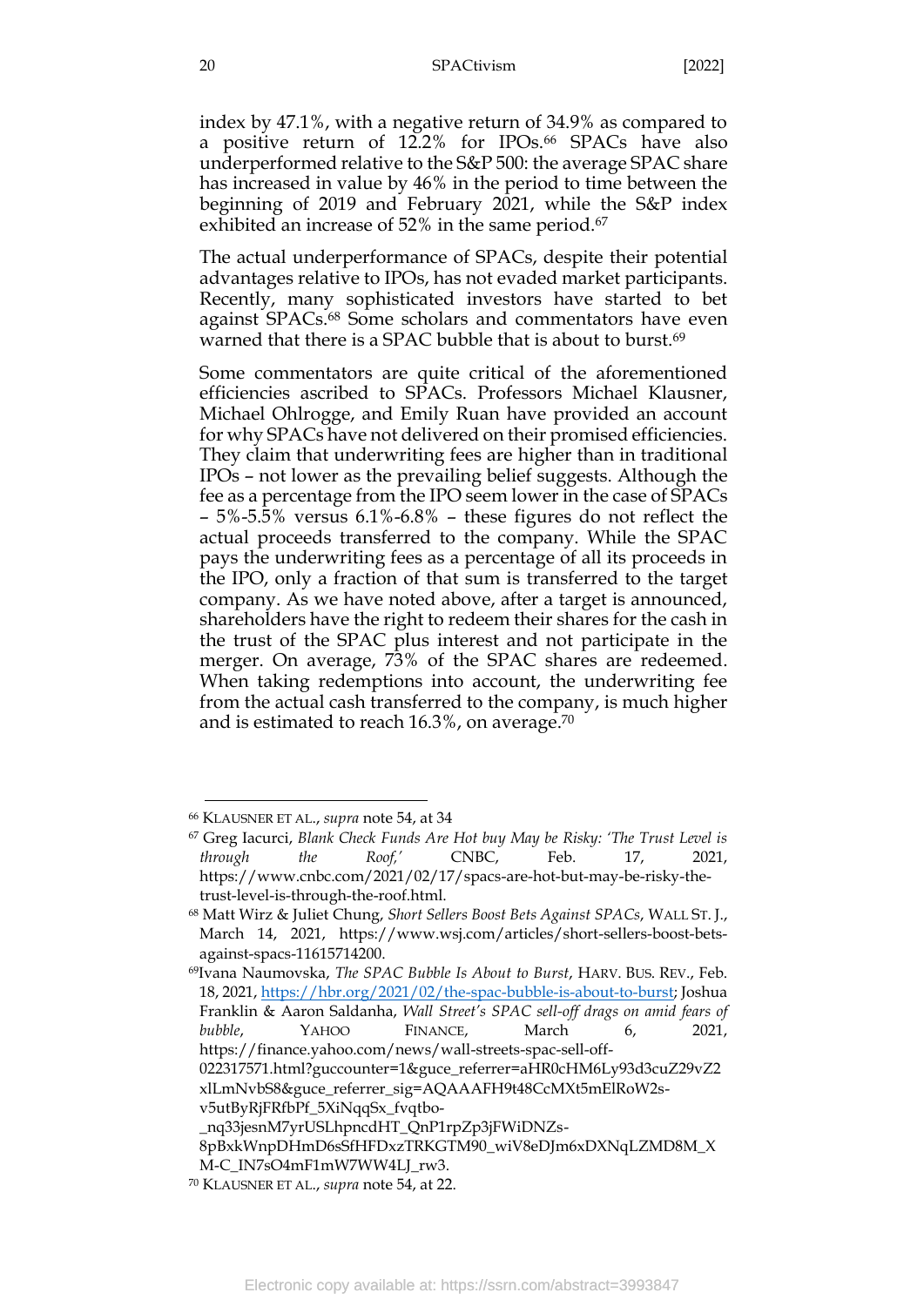index by 47.1%, with a negative return of 34.9% as compared to a positive return of 12.2% for IPOs.[66] SPACs have also underperformed relative to the S&P 500: the average SPAC share has increased in value by 46% in the period to time between the beginning of 2019 and February 2021, while the S&P index exhibited an increase of 52% in the same period.[67]

The actual underperformance of SPACs, despite their potential advantages relative to IPOs, has not evaded market participants. Recently, many sophisticated investors have started to bet against SPACs.[68] Some scholars and commentators have even warned that there is a SPAC bubble that is about to burst.[69]

Some commentators are quite critical of the aforementioned efficiencies ascribed to SPACs. Professors Michael Klausner, Michael Ohlrogge, and Emily Ruan have provided an account for why SPACs have not delivered on their promised efficiencies. They claim that underwriting fees are higher than in traditional IPOs – not lower as the prevailing belief suggests. Although the fee as a percentage from the IPO seem lower in the case of SPACs – 5%-5.5% versus 6.1%-6.8% – these figures do not reflect the actual proceeds transferred to the company. While the SPAC pays the underwriting fees as a percentage of all its proceeds in the IPO, only a fraction of that sum is transferred to the target company. As we have noted above, after a target is announced, shareholders have the right to redeem their shares for the cash in the trust of the SPAC plus interest and not participate in the merger. On average, 73% of the SPAC shares are redeemed. When taking redemptions into account, the underwriting fee from the actual cash transferred to the company, is much higher and is estimated to reach 16.3%, on average.[70]

---

[66] KLAUSNER ET AL., *supra* note 54, at 34

[67] Greg Iacurci, *Blank Check Funds Are Hot buy May be Risky: 'The Trust Level is through the Roof,'* CNBC, Feb. 17, 2021, https://www.cnbc.com/2021/02/17/spacs-are-hot-but-may-be-risky-the-trust-level-is-through-the-roof.html.

[68] Matt Wirz & Juliet Chung, *Short Sellers Boost Bets Against SPACs*, WALL ST. J., March 14, 2021, https://www.wsj.com/articles/short-sellers-boost-bets-against-spacs-11615714200.

[69] Ivana Naumovska, *The SPAC Bubble Is About to Burst*, HARV. BUS. REV., Feb. 18, 2021, https://hbr.org/2021/02/the-spac-bubble-is-about-to-burst; Joshua Franklin & Aaron Saldanha, *Wall Street's SPAC sell-off drags on amid fears of bubble*, YAHOO FINANCE, March 6, 2021, https://finance.yahoo.com/news/wall-streets-spac-sell-off-022317571.html?guccounter=1&guce_referrer=aHR0cHM6Ly93d3cuZ29vZ2xlLmNvbS8&guce_referrer_sig=AQAAAFH9t48CcMXt5mElRoW2s-v5utByRjFRfbPf_5XiNqqSx_fvqtbo-_nq33jesnM7yrUSLhpncdHT_QnP1rpZp3jFWiDNZs-8pBxkWnpDHmD6sSfHFDxzTRKGTM90_wiV8eDJm6xDXNqLZMD8M_XM-C_IN7sO4mF1mW7WW4LJ_rw3.

[70] KLAUSNER ET AL., *supra* note 54, at 22.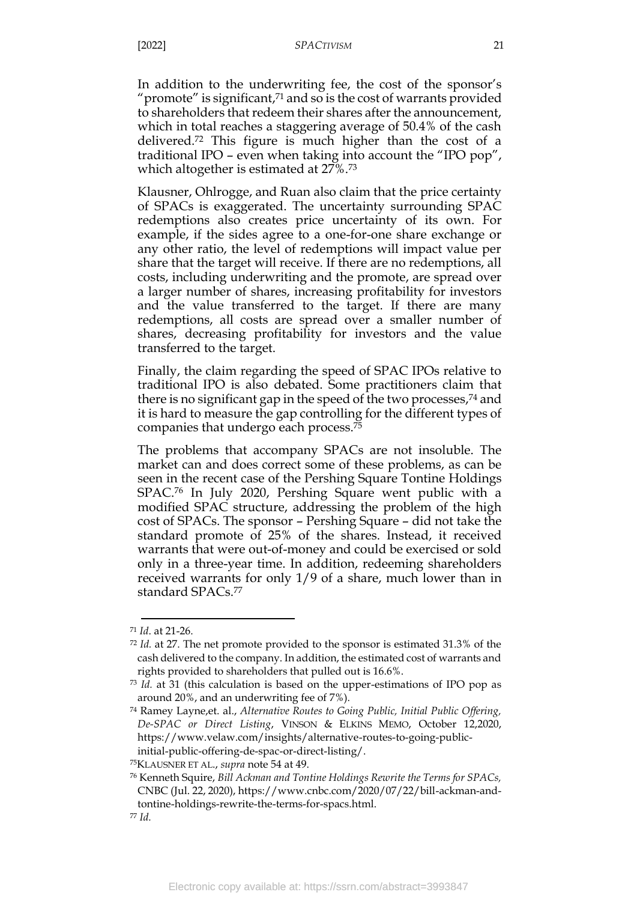In addition to the underwriting fee, the cost of the sponsor's "promote" is significant,[71] and so is the cost of warrants provided to shareholders that redeem their shares after the announcement, which in total reaches a staggering average of 50.4% of the cash delivered.[72] This figure is much higher than the cost of a traditional IPO – even when taking into account the "IPO pop", which altogether is estimated at 27%.[73]

Klausner, Ohlrogge, and Ruan also claim that the price certainty of SPACs is exaggerated. The uncertainty surrounding SPAC redemptions also creates price uncertainty of its own. For example, if the sides agree to a one-for-one share exchange or any other ratio, the level of redemptions will impact value per share that the target will receive. If there are no redemptions, all costs, including underwriting and the promote, are spread over a larger number of shares, increasing profitability for investors and the value transferred to the target. If there are many redemptions, all costs are spread over a smaller number of shares, decreasing profitability for investors and the value transferred to the target.

Finally, the claim regarding the speed of SPAC IPOs relative to traditional IPO is also debated. Some practitioners claim that there is no significant gap in the speed of the two processes,[74] and it is hard to measure the gap controlling for the different types of companies that undergo each process.[75]

The problems that accompany SPACs are not insoluble. The market can and does correct some of these problems, as can be seen in the recent case of the Pershing Square Tontine Holdings SPAC.[76] In July 2020, Pershing Square went public with a modified SPAC structure, addressing the problem of the high cost of SPACs. The sponsor – Pershing Square – did not take the standard promote of 25% of the shares. Instead, it received warrants that were out-of-money and could be exercised or sold only in a three-year time. In addition, redeeming shareholders received warrants for only 1/9 of a share, much lower than in standard SPACs.[77]

---

[71] *Id*. at 21-26.

[72] *Id.* at 27. The net promote provided to the sponsor is estimated 31.3% of the cash delivered to the company. In addition, the estimated cost of warrants and rights provided to shareholders that pulled out is 16.6%.

[73] *Id.* at 31 (this calculation is based on the upper-estimations of IPO pop as around 20%, and an underwriting fee of 7%).

[74] Ramey Layne,et. al., *Alternative Routes to Going Public, Initial Public Offering, De-SPAC or Direct Listing*, VINSON & ELKINS MEMO, October 12,2020, https://www.velaw.com/insights/alternative-routes-to-going-public-initial-public-offering-de-spac-or-direct-listing/.

[75] KLAUSNER ET AL., *supra* note 54 at 49.

[76] Kenneth Squire, *Bill Ackman and Tontine Holdings Rewrite the Terms for SPACs,* CNBC (Jul. 22, 2020), https://www.cnbc.com/2020/07/22/bill-ackman-and-tontine-holdings-rewrite-the-terms-for-spacs.html.

[77] *Id.*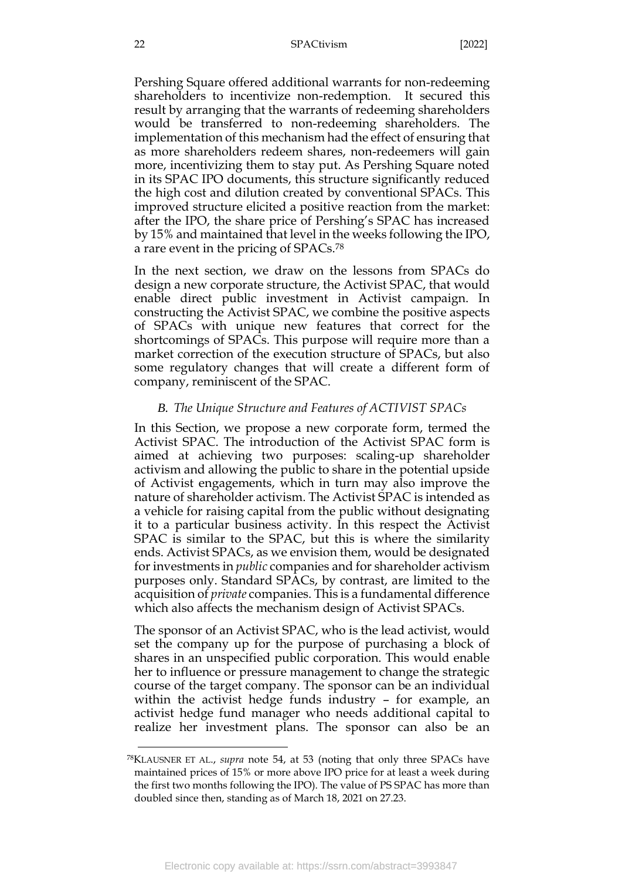Pershing Square offered additional warrants for non-redeeming shareholders to incentivize non-redemption. It secured this result by arranging that the warrants of redeeming shareholders would be transferred to non-redeeming shareholders. The implementation of this mechanism had the effect of ensuring that as more shareholders redeem shares, non-redeemers will gain more, incentivizing them to stay put. As Pershing Square noted in its SPAC IPO documents, this structure significantly reduced the high cost and dilution created by conventional SPACs. This improved structure elicited a positive reaction from the market: after the IPO, the share price of Pershing's SPAC has increased by 15% and maintained that level in the weeks following the IPO, a rare event in the pricing of SPACs.[78]

In the next section, we draw on the lessons from SPACs do design a new corporate structure, the Activist SPAC, that would enable direct public investment in Activist campaign. In constructing the Activist SPAC, we combine the positive aspects of SPACs with unique new features that correct for the shortcomings of SPACs. This purpose will require more than a market correction of the execution structure of SPACs, but also some regulatory changes that will create a different form of company, reminiscent of the SPAC.

### *B. The Unique Structure and Features of ACTIVIST SPACs*

In this Section, we propose a new corporate form, termed the Activist SPAC. The introduction of the Activist SPAC form is aimed at achieving two purposes: scaling-up shareholder activism and allowing the public to share in the potential upside of Activist engagements, which in turn may also improve the nature of shareholder activism. The Activist SPAC is intended as a vehicle for raising capital from the public without designating it to a particular business activity. In this respect the Activist SPAC is similar to the SPAC, but this is where the similarity ends. Activist SPACs, as we envision them, would be designated for investments in *public* companies and for shareholder activism purposes only. Standard SPACs, by contrast, are limited to the acquisition of *private* companies. This is a fundamental difference which also affects the mechanism design of Activist SPACs.

The sponsor of an Activist SPAC, who is the lead activist, would set the company up for the purpose of purchasing a block of shares in an unspecified public corporation. This would enable her to influence or pressure management to change the strategic course of the target company. The sponsor can be an individual within the activist hedge funds industry – for example, an activist hedge fund manager who needs additional capital to realize her investment plans. The sponsor can also be an

---

[78] KLAUSNER ET AL., *supra* note 54, at 53 (noting that only three SPACs have maintained prices of 15% or more above IPO price for at least a week during the first two months following the IPO). The value of PS SPAC has more than doubled since then, standing as of March 18, 2021 on 27.23.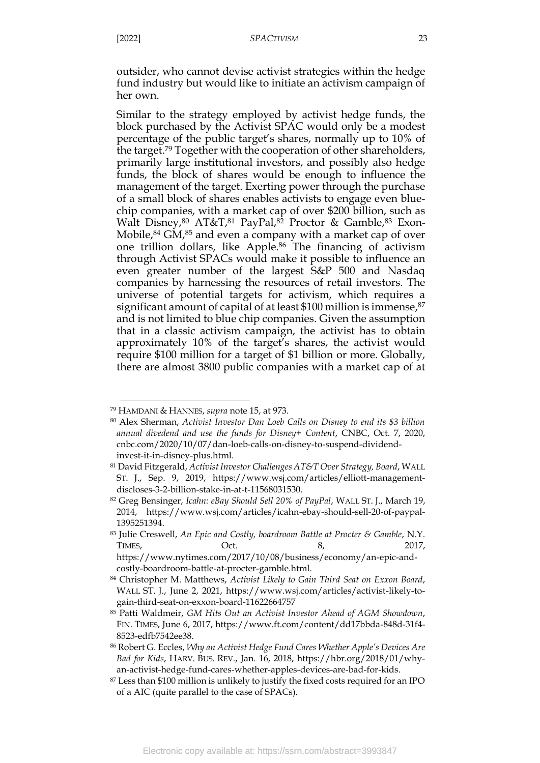outsider, who cannot devise activist strategies within the hedge fund industry but would like to initiate an activism campaign of her own.

Similar to the strategy employed by activist hedge funds, the block purchased by the Activist SPAC would only be a modest percentage of the public target's shares, normally up to 10% of the target.[79] Together with the cooperation of other shareholders, primarily large institutional investors, and possibly also hedge funds, the block of shares would be enough to influence the management of the target. Exerting power through the purchase of a small block of shares enables activists to engage even blue-chip companies, with a market cap of over $200 billion, such as Walt Disney,[80] AT&T,[81] PayPal,[82] Proctor & Gamble,[83] Exon-Mobile,[84] GM,[85] and even a company with a market cap of over one trillion dollars, like Apple.[86] The financing of activism through Activist SPACs would make it possible to influence an even greater number of the largest S&P 500 and Nasdaq companies by harnessing the resources of retail investors. The universe of potential targets for activism, which requires a significant amount of capital of at least $100 million is immense,[87] and is not limited to blue chip companies. Given the assumption that in a classic activism campaign, the activist has to obtain approximately 10% of the target's shares, the activist would require $100 million for a target of $1 billion or more. Globally, there are almost 3800 public companies with a market cap of at

---

[79] HAMDANI & HANNES, *supra* note 15, at 973.

[80] Alex Sherman, *Activist Investor Dan Loeb Calls on Disney to end its $3 billion annual divedend and use the funds for Disney+ Content*, CNBC, Oct. 7, 2020, cnbc.com/2020/10/07/dan-loeb-calls-on-disney-to-suspend-dividend-invest-it-in-disney-plus.html.

[81] David Fitzgerald, *Activist Investor Challenges AT&T Over Strategy, Board*, WALL ST. J., Sep. 9, 2019, https://www.wsj.com/articles/elliott-management-discloses-3-2-billion-stake-in-at-t-11568031530.

[82] Greg Bensinger, *Icahn: eBay Should Sell 20% of PayPal*, WALL ST. J., March 19, 2014, https://www.wsj.com/articles/icahn-ebay-should-sell-20-of-paypal-1395251394.

[83] Julie Creswell, *An Epic and Costly, boardroom Battle at Procter & Gamble*, N.Y. TIMES, Oct. 8, 2017, https://www.nytimes.com/2017/10/08/business/economy/an-epic-and-costly-boardroom-battle-at-procter-gamble.html.

[84] Christopher M. Matthews, *Activist Likely to Gain Third Seat on Exxon Board*, WALL ST. J., June 2, 2021, https://www.wsj.com/articles/activist-likely-to-gain-third-seat-on-exxon-board-11622664757

[85] Patti Waldmeir, *GM Hits Out an Activist Investor Ahead of AGM Showdown*, FIN. TIMES, June 6, 2017, https://www.ft.com/content/dd17bbda-848d-31f4-8523-edfb7542ee38.

[86] Robert G. Eccles, *Why an Activist Hedge Fund Cares Whether Apple's Devices Are Bad for Kids*, HARV. BUS. REV., Jan. 16, 2018, https://hbr.org/2018/01/why-an-activist-hedge-fund-cares-whether-apples-devices-are-bad-for-kids.

[87] Less than $100 million is unlikely to justify the fixed costs required for an IPO of a AIC (quite parallel to the case of SPACs).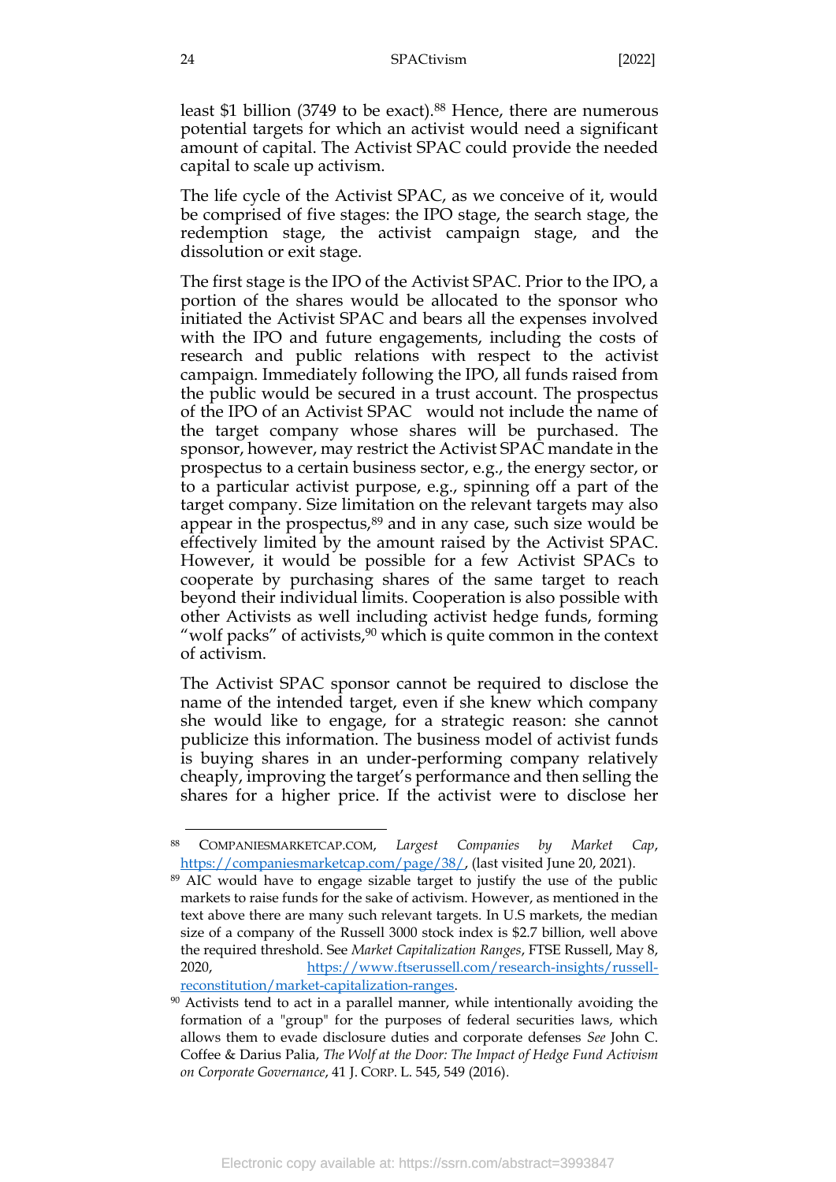least $1 billion (3749 to be exact).[88] Hence, there are numerous potential targets for which an activist would need a significant amount of capital. The Activist SPAC could provide the needed capital to scale up activism.

The life cycle of the Activist SPAC, as we conceive of it, would be comprised of five stages: the IPO stage, the search stage, the redemption stage, the activist campaign stage, and the dissolution or exit stage.

The first stage is the IPO of the Activist SPAC. Prior to the IPO, a portion of the shares would be allocated to the sponsor who initiated the Activist SPAC and bears all the expenses involved with the IPO and future engagements, including the costs of research and public relations with respect to the activist campaign. Immediately following the IPO, all funds raised from the public would be secured in a trust account. The prospectus of the IPO of an Activist SPAC would not include the name of the target company whose shares will be purchased. The sponsor, however, may restrict the Activist SPAC mandate in the prospectus to a certain business sector, e.g., the energy sector, or to a particular activist purpose, e.g., spinning off a part of the target company. Size limitation on the relevant targets may also appear in the prospectus,[89] and in any case, such size would be effectively limited by the amount raised by the Activist SPAC. However, it would be possible for a few Activist SPACs to cooperate by purchasing shares of the same target to reach beyond their individual limits. Cooperation is also possible with other Activists as well including activist hedge funds, forming "wolf packs" of activists,[90] which is quite common in the context of activism.

The Activist SPAC sponsor cannot be required to disclose the name of the intended target, even if she knew which company she would like to engage, for a strategic reason: she cannot publicize this information. The business model of activist funds is buying shares in an under-performing company relatively cheaply, improving the target's performance and then selling the shares for a higher price. If the activist were to disclose her

---

[88] COMPANIESMARKETCAP.COM, *Largest Companies by Market Cap*, https://companiesmarketcap.com/page/38/, (last visited June 20, 2021).

[89] AIC would have to engage sizable target to justify the use of the public markets to raise funds for the sake of activism. However, as mentioned in the text above there are many such relevant targets. In U.S markets, the median size of a company of the Russell 3000 stock index is $2.7 billion, well above the required threshold. See *Market Capitalization Ranges*, FTSE Russell, May 8, 2020, https://www.ftserussell.com/research-insights/russell-reconstitution/market-capitalization-ranges.

[90] Activists tend to act in a parallel manner, while intentionally avoiding the formation of a "group" for the purposes of federal securities laws, which allows them to evade disclosure duties and corporate defenses *See* John C. Coffee & Darius Palia, *The Wolf at the Door: The Impact of Hedge Fund Activism on Corporate Governance*, 41 J. CORP. L. 545, 549 (2016).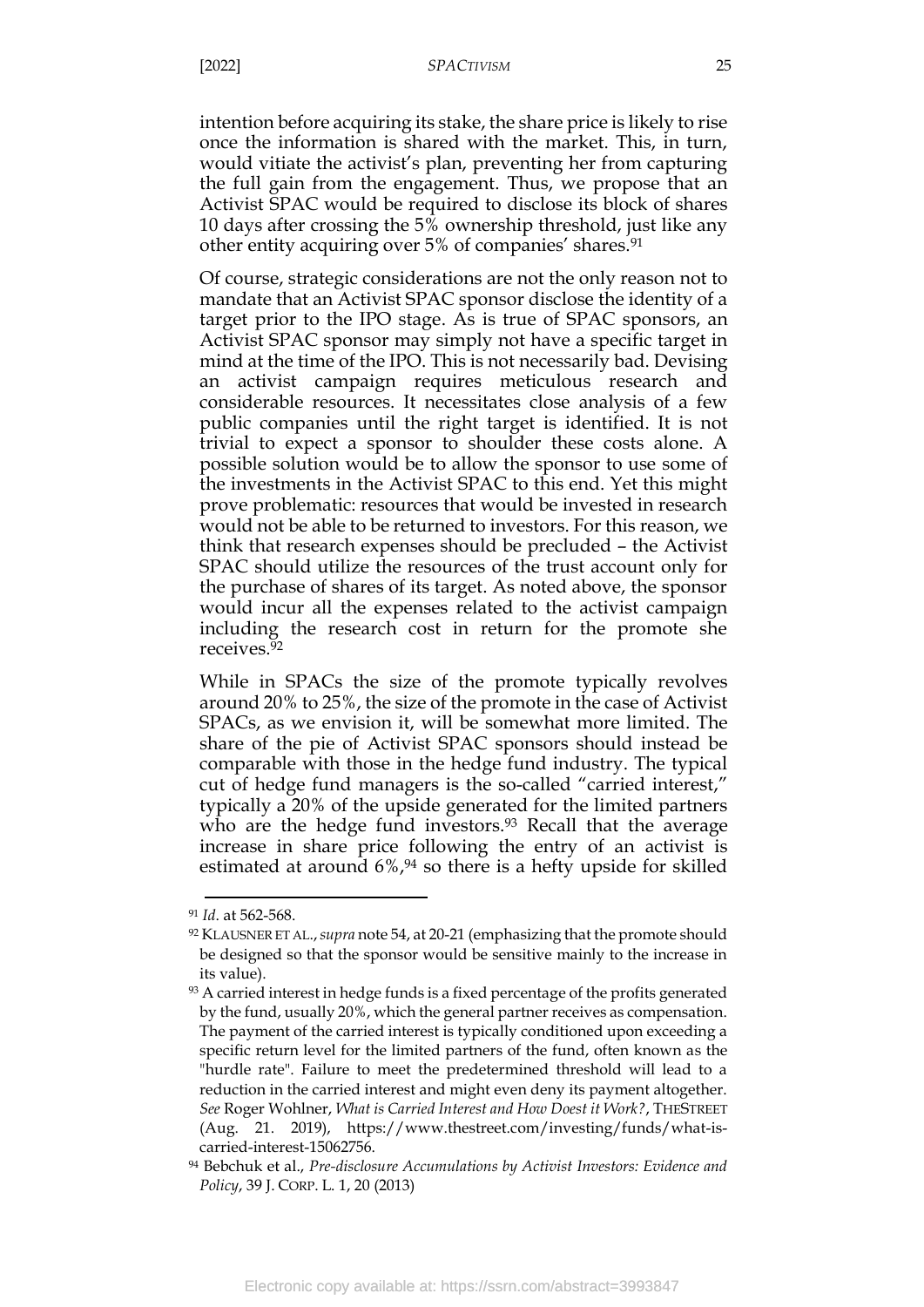intention before acquiring its stake, the share price is likely to rise once the information is shared with the market. This, in turn, would vitiate the activist's plan, preventing her from capturing the full gain from the engagement. Thus, we propose that an Activist SPAC would be required to disclose its block of shares 10 days after crossing the 5% ownership threshold, just like any other entity acquiring over 5% of companies' shares.[91]

Of course, strategic considerations are not the only reason not to mandate that an Activist SPAC sponsor disclose the identity of a target prior to the IPO stage. As is true of SPAC sponsors, an Activist SPAC sponsor may simply not have a specific target in mind at the time of the IPO. This is not necessarily bad. Devising an activist campaign requires meticulous research and considerable resources. It necessitates close analysis of a few public companies until the right target is identified. It is not trivial to expect a sponsor to shoulder these costs alone. A possible solution would be to allow the sponsor to use some of the investments in the Activist SPAC to this end. Yet this might prove problematic: resources that would be invested in research would not be able to be returned to investors. For this reason, we think that research expenses should be precluded – the Activist SPAC should utilize the resources of the trust account only for the purchase of shares of its target. As noted above, the sponsor would incur all the expenses related to the activist campaign including the research cost in return for the promote she receives.[92]

While in SPACs the size of the promote typically revolves around 20% to 25%, the size of the promote in the case of Activist SPACs, as we envision it, will be somewhat more limited. The share of the pie of Activist SPAC sponsors should instead be comparable with those in the hedge fund industry. The typical cut of hedge fund managers is the so-called "carried interest," typically a 20% of the upside generated for the limited partners who are the hedge fund investors.[93] Recall that the average increase in share price following the entry of an activist is estimated at around 6%,[94] so there is a hefty upside for skilled

---

[91] *Id.* at 562-568.

[92] KLAUSNER ET AL., *supra* note 54, at 20-21 (emphasizing that the promote should be designed so that the sponsor would be sensitive mainly to the increase in its value).

[93] A carried interest in hedge funds is a fixed percentage of the profits generated by the fund, usually 20%, which the general partner receives as compensation. The payment of the carried interest is typically conditioned upon exceeding a specific return level for the limited partners of the fund, often known as the "hurdle rate". Failure to meet the predetermined threshold will lead to a reduction in the carried interest and might even deny its payment altogether. *See* Roger Wohlner, *What is Carried Interest and How Doest it Work?*, THESTREET (Aug. 21. 2019), https://www.thestreet.com/investing/funds/what-is-carried-interest-15062756.

[94] Bebchuk et al., *Pre-disclosure Accumulations by Activist Investors: Evidence and Policy*, 39 J. CORP. L. 1, 20 (2013)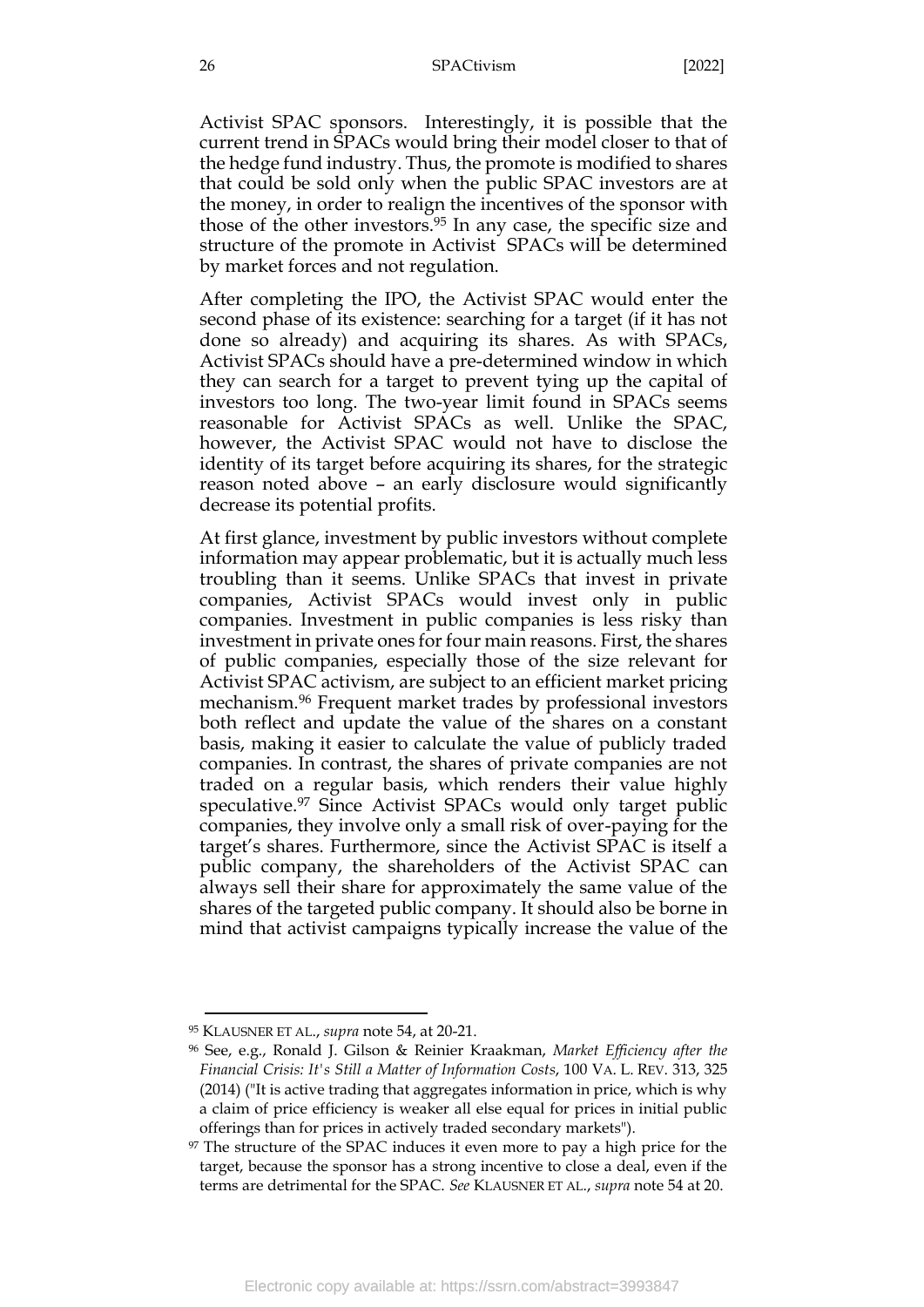Activist SPAC sponsors. Interestingly, it is possible that the current trend in SPACs would bring their model closer to that of the hedge fund industry. Thus, the promote is modified to shares that could be sold only when the public SPAC investors are at the money, in order to realign the incentives of the sponsor with those of the other investors.[95] In any case, the specific size and structure of the promote in Activist SPACs will be determined by market forces and not regulation.

After completing the IPO, the Activist SPAC would enter the second phase of its existence: searching for a target (if it has not done so already) and acquiring its shares. As with SPACs, Activist SPACs should have a pre-determined window in which they can search for a target to prevent tying up the capital of investors too long. The two-year limit found in SPACs seems reasonable for Activist SPACs as well. Unlike the SPAC, however, the Activist SPAC would not have to disclose the identity of its target before acquiring its shares, for the strategic reason noted above – an early disclosure would significantly decrease its potential profits.

At first glance, investment by public investors without complete information may appear problematic, but it is actually much less troubling than it seems. Unlike SPACs that invest in private companies, Activist SPACs would invest only in public companies. Investment in public companies is less risky than investment in private ones for four main reasons. First, the shares of public companies, especially those of the size relevant for Activist SPAC activism, are subject to an efficient market pricing mechanism.[96] Frequent market trades by professional investors both reflect and update the value of the shares on a constant basis, making it easier to calculate the value of publicly traded companies. In contrast, the shares of private companies are not traded on a regular basis, which renders their value highly speculative.[97] Since Activist SPACs would only target public companies, they involve only a small risk of over-paying for the target's shares. Furthermore, since the Activist SPAC is itself a public company, the shareholders of the Activist SPAC can always sell their share for approximately the same value of the shares of the targeted public company. It should also be borne in mind that activist campaigns typically increase the value of the

---

[95] KLAUSNER ET AL., *supra* note 54, at 20-21.

[96] See, e.g., Ronald J. Gilson & Reinier Kraakman, *Market Efficiency after the Financial Crisis: It's Still a Matter of Information Costs*, 100 VA. L. REV. 313, 325 (2014) ("It is active trading that aggregates information in price, which is why a claim of price efficiency is weaker all else equal for prices in initial public offerings than for prices in actively traded secondary markets").

[97] The structure of the SPAC induces it even more to pay a high price for the target, because the sponsor has a strong incentive to close a deal, even if the terms are detrimental for the SPAC. *See* KLAUSNER ET AL., *supra* note 54 at 20.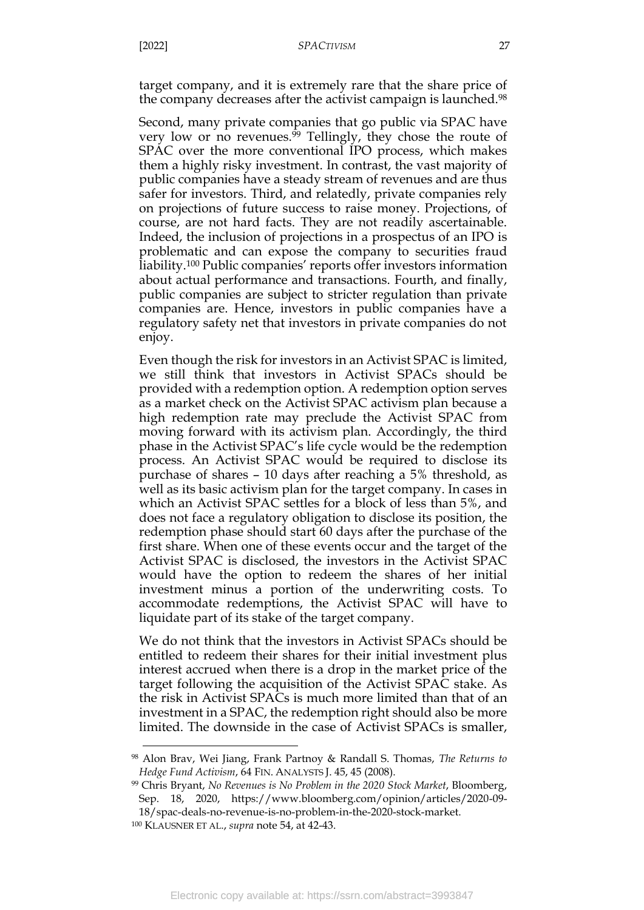target company, and it is extremely rare that the share price of the company decreases after the activist campaign is launched.[98]

Second, many private companies that go public via SPAC have very low or no revenues.[99] Tellingly, they chose the route of SPAC over the more conventional IPO process, which makes them a highly risky investment. In contrast, the vast majority of public companies have a steady stream of revenues and are thus safer for investors. Third, and relatedly, private companies rely on projections of future success to raise money. Projections, of course, are not hard facts. They are not readily ascertainable. Indeed, the inclusion of projections in a prospectus of an IPO is problematic and can expose the company to securities fraud liability.[100] Public companies' reports offer investors information about actual performance and transactions. Fourth, and finally, public companies are subject to stricter regulation than private companies are. Hence, investors in public companies have a regulatory safety net that investors in private companies do not enjoy.

Even though the risk for investors in an Activist SPAC is limited, we still think that investors in Activist SPACs should be provided with a redemption option. A redemption option serves as a market check on the Activist SPAC activism plan because a high redemption rate may preclude the Activist SPAC from moving forward with its activism plan. Accordingly, the third phase in the Activist SPAC's life cycle would be the redemption process. An Activist SPAC would be required to disclose its purchase of shares – 10 days after reaching a 5% threshold, as well as its basic activism plan for the target company. In cases in which an Activist SPAC settles for a block of less than 5%, and does not face a regulatory obligation to disclose its position, the redemption phase should start 60 days after the purchase of the first share. When one of these events occur and the target of the Activist SPAC is disclosed, the investors in the Activist SPAC would have the option to redeem the shares of her initial investment minus a portion of the underwriting costs. To accommodate redemptions, the Activist SPAC will have to liquidate part of its stake of the target company.

We do not think that the investors in Activist SPACs should be entitled to redeem their shares for their initial investment plus interest accrued when there is a drop in the market price of the target following the acquisition of the Activist SPAC stake. As the risk in Activist SPACs is much more limited than that of an investment in a SPAC, the redemption right should also be more limited. The downside in the case of Activist SPACs is smaller,

---

[98] Alon Brav, Wei Jiang, Frank Partnoy & Randall S. Thomas, *The Returns to Hedge Fund Activism*, 64 FIN. ANALYSTS J. 45, 45 (2008).

[99] Chris Bryant, *No Revenues is No Problem in the 2020 Stock Market*, Bloomberg, Sep. 18, 2020, https://www.bloomberg.com/opinion/articles/2020-09-18/spac-deals-no-revenue-is-no-problem-in-the-2020-stock-market.

[100] KLAUSNER ET AL., *supra* note 54, at 42-43.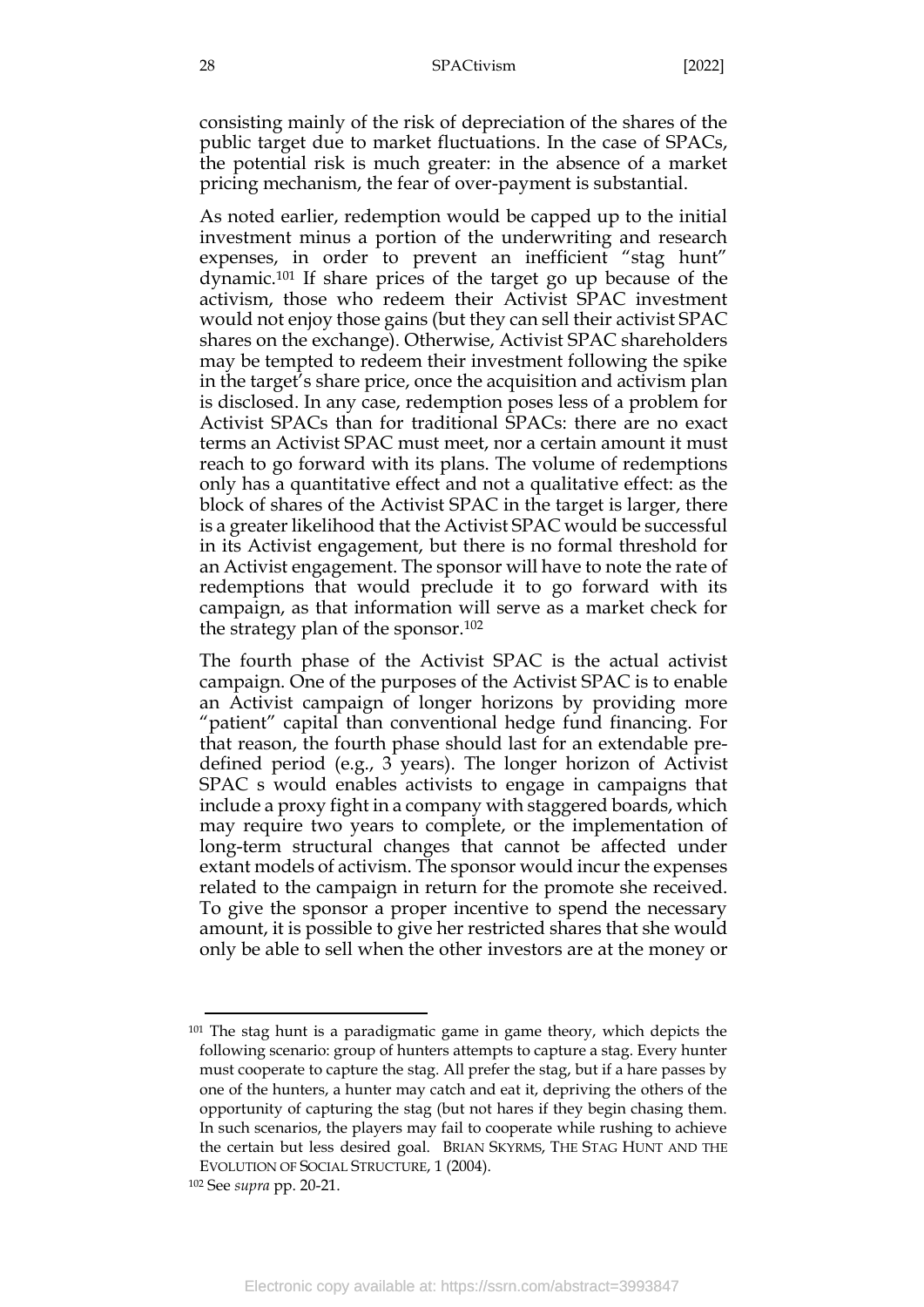consisting mainly of the risk of depreciation of the shares of the public target due to market fluctuations. In the case of SPACs, the potential risk is much greater: in the absence of a market pricing mechanism, the fear of over-payment is substantial.

As noted earlier, redemption would be capped up to the initial investment minus a portion of the underwriting and research expenses, in order to prevent an inefficient "stag hunt" dynamic.[101] If share prices of the target go up because of the activism, those who redeem their Activist SPAC investment would not enjoy those gains (but they can sell their activist SPAC shares on the exchange). Otherwise, Activist SPAC shareholders may be tempted to redeem their investment following the spike in the target's share price, once the acquisition and activism plan is disclosed. In any case, redemption poses less of a problem for Activist SPACs than for traditional SPACs: there are no exact terms an Activist SPAC must meet, nor a certain amount it must reach to go forward with its plans. The volume of redemptions only has a quantitative effect and not a qualitative effect: as the block of shares of the Activist SPAC in the target is larger, there is a greater likelihood that the Activist SPAC would be successful in its Activist engagement, but there is no formal threshold for an Activist engagement. The sponsor will have to note the rate of redemptions that would preclude it to go forward with its campaign, as that information will serve as a market check for the strategy plan of the sponsor.[102]

The fourth phase of the Activist SPAC is the actual activist campaign. One of the purposes of the Activist SPAC is to enable an Activist campaign of longer horizons by providing more "patient" capital than conventional hedge fund financing. For that reason, the fourth phase should last for an extendable pre-defined period (e.g., 3 years). The longer horizon of Activist SPAC s would enables activists to engage in campaigns that include a proxy fight in a company with staggered boards, which may require two years to complete, or the implementation of long-term structural changes that cannot be affected under extant models of activism. The sponsor would incur the expenses related to the campaign in return for the promote she received. To give the sponsor a proper incentive to spend the necessary amount, it is possible to give her restricted shares that she would only be able to sell when the other investors are at the money or

---

[101] The stag hunt is a paradigmatic game in game theory, which depicts the following scenario: group of hunters attempts to capture a stag. Every hunter must cooperate to capture the stag. All prefer the stag, but if a hare passes by one of the hunters, a hunter may catch and eat it, depriving the others of the opportunity of capturing the stag (but not hares if they begin chasing them. In such scenarios, the players may fail to cooperate while rushing to achieve the certain but less desired goal. BRIAN SKYRMS, THE STAG HUNT AND THE EVOLUTION OF SOCIAL STRUCTURE, 1 (2004).

[102] See *supra* pp. 20-21.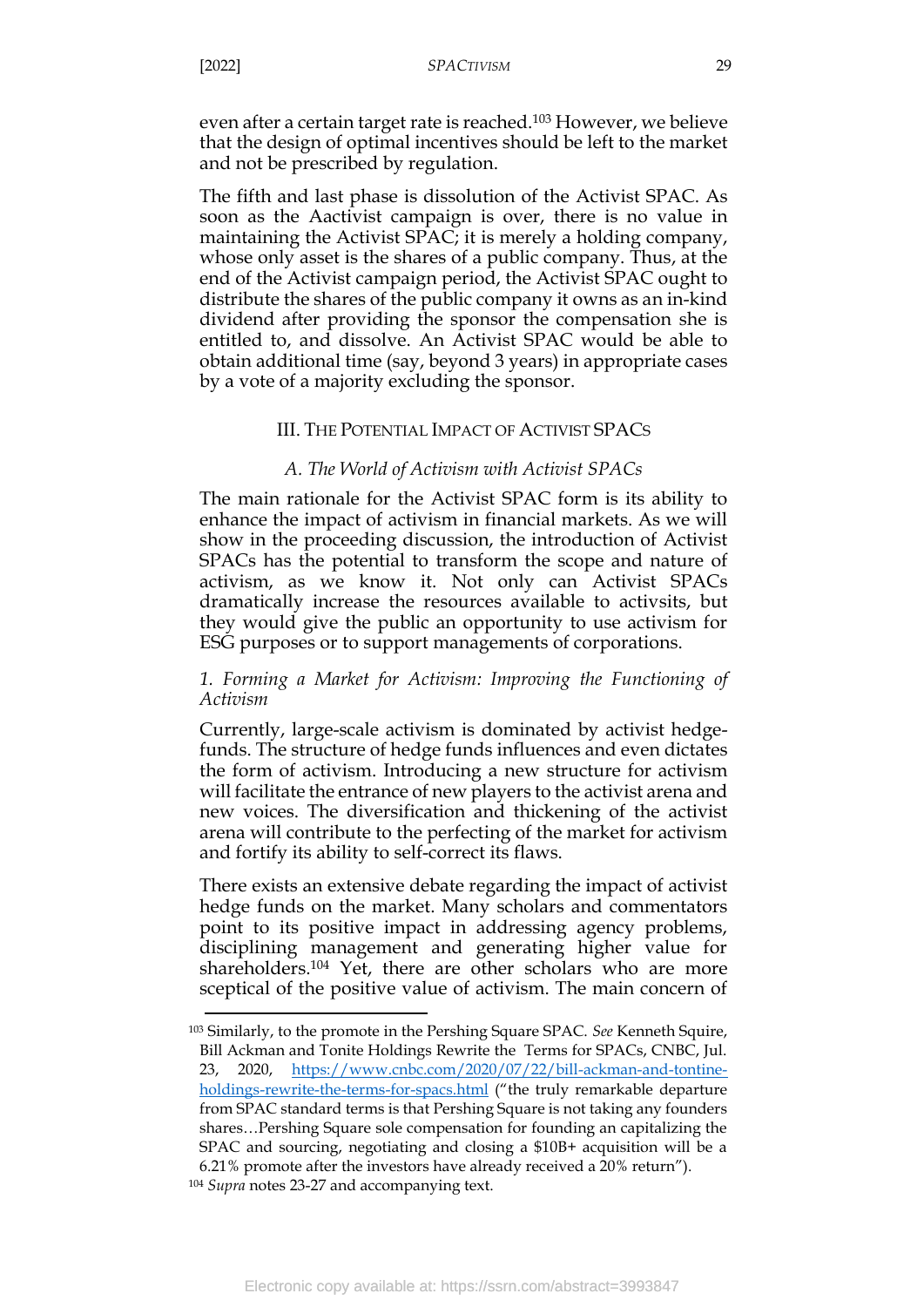even after a certain target rate is reached.[103] However, we believe that the design of optimal incentives should be left to the market and not be prescribed by regulation.

The fifth and last phase is dissolution of the Activist SPAC. As soon as the Aactivist campaign is over, there is no value in maintaining the Activist SPAC; it is merely a holding company, whose only asset is the shares of a public company. Thus, at the end of the Activist campaign period, the Activist SPAC ought to distribute the shares of the public company it owns as an in-kind dividend after providing the sponsor the compensation she is entitled to, and dissolve. An Activist SPAC would be able to obtain additional time (say, beyond 3 years) in appropriate cases by a vote of a majority excluding the sponsor.

## III. The Potential Impact of Activist SPACs

### *A. The World of Activism with Activist SPACs*

The main rationale for the Activist SPAC form is its ability to enhance the impact of activism in financial markets. As we will show in the proceeding discussion, the introduction of Activist SPACs has the potential to transform the scope and nature of activism, as we know it. Not only can Activist SPACs dramatically increase the resources available to activsits, but they would give the public an opportunity to use activism for ESG purposes or to support managements of corporations.

#### *1. Forming a Market for Activism: Improving the Functioning of Activism*

Currently, large-scale activism is dominated by activist hedge-funds. The structure of hedge funds influences and even dictates the form of activism. Introducing a new structure for activism will facilitate the entrance of new players to the activist arena and new voices. The diversification and thickening of the activist arena will contribute to the perfecting of the market for activism and fortify its ability to self-correct its flaws.

There exists an extensive debate regarding the impact of activist hedge funds on the market. Many scholars and commentators point to its positive impact in addressing agency problems, disciplining management and generating higher value for shareholders.[104] Yet, there are other scholars who are more sceptical of the positive value of activism. The main concern of

---

[103] Similarly, to the promote in the Pershing Square SPAC. *See* Kenneth Squire, Bill Ackman and Tonite Holdings Rewrite the Terms for SPACs, CNBC, Jul. 23, 2020, https://www.cnbc.com/2020/07/22/bill-ackman-and-tontine-holdings-rewrite-the-terms-for-spacs.html ("the truly remarkable departure from SPAC standard terms is that Pershing Square is not taking any founders shares…Pershing Square sole compensation for founding an capitalizing the SPAC and sourcing, negotiating and closing a $10B+ acquisition will be a 6.21% promote after the investors have already received a 20% return").

[104] *Supra* notes 23-27 and accompanying text.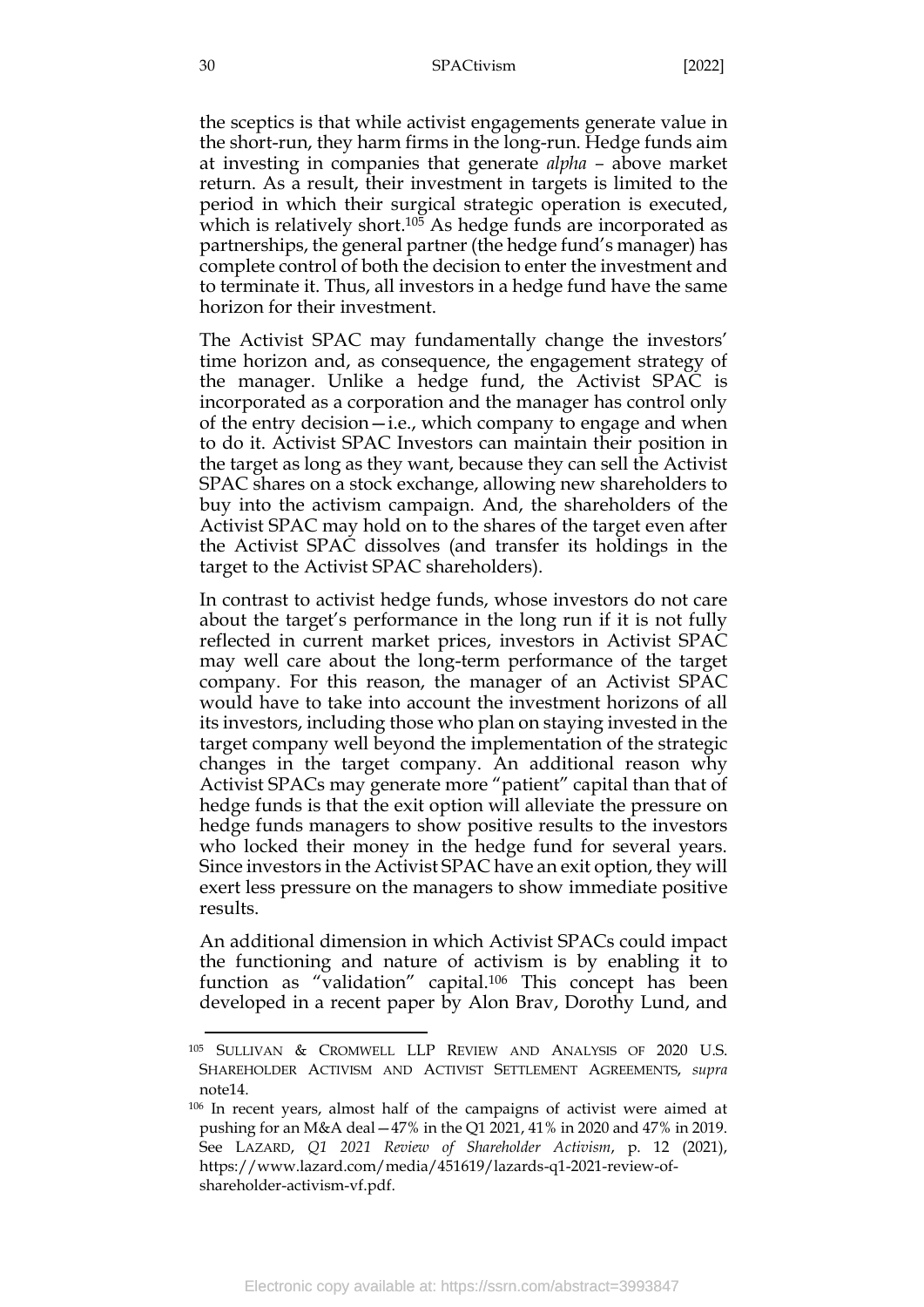the sceptics is that while activist engagements generate value in the short-run, they harm firms in the long-run. Hedge funds aim at investing in companies that generate *alpha* – above market return. As a result, their investment in targets is limited to the period in which their surgical strategic operation is executed, which is relatively short.[105] As hedge funds are incorporated as partnerships, the general partner (the hedge fund's manager) has complete control of both the decision to enter the investment and to terminate it. Thus, all investors in a hedge fund have the same horizon for their investment.

The Activist SPAC may fundamentally change the investors' time horizon and, as consequence, the engagement strategy of the manager. Unlike a hedge fund, the Activist SPAC is incorporated as a corporation and the manager has control only of the entry decision—i.e., which company to engage and when to do it. Activist SPAC Investors can maintain their position in the target as long as they want, because they can sell the Activist SPAC shares on a stock exchange, allowing new shareholders to buy into the activism campaign. And, the shareholders of the Activist SPAC may hold on to the shares of the target even after the Activist SPAC dissolves (and transfer its holdings in the target to the Activist SPAC shareholders).

In contrast to activist hedge funds, whose investors do not care about the target's performance in the long run if it is not fully reflected in current market prices, investors in Activist SPAC may well care about the long-term performance of the target company. For this reason, the manager of an Activist SPAC would have to take into account the investment horizons of all its investors, including those who plan on staying invested in the target company well beyond the implementation of the strategic changes in the target company. An additional reason why Activist SPACs may generate more "patient" capital than that of hedge funds is that the exit option will alleviate the pressure on hedge funds managers to show positive results to the investors who locked their money in the hedge fund for several years. Since investors in the Activist SPAC have an exit option, they will exert less pressure on the managers to show immediate positive results.

An additional dimension in which Activist SPACs could impact the functioning and nature of activism is by enabling it to function as "validation" capital.[106] This concept has been developed in a recent paper by Alon Brav, Dorothy Lund, and

---

[105] SULLIVAN & CROMWELL LLP REVIEW AND ANALYSIS OF 2020 U.S. SHAREHOLDER ACTIVISM AND ACTIVIST SETTLEMENT AGREEMENTS, *supra* note14.

[106] In recent years, almost half of the campaigns of activist were aimed at pushing for an M&A deal—47% in the Q1 2021, 41% in 2020 and 47% in 2019. See LAZARD, *Q1 2021 Review of Shareholder Activism*, p. 12 (2021), https://www.lazard.com/media/451619/lazards-q1-2021-review-of-shareholder-activism-vf.pdf.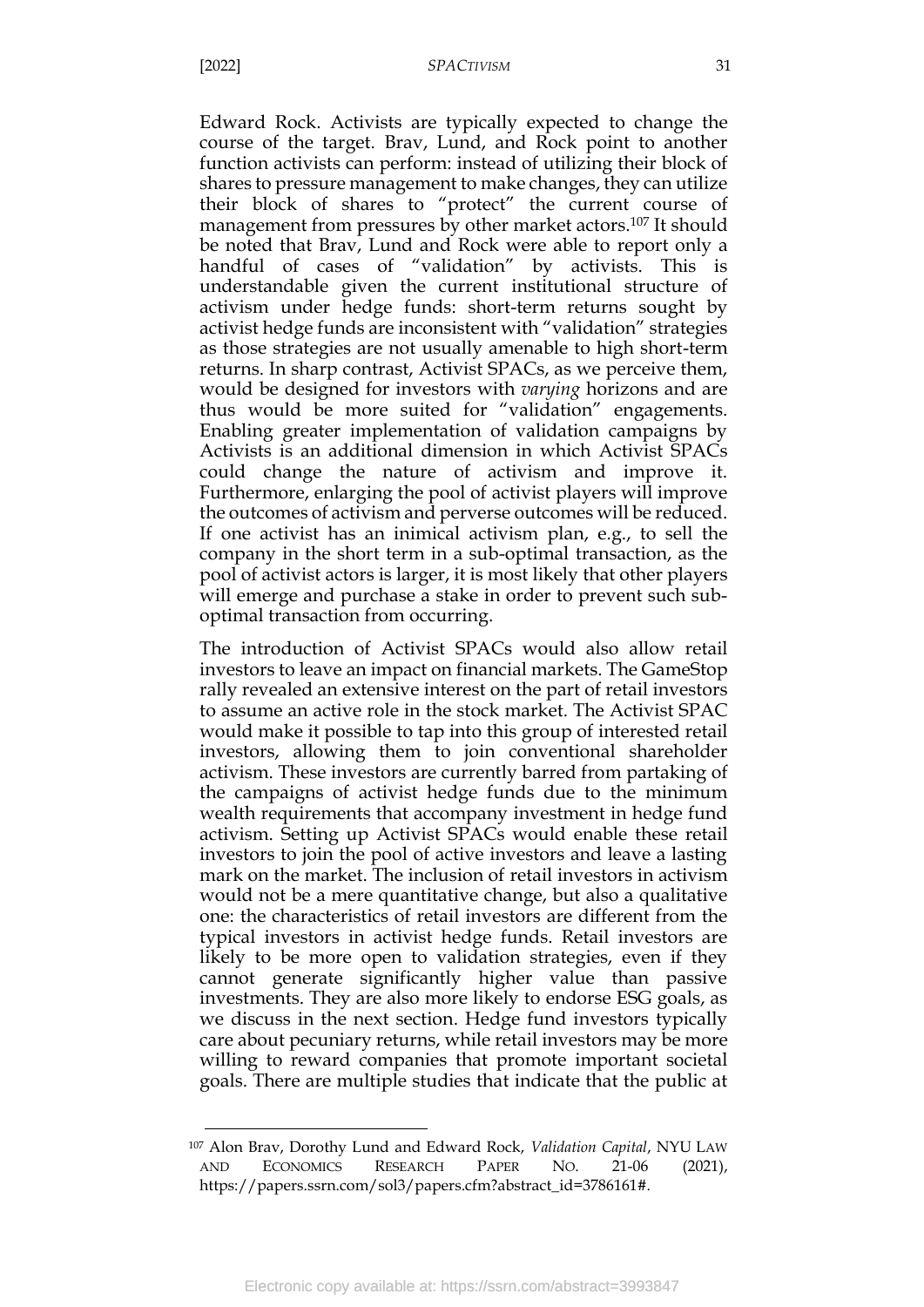Edward Rock. Activists are typically expected to change the course of the target. Brav, Lund, and Rock point to another function activists can perform: instead of utilizing their block of shares to pressure management to make changes, they can utilize their block of shares to "protect" the current course of management from pressures by other market actors.[107] It should be noted that Brav, Lund and Rock were able to report only a handful of cases of "validation" by activists. This is understandable given the current institutional structure of activism under hedge funds: short-term returns sought by activist hedge funds are inconsistent with "validation" strategies as those strategies are not usually amenable to high short-term returns. In sharp contrast, Activist SPACs, as we perceive them, would be designed for investors with *varying* horizons and are thus would be more suited for "validation" engagements. Enabling greater implementation of validation campaigns by Activists is an additional dimension in which Activist SPACs could change the nature of activism and improve it. Furthermore, enlarging the pool of activist players will improve the outcomes of activism and perverse outcomes will be reduced. If one activist has an inimical activism plan, e.g., to sell the company in the short term in a sub-optimal transaction, as the pool of activist actors is larger, it is most likely that other players will emerge and purchase a stake in order to prevent such sub-optimal transaction from occurring.

The introduction of Activist SPACs would also allow retail investors to leave an impact on financial markets. The GameStop rally revealed an extensive interest on the part of retail investors to assume an active role in the stock market. The Activist SPAC would make it possible to tap into this group of interested retail investors, allowing them to join conventional shareholder activism. These investors are currently barred from partaking of the campaigns of activist hedge funds due to the minimum wealth requirements that accompany investment in hedge fund activism. Setting up Activist SPACs would enable these retail investors to join the pool of active investors and leave a lasting mark on the market. The inclusion of retail investors in activism would not be a mere quantitative change, but also a qualitative one: the characteristics of retail investors are different from the typical investors in activist hedge funds. Retail investors are likely to be more open to validation strategies, even if they cannot generate significantly higher value than passive investments. They are also more likely to endorse ESG goals, as we discuss in the next section. Hedge fund investors typically care about pecuniary returns, while retail investors may be more willing to reward companies that promote important societal goals. There are multiple studies that indicate that the public at

---

[107] Alon Brav, Dorothy Lund and Edward Rock, *Validation Capital*, NYU LAW AND ECONOMICS RESEARCH PAPER NO. 21-06 (2021), https://papers.ssrn.com/sol3/papers.cfm?abstract_id=3786161#.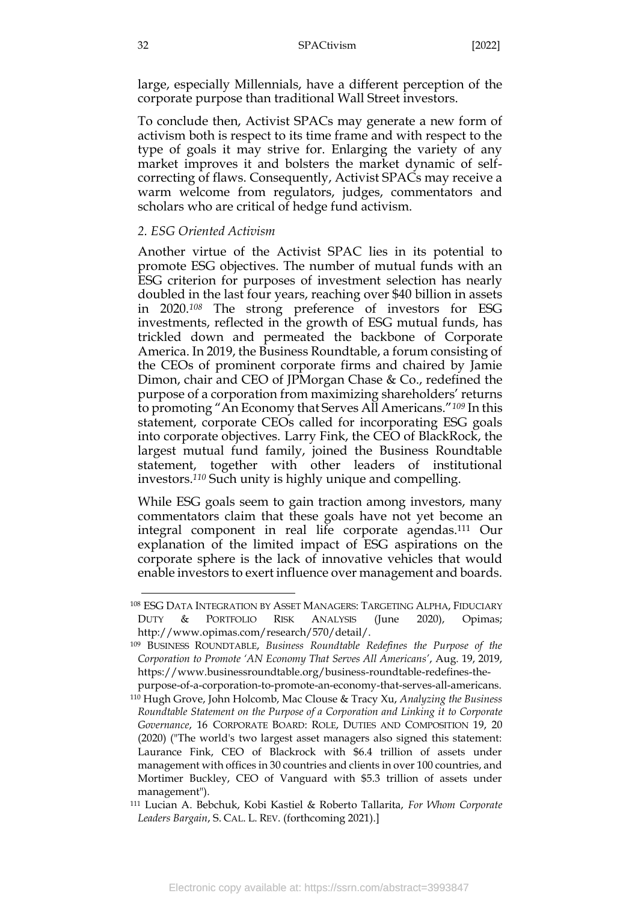large, especially Millennials, have a different perception of the corporate purpose than traditional Wall Street investors.

To conclude then, Activist SPACs may generate a new form of activism both is respect to its time frame and with respect to the type of goals it may strive for. Enlarging the variety of any market improves it and bolsters the market dynamic of self-correcting of flaws. Consequently, Activist SPACs may receive a warm welcome from regulators, judges, commentators and scholars who are critical of hedge fund activism.

*2. ESG Oriented Activism*

Another virtue of the Activist SPAC lies in its potential to promote ESG objectives. The number of mutual funds with an ESG criterion for purposes of investment selection has nearly doubled in the last four years, reaching over $40 billion in assets in 2020.[108] The strong preference of investors for ESG investments, reflected in the growth of ESG mutual funds, has trickled down and permeated the backbone of Corporate America. In 2019, the Business Roundtable, a forum consisting of the CEOs of prominent corporate firms and chaired by Jamie Dimon, chair and CEO of JPMorgan Chase & Co., redefined the purpose of a corporation from maximizing shareholders' returns to promoting "An Economy that Serves All Americans."[109] In this statement, corporate CEOs called for incorporating ESG goals into corporate objectives. Larry Fink, the CEO of BlackRock, the largest mutual fund family, joined the Business Roundtable statement, together with other leaders of institutional investors.[110] Such unity is highly unique and compelling.

While ESG goals seem to gain traction among investors, many commentators claim that these goals have not yet become an integral component in real life corporate agendas.[111] Our explanation of the limited impact of ESG aspirations on the corporate sphere is the lack of innovative vehicles that would enable investors to exert influence over management and boards.

---

[108] ESG DATA INTEGRATION BY ASSET MANAGERS: TARGETING ALPHA, FIDUCIARY DUTY & PORTFOLIO RISK ANALYSIS (June 2020), Opimas; http://www.opimas.com/research/570/detail/.

[109] BUSINESS ROUNDTABLE, *Business Roundtable Redefines the Purpose of the Corporation to Promote 'AN Economy That Serves All Americans'*, Aug. 19, 2019, https://www.businessroundtable.org/business-roundtable-redefines-the-purpose-of-a-corporation-to-promote-an-economy-that-serves-all-americans.

[110] Hugh Grove, John Holcomb, Mac Clouse & Tracy Xu, *Analyzing the Business Roundtable Statement on the Purpose of a Corporation and Linking it to Corporate Governance*, 16 CORPORATE BOARD: ROLE, DUTIES AND COMPOSITION 19, 20 (2020) ("The world's two largest asset managers also signed this statement: Laurance Fink, CEO of Blackrock with $6.4 trillion of assets under management with offices in 30 countries and clients in over 100 countries, and Mortimer Buckley, CEO of Vanguard with $5.3 trillion of assets under management").

[111] Lucian A. Bebchuk, Kobi Kastiel & Roberto Tallarita, *For Whom Corporate Leaders Bargain*, S. CAL. L. REV. (forthcoming 2021).]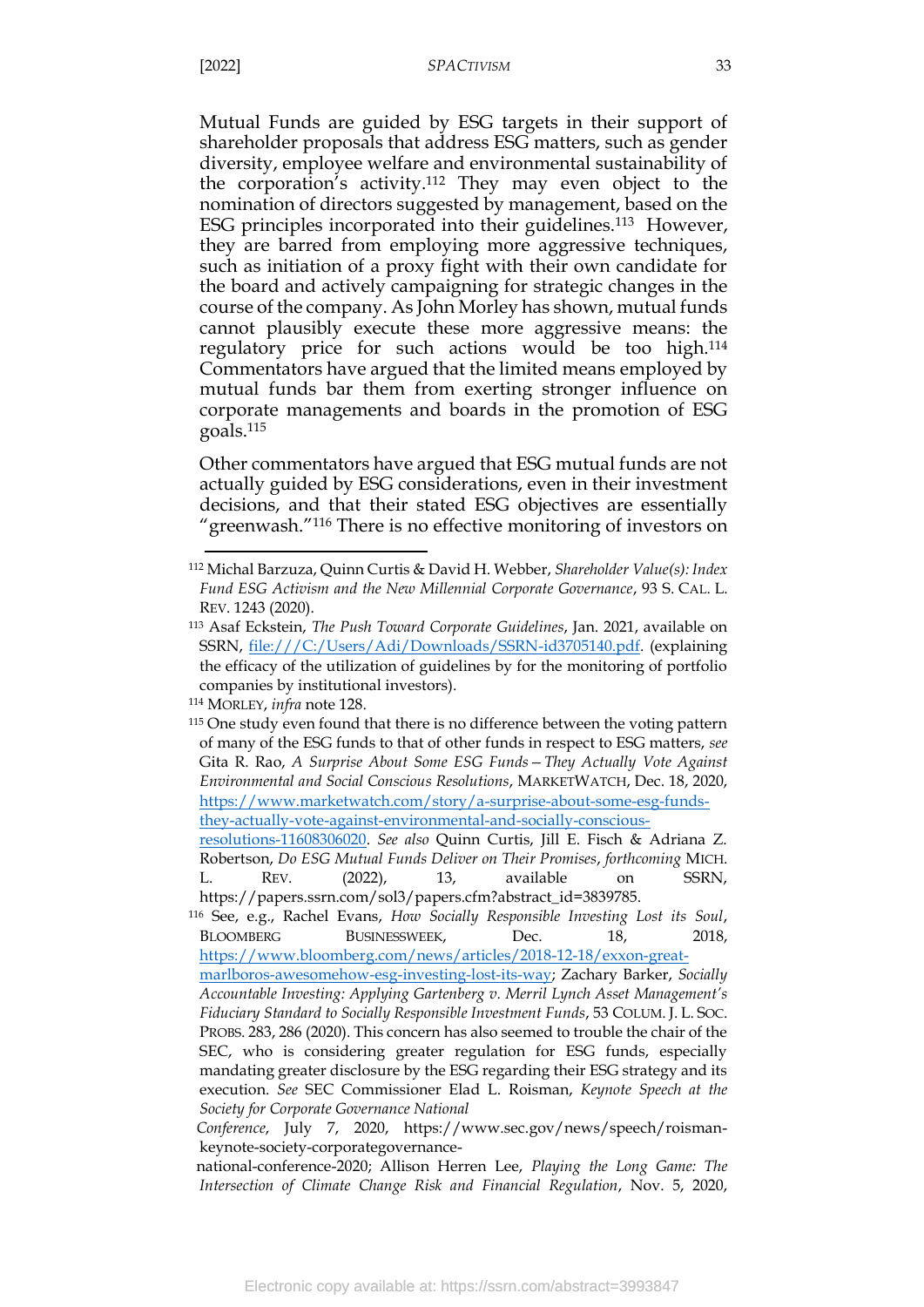Mutual Funds are guided by ESG targets in their support of shareholder proposals that address ESG matters, such as gender diversity, employee welfare and environmental sustainability of the corporation's activity.[112] They may even object to the nomination of directors suggested by management, based on the ESG principles incorporated into their guidelines.[113] However, they are barred from employing more aggressive techniques, such as initiation of a proxy fight with their own candidate for the board and actively campaigning for strategic changes in the course of the company. As John Morley has shown, mutual funds cannot plausibly execute these more aggressive means: the regulatory price for such actions would be too high.[114] Commentators have argued that the limited means employed by mutual funds bar them from exerting stronger influence on corporate managements and boards in the promotion of ESG goals.[115]

Other commentators have argued that ESG mutual funds are not actually guided by ESG considerations, even in their investment decisions, and that their stated ESG objectives are essentially "greenwash."[116] There is no effective monitoring of investors on

---

[112] Michal Barzuza, Quinn Curtis & David H. Webber, *Shareholder Value(s): Index Fund ESG Activism and the New Millennial Corporate Governance*, 93 S. CAL. L. REV. 1243 (2020).

[113] Asaf Eckstein, *The Push Toward Corporate Guidelines*, Jan. 2021, available on SSRN, file:///C:/Users/Adi/Downloads/SSRN-id3705140.pdf. (explaining the efficacy of the utilization of guidelines by for the monitoring of portfolio companies by institutional investors).

[114] MORLEY, *infra* note 128.

[115] One study even found that there is no difference between the voting pattern of many of the ESG funds to that of other funds in respect to ESG matters, *see* Gita R. Rao, *A Surprise About Some ESG Funds—They Actually Vote Against Environmental and Social Conscious Resolutions*, MARKETWATCH, Dec. 18, 2020, https://www.marketwatch.com/story/a-surprise-about-some-esg-funds-they-actually-vote-against-environmental-and-socially-conscious-resolutions-11608306020. *See also* Quinn Curtis, Jill E. Fisch & Adriana Z. Robertson, *Do ESG Mutual Funds Deliver on Their Promises*, *forthcoming* MICH. L. REV. (2022), 13, available on SSRN, https://papers.ssrn.com/sol3/papers.cfm?abstract_id=3839785.

[116] See, e.g., Rachel Evans, *How Socially Responsible Investing Lost its Soul*, BLOOMBERG BUSINESSWEEK, Dec. 18, 2018, https://www.bloomberg.com/news/articles/2018-12-18/exxon-great-marlboros-awesomehow-esg-investing-lost-its-way; Zachary Barker, *Socially Accountable Investing: Applying Gartenberg v. Merril Lynch Asset Management's Fiduciary Standard to Socially Responsible Investment Funds*, 53 COLUM. J. L. SOC. PROBS. 283, 286 (2020). This concern has also seemed to trouble the chair of the SEC, who is considering greater regulation for ESG funds, especially mandating greater disclosure by the ESG regarding their ESG strategy and its execution. *See* SEC Commissioner Elad L. Roisman, *Keynote Speech at the Society for Corporate Governance National Conference*, July 7, 2020, https://www.sec.gov/news/speech/roisman-keynote-society-corporategovernance-national-conference-2020; Allison Herren Lee, *Playing the Long Game: The Intersection of Climate Change Risk and Financial Regulation*, Nov. 5, 2020,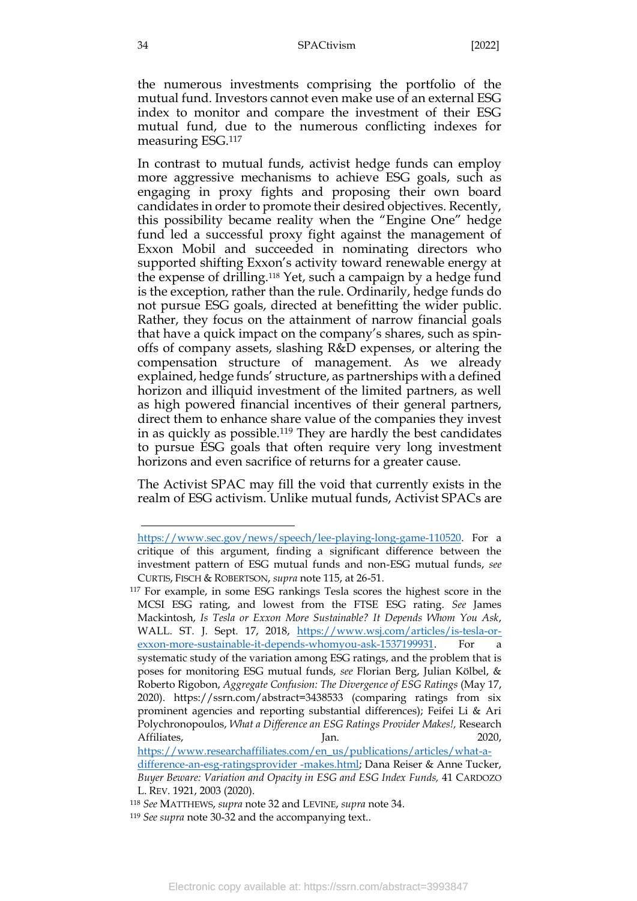the numerous investments comprising the portfolio of the mutual fund. Investors cannot even make use of an external ESG index to monitor and compare the investment of their ESG mutual fund, due to the numerous conflicting indexes for measuring ESG.[117]

In contrast to mutual funds, activist hedge funds can employ more aggressive mechanisms to achieve ESG goals, such as engaging in proxy fights and proposing their own board candidates in order to promote their desired objectives. Recently, this possibility became reality when the "Engine One" hedge fund led a successful proxy fight against the management of Exxon Mobil and succeeded in nominating directors who supported shifting Exxon's activity toward renewable energy at the expense of drilling.[118] Yet, such a campaign by a hedge fund is the exception, rather than the rule. Ordinarily, hedge funds do not pursue ESG goals, directed at benefitting the wider public. Rather, they focus on the attainment of narrow financial goals that have a quick impact on the company's shares, such as spin-offs of company assets, slashing R&D expenses, or altering the compensation structure of management. As we already explained, hedge funds' structure, as partnerships with a defined horizon and illiquid investment of the limited partners, as well as high powered financial incentives of their general partners, direct them to enhance share value of the companies they invest in as quickly as possible.[119] They are hardly the best candidates to pursue ESG goals that often require very long investment horizons and even sacrifice of returns for a greater cause.

The Activist SPAC may fill the void that currently exists in the realm of ESG activism. Unlike mutual funds, Activist SPACs are

---

https://www.sec.gov/news/speech/lee-playing-long-game-110520. For a critique of this argument, finding a significant difference between the investment pattern of ESG mutual funds and non-ESG mutual funds, *see* CURTIS, FISCH & ROBERTSON, *supra* note 115, at 26-51.

[117] For example, in some ESG rankings Tesla scores the highest score in the MCSI ESG rating, and lowest from the FTSE ESG rating. *See* James Mackintosh, *Is Tesla or Exxon More Sustainable? It Depends Whom You Ask*, WALL. ST. J. Sept. 17, 2018, https://www.wsj.com/articles/is-tesla-or-exxon-more-sustainable-it-depends-whomyou-ask-1537199931. For a systematic study of the variation among ESG ratings, and the problem that is poses for monitoring ESG mutual funds, *see* Florian Berg, Julian Kölbel, & Roberto Rigobon, *Aggregate Confusion: The Divergence of ESG Ratings* (May 17, 2020). https://ssrn.com/abstract=3438533 (comparing ratings from six prominent agencies and reporting substantial differences); Feifei Li & Ari Polychronopoulos, *What a Difference an ESG Ratings Provider Makes!,* Research Affiliates, Jan. 2020, https://www.researchaffiliates.com/en_us/publications/articles/what-a-difference-an-esg-ratingsprovider -makes.html; Dana Reiser & Anne Tucker, *Buyer Beware: Variation and Opacity in ESG and ESG Index Funds,* 41 CARDOZO L. REV. 1921, 2003 (2020).

[118] *See* MATTHEWS, *supra* note 32 and LEVINE, *supra* note 34.

[119] *See supra* note 30-32 and the accompanying text..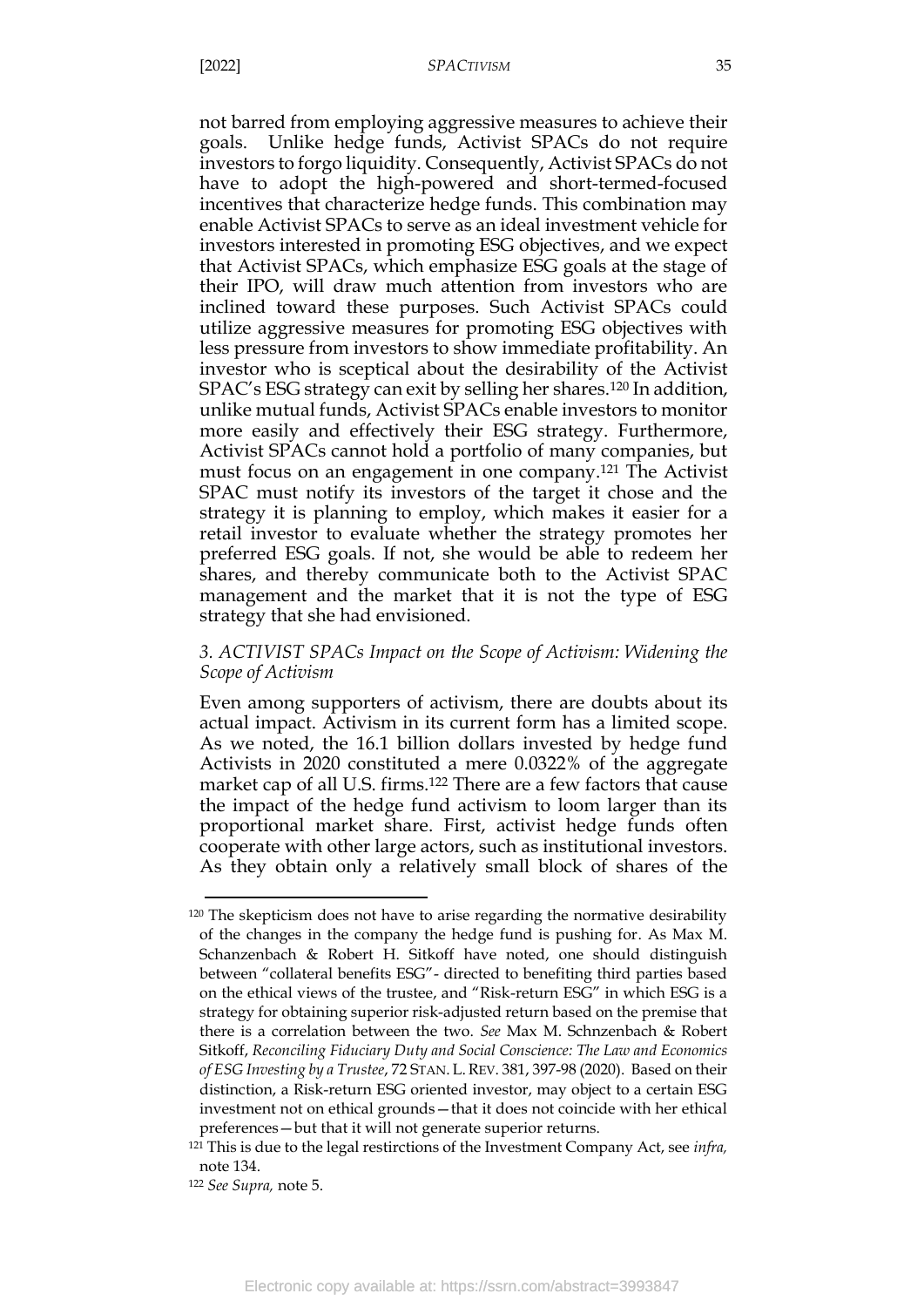not barred from employing aggressive measures to achieve their goals. Unlike hedge funds, Activist SPACs do not require investors to forgo liquidity. Consequently, Activist SPACs do not have to adopt the high-powered and short-termed-focused incentives that characterize hedge funds. This combination may enable Activist SPACs to serve as an ideal investment vehicle for investors interested in promoting ESG objectives, and we expect that Activist SPACs, which emphasize ESG goals at the stage of their IPO, will draw much attention from investors who are inclined toward these purposes. Such Activist SPACs could utilize aggressive measures for promoting ESG objectives with less pressure from investors to show immediate profitability. An investor who is sceptical about the desirability of the Activist SPAC's ESG strategy can exit by selling her shares.[120] In addition, unlike mutual funds, Activist SPACs enable investors to monitor more easily and effectively their ESG strategy. Furthermore, Activist SPACs cannot hold a portfolio of many companies, but must focus on an engagement in one company.[121] The Activist SPAC must notify its investors of the target it chose and the strategy it is planning to employ, which makes it easier for a retail investor to evaluate whether the strategy promotes her preferred ESG goals. If not, she would be able to redeem her shares, and thereby communicate both to the Activist SPAC management and the market that it is not the type of ESG strategy that she had envisioned.

### *3. ACTIVIST SPACs Impact on the Scope of Activism: Widening the Scope of Activism*

Even among supporters of activism, there are doubts about its actual impact. Activism in its current form has a limited scope. As we noted, the 16.1 billion dollars invested by hedge fund Activists in 2020 constituted a mere 0.0322% of the aggregate market cap of all U.S. firms.[122] There are a few factors that cause the impact of the hedge fund activism to loom larger than its proportional market share. First, activist hedge funds often cooperate with other large actors, such as institutional investors. As they obtain only a relatively small block of shares of the

---

[120] The skepticism does not have to arise regarding the normative desirability of the changes in the company the hedge fund is pushing for. As Max M. Schanzenbach & Robert H. Sitkoff have noted, one should distinguish between "collateral benefits ESG"- directed to benefiting third parties based on the ethical views of the trustee, and "Risk-return ESG" in which ESG is a strategy for obtaining superior risk-adjusted return based on the premise that there is a correlation between the two. *See* Max M. Schnzenbach & Robert Sitkoff, *Reconciling Fiduciary Duty and Social Conscience: The Law and Economics of ESG Investing by a Trustee*, 72 STAN. L. REV. 381, 397-98 (2020). Based on their distinction, a Risk-return ESG oriented investor, may object to a certain ESG investment not on ethical grounds—that it does not coincide with her ethical preferences—but that it will not generate superior returns.

[121] This is due to the legal restirctions of the Investment Company Act, see *infra,* note 134.

[122] *See Supra,* note 5.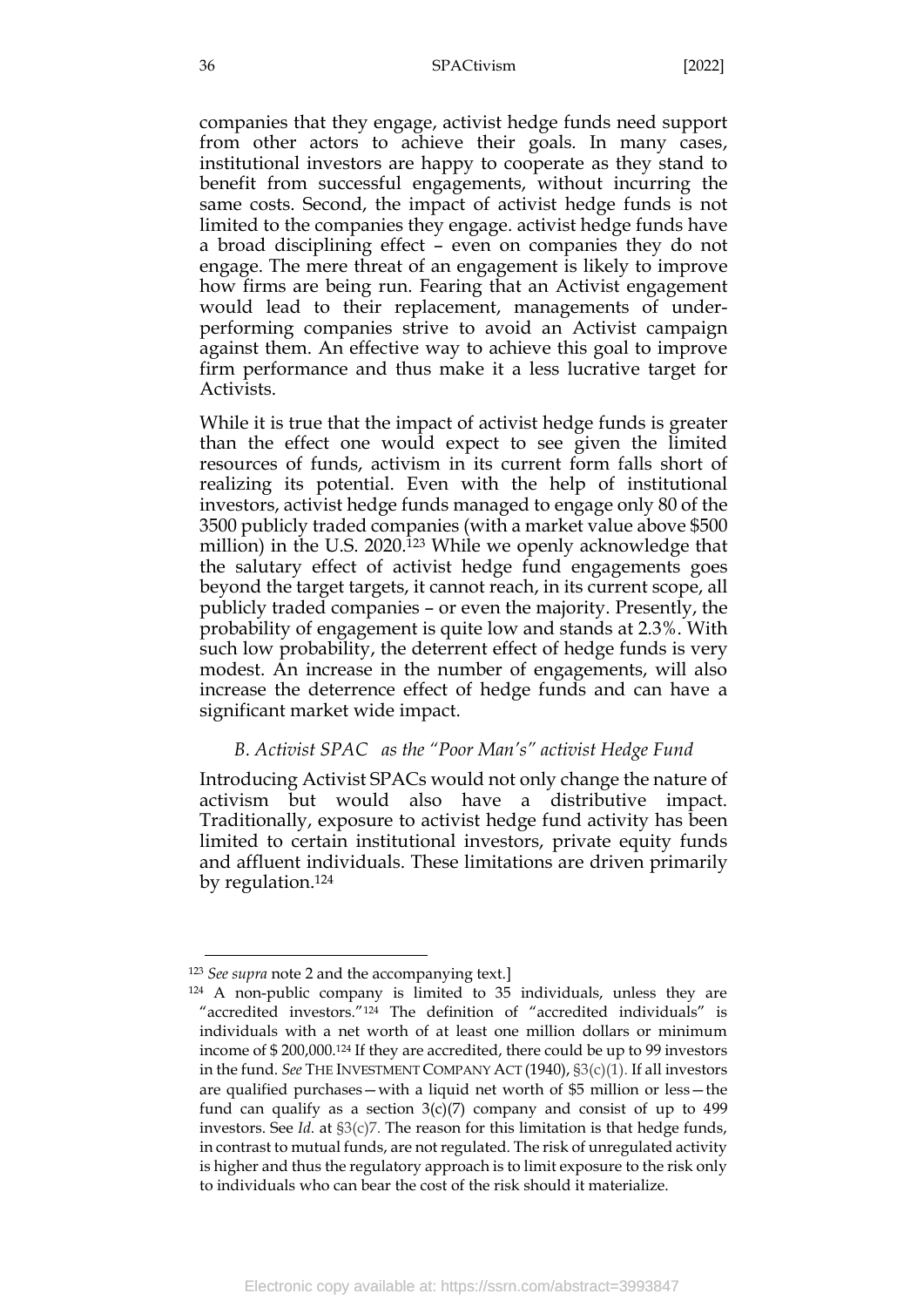companies that they engage, activist hedge funds need support from other actors to achieve their goals. In many cases, institutional investors are happy to cooperate as they stand to benefit from successful engagements, without incurring the same costs. Second, the impact of activist hedge funds is not limited to the companies they engage. activist hedge funds have a broad disciplining effect – even on companies they do not engage. The mere threat of an engagement is likely to improve how firms are being run. Fearing that an Activist engagement would lead to their replacement, managements of under-performing companies strive to avoid an Activist campaign against them. An effective way to achieve this goal to improve firm performance and thus make it a less lucrative target for Activists.

While it is true that the impact of activist hedge funds is greater than the effect one would expect to see given the limited resources of funds, activism in its current form falls short of realizing its potential. Even with the help of institutional investors, activist hedge funds managed to engage only 80 of the 3500 publicly traded companies (with a market value above $500 million) in the U.S. 2020.[123] While we openly acknowledge that the salutary effect of activist hedge fund engagements goes beyond the target targets, it cannot reach, in its current scope, all publicly traded companies – or even the majority. Presently, the probability of engagement is quite low and stands at 2.3%. With such low probability, the deterrent effect of hedge funds is very modest. An increase in the number of engagements, will also increase the deterrence effect of hedge funds and can have a significant market wide impact.

### *B. Activist SPAC as the "Poor Man's" activist Hedge Fund*

Introducing Activist SPACs would not only change the nature of activism but would also have a distributive impact. Traditionally, exposure to activist hedge fund activity has been limited to certain institutional investors, private equity funds and affluent individuals. These limitations are driven primarily by regulation.[124]

---

[123] *See supra* note 2 and the accompanying text.]

[124] A non-public company is limited to 35 individuals, unless they are "accredited investors."[124] The definition of "accredited individuals" is individuals with a net worth of at least one million dollars or minimum income of $ 200,000.[124] If they are accredited, there could be up to 99 investors in the fund. *See* THE INVESTMENT COMPANY ACT (1940), §3(c)(1). If all investors are qualified purchases—with a liquid net worth of $5 million or less—the fund can qualify as a section 3(c)(7) company and consist of up to 499 investors. See *Id.* at §3(c)7. The reason for this limitation is that hedge funds, in contrast to mutual funds, are not regulated. The risk of unregulated activity is higher and thus the regulatory approach is to limit exposure to the risk only to individuals who can bear the cost of the risk should it materialize.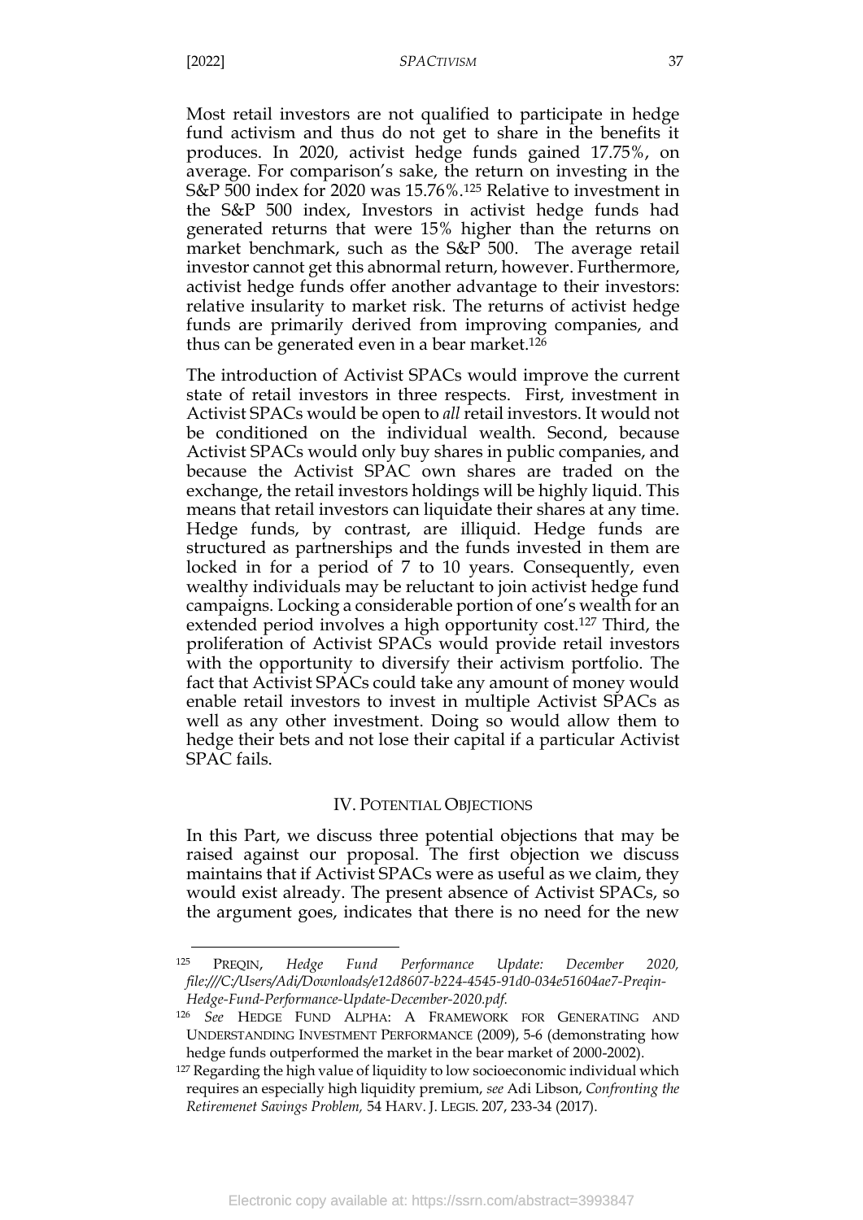Most retail investors are not qualified to participate in hedge fund activism and thus do not get to share in the benefits it produces. In 2020, activist hedge funds gained 17.75%, on average. For comparison's sake, the return on investing in the S&P 500 index for 2020 was 15.76%.[125] Relative to investment in the S&P 500 index, Investors in activist hedge funds had generated returns that were 15% higher than the returns on market benchmark, such as the S&P 500. The average retail investor cannot get this abnormal return, however. Furthermore, activist hedge funds offer another advantage to their investors: relative insularity to market risk. The returns of activist hedge funds are primarily derived from improving companies, and thus can be generated even in a bear market.[126]

The introduction of Activist SPACs would improve the current state of retail investors in three respects. First, investment in Activist SPACs would be open to *all* retail investors. It would not be conditioned on the individual wealth. Second, because Activist SPACs would only buy shares in public companies, and because the Activist SPAC own shares are traded on the exchange, the retail investors holdings will be highly liquid. This means that retail investors can liquidate their shares at any time. Hedge funds, by contrast, are illiquid. Hedge funds are structured as partnerships and the funds invested in them are locked in for a period of 7 to 10 years. Consequently, even wealthy individuals may be reluctant to join activist hedge fund campaigns. Locking a considerable portion of one's wealth for an extended period involves a high opportunity cost.[127] Third, the proliferation of Activist SPACs would provide retail investors with the opportunity to diversify their activism portfolio. The fact that Activist SPACs could take any amount of money would enable retail investors to invest in multiple Activist SPACs as well as any other investment. Doing so would allow them to hedge their bets and not lose their capital if a particular Activist SPAC fails.

## IV. Potential Objections

In this Part, we discuss three potential objections that may be raised against our proposal. The first objection we discuss maintains that if Activist SPACs were as useful as we claim, they would exist already. The present absence of Activist SPACs, so the argument goes, indicates that there is no need for the new

---

[125] Preqin, *Hedge Fund Performance Update: December 2020, file:///C:/Users/Adi/Downloads/e12d8607-b224-4545-91d0-034e51604ae7-Preqin-Hedge-Fund-Performance-Update-December-2020.pdf.*

[126] *See* Hedge Fund Alpha: A Framework for Generating and Understanding Investment Performance (2009), 5-6 (demonstrating how hedge funds outperformed the market in the bear market of 2000-2002).

[127] Regarding the high value of liquidity to low socioeconomic individual which requires an especially high liquidity premium, *see* Adi Libson, *Confronting the Retiremenet Savings Problem,* 54 Harv. J. Legis. 207, 233-34 (2017).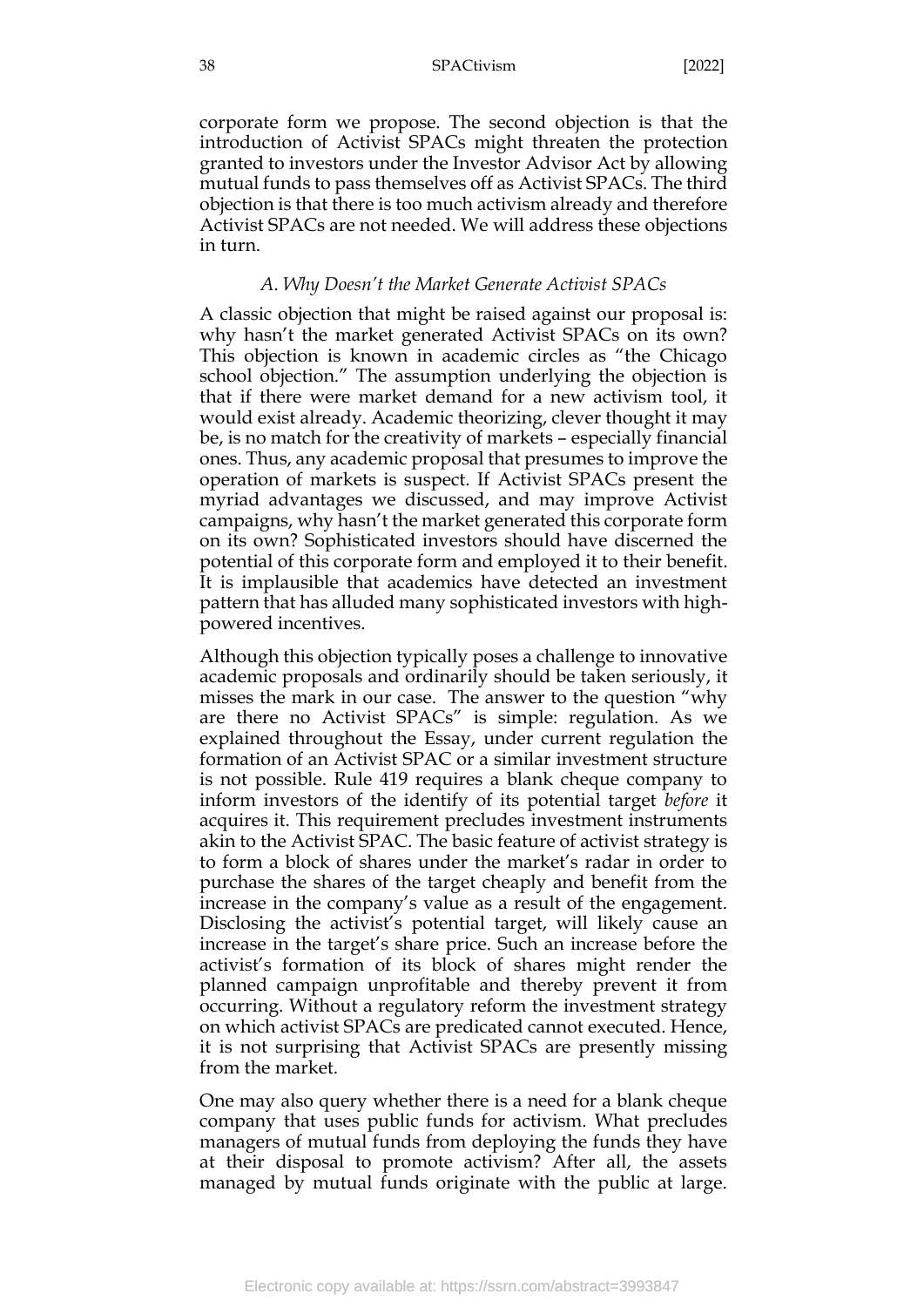corporate form we propose. The second objection is that the introduction of Activist SPACs might threaten the protection granted to investors under the Investor Advisor Act by allowing mutual funds to pass themselves off as Activist SPACs. The third objection is that there is too much activism already and therefore Activist SPACs are not needed. We will address these objections in turn.

### *A. Why Doesn't the Market Generate Activist SPACs*

A classic objection that might be raised against our proposal is: why hasn't the market generated Activist SPACs on its own? This objection is known in academic circles as "the Chicago school objection." The assumption underlying the objection is that if there were market demand for a new activism tool, it would exist already. Academic theorizing, clever thought it may be, is no match for the creativity of markets – especially financial ones. Thus, any academic proposal that presumes to improve the operation of markets is suspect. If Activist SPACs present the myriad advantages we discussed, and may improve Activist campaigns, why hasn't the market generated this corporate form on its own? Sophisticated investors should have discerned the potential of this corporate form and employed it to their benefit. It is implausible that academics have detected an investment pattern that has alluded many sophisticated investors with high-powered incentives.

Although this objection typically poses a challenge to innovative academic proposals and ordinarily should be taken seriously, it misses the mark in our case. The answer to the question "why are there no Activist SPACs" is simple: regulation. As we explained throughout the Essay, under current regulation the formation of an Activist SPAC or a similar investment structure is not possible. Rule 419 requires a blank cheque company to inform investors of the identify of its potential target *before* it acquires it. This requirement precludes investment instruments akin to the Activist SPAC. The basic feature of activist strategy is to form a block of shares under the market's radar in order to purchase the shares of the target cheaply and benefit from the increase in the company's value as a result of the engagement. Disclosing the activist's potential target, will likely cause an increase in the target's share price. Such an increase before the activist's formation of its block of shares might render the planned campaign unprofitable and thereby prevent it from occurring. Without a regulatory reform the investment strategy on which activist SPACs are predicated cannot executed. Hence, it is not surprising that Activist SPACs are presently missing from the market.

One may also query whether there is a need for a blank cheque company that uses public funds for activism. What precludes managers of mutual funds from deploying the funds they have at their disposal to promote activism? After all, the assets managed by mutual funds originate with the public at large.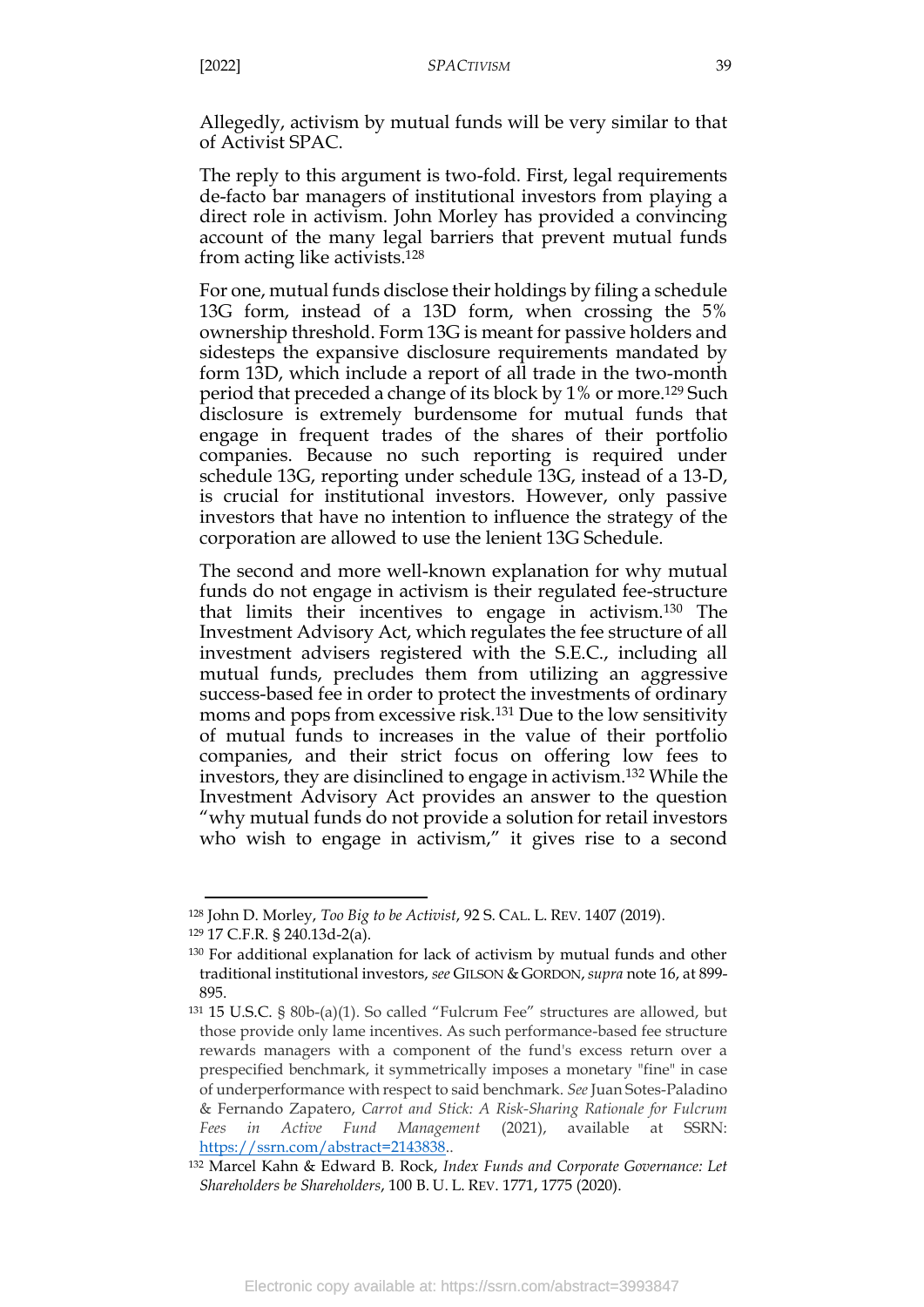Allegedly, activism by mutual funds will be very similar to that of Activist SPAC.

The reply to this argument is two-fold. First, legal requirements de-facto bar managers of institutional investors from playing a direct role in activism. John Morley has provided a convincing account of the many legal barriers that prevent mutual funds from acting like activists.[128]

For one, mutual funds disclose their holdings by filing a schedule 13G form, instead of a 13D form, when crossing the 5% ownership threshold. Form 13G is meant for passive holders and sidesteps the expansive disclosure requirements mandated by form 13D, which include a report of all trade in the two-month period that preceded a change of its block by 1% or more.[129] Such disclosure is extremely burdensome for mutual funds that engage in frequent trades of the shares of their portfolio companies. Because no such reporting is required under schedule 13G, reporting under schedule 13G, instead of a 13-D, is crucial for institutional investors. However, only passive investors that have no intention to influence the strategy of the corporation are allowed to use the lenient 13G Schedule.

The second and more well-known explanation for why mutual funds do not engage in activism is their regulated fee-structure that limits their incentives to engage in activism.[130] The Investment Advisory Act, which regulates the fee structure of all investment advisers registered with the S.E.C., including all mutual funds, precludes them from utilizing an aggressive success-based fee in order to protect the investments of ordinary moms and pops from excessive risk.[131] Due to the low sensitivity of mutual funds to increases in the value of their portfolio companies, and their strict focus on offering low fees to investors, they are disinclined to engage in activism.[132] While the Investment Advisory Act provides an answer to the question "why mutual funds do not provide a solution for retail investors who wish to engage in activism," it gives rise to a second

---

[128] John D. Morley, *Too Big to be Activist*, 92 S. CAL. L. REV. 1407 (2019).

[129] 17 C.F.R. § 240.13d-2(a).

[130] For additional explanation for lack of activism by mutual funds and other traditional institutional investors, *see* GILSON & GORDON, *supra* note 16, at 899-895.

[131] 15 U.S.C. § 80b-(a)(1). So called "Fulcrum Fee" structures are allowed, but those provide only lame incentives. As such performance-based fee structure rewards managers with a component of the fund's excess return over a prespecified benchmark, it symmetrically imposes a monetary "fine" in case of underperformance with respect to said benchmark. *See* Juan Sotes-Paladino & Fernando Zapatero, *Carrot and Stick: A Risk-Sharing Rationale for Fulcrum Fees in Active Fund Management* (2021), available at SSRN: https://ssrn.com/abstract=2143838..

[132] Marcel Kahn & Edward B. Rock, *Index Funds and Corporate Governance: Let Shareholders be Shareholders*, 100 B. U. L. REV. 1771, 1775 (2020).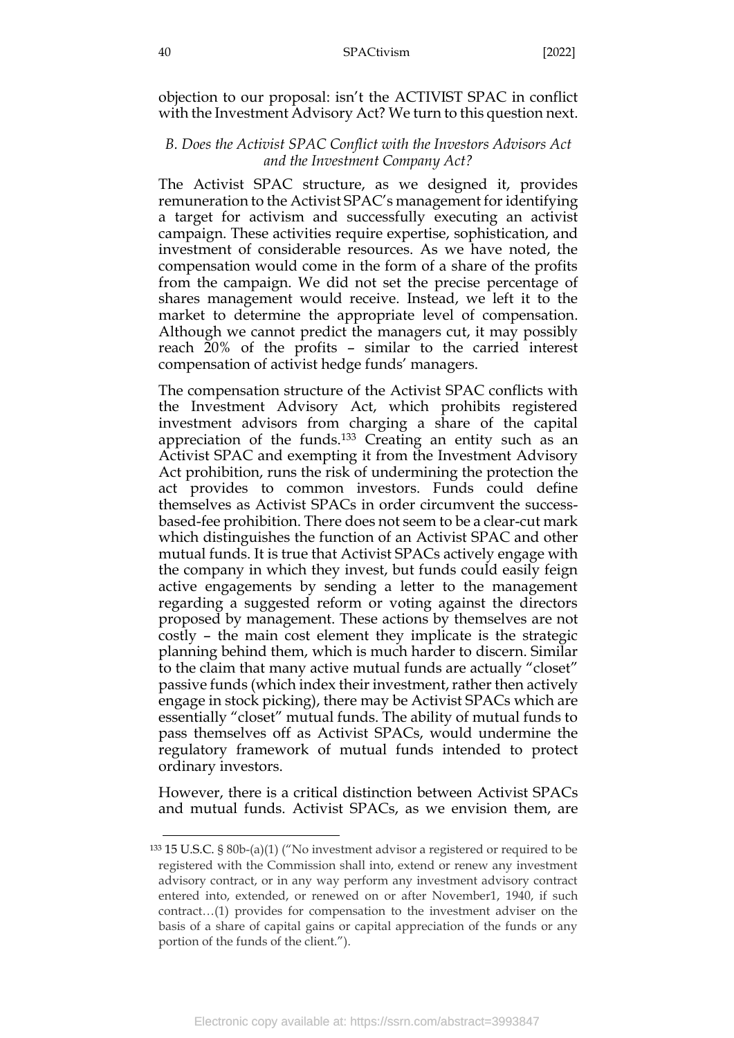objection to our proposal: isn't the ACTIVIST SPAC in conflict with the Investment Advisory Act? We turn to this question next.

### *B. Does the Activist SPAC Conflict with the Investors Advisors Act and the Investment Company Act?*

The Activist SPAC structure, as we designed it, provides remuneration to the Activist SPAC's management for identifying a target for activism and successfully executing an activist campaign. These activities require expertise, sophistication, and investment of considerable resources. As we have noted, the compensation would come in the form of a share of the profits from the campaign. We did not set the precise percentage of shares management would receive. Instead, we left it to the market to determine the appropriate level of compensation. Although we cannot predict the managers cut, it may possibly reach 20% of the profits – similar to the carried interest compensation of activist hedge funds' managers.

The compensation structure of the Activist SPAC conflicts with the Investment Advisory Act, which prohibits registered investment advisors from charging a share of the capital appreciation of the funds.[133] Creating an entity such as an Activist SPAC and exempting it from the Investment Advisory Act prohibition, runs the risk of undermining the protection the act provides to common investors. Funds could define themselves as Activist SPACs in order circumvent the success-based-fee prohibition. There does not seem to be a clear-cut mark which distinguishes the function of an Activist SPAC and other mutual funds. It is true that Activist SPACs actively engage with the company in which they invest, but funds could easily feign active engagements by sending a letter to the management regarding a suggested reform or voting against the directors proposed by management. These actions by themselves are not costly – the main cost element they implicate is the strategic planning behind them, which is much harder to discern. Similar to the claim that many active mutual funds are actually "closet" passive funds (which index their investment, rather then actively engage in stock picking), there may be Activist SPACs which are essentially "closet" mutual funds. The ability of mutual funds to pass themselves off as Activist SPACs, would undermine the regulatory framework of mutual funds intended to protect ordinary investors.

However, there is a critical distinction between Activist SPACs and mutual funds. Activist SPACs, as we envision them, are

---

[133] 15 U.S.C. § 80b-(a)(1) ("No investment advisor a registered or required to be registered with the Commission shall into, extend or renew any investment advisory contract, or in any way perform any investment advisory contract entered into, extended, or renewed on or after November1, 1940, if such contract…(1) provides for compensation to the investment adviser on the basis of a share of capital gains or capital appreciation of the funds or any portion of the funds of the client.").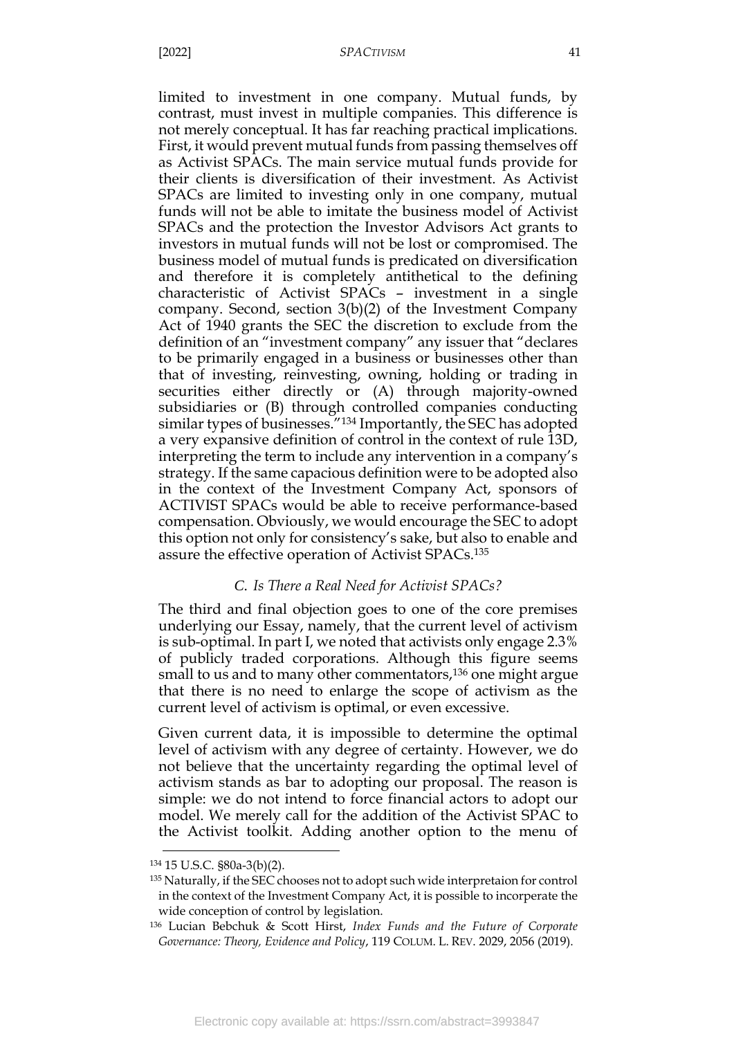limited to investment in one company. Mutual funds, by contrast, must invest in multiple companies. This difference is not merely conceptual. It has far reaching practical implications. First, it would prevent mutual funds from passing themselves off as Activist SPACs. The main service mutual funds provide for their clients is diversification of their investment. As Activist SPACs are limited to investing only in one company, mutual funds will not be able to imitate the business model of Activist SPACs and the protection the Investor Advisors Act grants to investors in mutual funds will not be lost or compromised. The business model of mutual funds is predicated on diversification and therefore it is completely antithetical to the defining characteristic of Activist SPACs – investment in a single company. Second, section 3(b)(2) of the Investment Company Act of 1940 grants the SEC the discretion to exclude from the definition of an "investment company" any issuer that "declares to be primarily engaged in a business or businesses other than that of investing, reinvesting, owning, holding or trading in securities either directly or (A) through majority-owned subsidiaries or (B) through controlled companies conducting similar types of businesses."[134] Importantly, the SEC has adopted a very expansive definition of control in the context of rule 13D, interpreting the term to include any intervention in a company's strategy. If the same capacious definition were to be adopted also in the context of the Investment Company Act, sponsors of ACTIVIST SPACs would be able to receive performance-based compensation. Obviously, we would encourage the SEC to adopt this option not only for consistency's sake, but also to enable and assure the effective operation of Activist SPACs.[135]

### *C. Is There a Real Need for Activist SPACs?*

The third and final objection goes to one of the core premises underlying our Essay, namely, that the current level of activism is sub-optimal. In part I, we noted that activists only engage 2.3% of publicly traded corporations. Although this figure seems small to us and to many other commentators,[136] one might argue that there is no need to enlarge the scope of activism as the current level of activism is optimal, or even excessive.

Given current data, it is impossible to determine the optimal level of activism with any degree of certainty. However, we do not believe that the uncertainty regarding the optimal level of activism stands as bar to adopting our proposal. The reason is simple: we do not intend to force financial actors to adopt our model. We merely call for the addition of the Activist SPAC to the Activist toolkit. Adding another option to the menu of

---

[134] 15 U.S.C. §80a-3(b)(2).

[135] Naturally, if the SEC chooses not to adopt such wide interpretaion for control in the context of the Investment Company Act, it is possible to incorperate the wide conception of control by legislation.

[136] Lucian Bebchuk & Scott Hirst, *Index Funds and the Future of Corporate Governance: Theory, Evidence and Policy*, 119 COLUM. L. REV. 2029, 2056 (2019).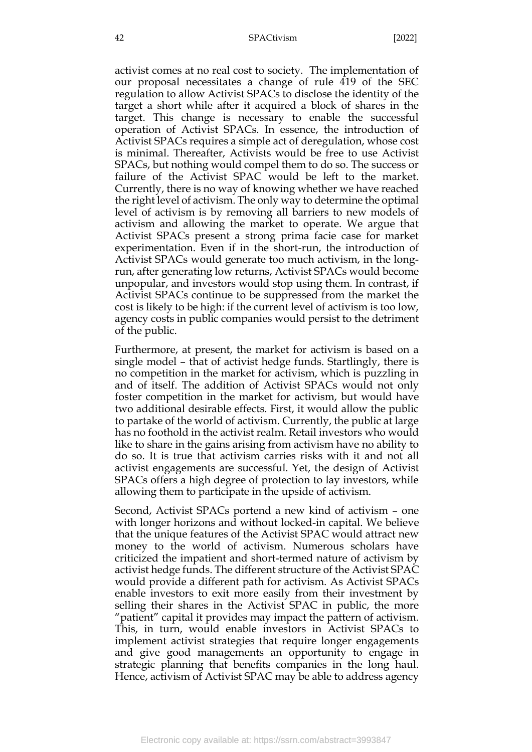activist comes at no real cost to society. The implementation of our proposal necessitates a change of rule 419 of the SEC regulation to allow Activist SPACs to disclose the identity of the target a short while after it acquired a block of shares in the target. This change is necessary to enable the successful operation of Activist SPACs. In essence, the introduction of Activist SPACs requires a simple act of deregulation, whose cost is minimal. Thereafter, Activists would be free to use Activist SPACs, but nothing would compel them to do so. The success or failure of the Activist SPAC would be left to the market. Currently, there is no way of knowing whether we have reached the right level of activism. The only way to determine the optimal level of activism is by removing all barriers to new models of activism and allowing the market to operate. We argue that Activist SPACs present a strong prima facie case for market experimentation. Even if in the short-run, the introduction of Activist SPACs would generate too much activism, in the long-run, after generating low returns, Activist SPACs would become unpopular, and investors would stop using them. In contrast, if Activist SPACs continue to be suppressed from the market the cost is likely to be high: if the current level of activism is too low, agency costs in public companies would persist to the detriment of the public.

Furthermore, at present, the market for activism is based on a single model – that of activist hedge funds. Startlingly, there is no competition in the market for activism, which is puzzling in and of itself. The addition of Activist SPACs would not only foster competition in the market for activism, but would have two additional desirable effects. First, it would allow the public to partake of the world of activism. Currently, the public at large has no foothold in the activist realm. Retail investors who would like to share in the gains arising from activism have no ability to do so. It is true that activism carries risks with it and not all activist engagements are successful. Yet, the design of Activist SPACs offers a high degree of protection to lay investors, while allowing them to participate in the upside of activism.

Second, Activist SPACs portend a new kind of activism – one with longer horizons and without locked-in capital. We believe that the unique features of the Activist SPAC would attract new money to the world of activism. Numerous scholars have criticized the impatient and short-termed nature of activism by activist hedge funds. The different structure of the Activist SPAC would provide a different path for activism. As Activist SPACs enable investors to exit more easily from their investment by selling their shares in the Activist SPAC in public, the more "patient" capital it provides may impact the pattern of activism. This, in turn, would enable investors in Activist SPACs to implement activist strategies that require longer engagements and give good managements an opportunity to engage in strategic planning that benefits companies in the long haul. Hence, activism of Activist SPAC may be able to address agency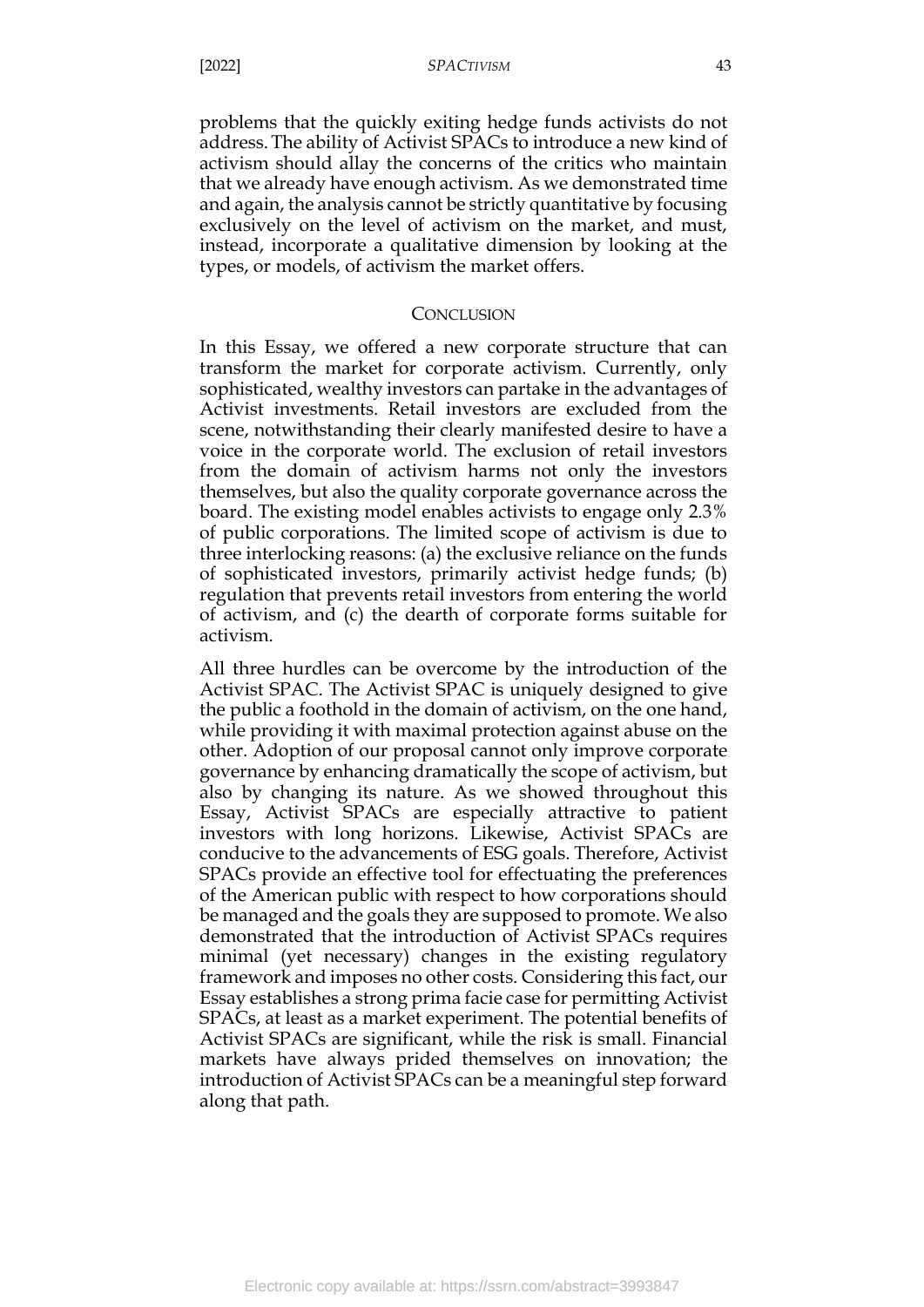problems that the quickly exiting hedge funds activists do not address. The ability of Activist SPACs to introduce a new kind of activism should allay the concerns of the critics who maintain that we already have enough activism. As we demonstrated time and again, the analysis cannot be strictly quantitative by focusing exclusively on the level of activism on the market, and must, instead, incorporate a qualitative dimension by looking at the types, or models, of activism the market offers.

## CONCLUSION

In this Essay, we offered a new corporate structure that can transform the market for corporate activism. Currently, only sophisticated, wealthy investors can partake in the advantages of Activist investments. Retail investors are excluded from the scene, notwithstanding their clearly manifested desire to have a voice in the corporate world. The exclusion of retail investors from the domain of activism harms not only the investors themselves, but also the quality corporate governance across the board. The existing model enables activists to engage only 2.3% of public corporations. The limited scope of activism is due to three interlocking reasons: (a) the exclusive reliance on the funds of sophisticated investors, primarily activist hedge funds; (b) regulation that prevents retail investors from entering the world of activism, and (c) the dearth of corporate forms suitable for activism.

All three hurdles can be overcome by the introduction of the Activist SPAC. The Activist SPAC is uniquely designed to give the public a foothold in the domain of activism, on the one hand, while providing it with maximal protection against abuse on the other. Adoption of our proposal cannot only improve corporate governance by enhancing dramatically the scope of activism, but also by changing its nature. As we showed throughout this Essay, Activist SPACs are especially attractive to patient investors with long horizons. Likewise, Activist SPACs are conducive to the advancements of ESG goals. Therefore, Activist SPACs provide an effective tool for effectuating the preferences of the American public with respect to how corporations should be managed and the goals they are supposed to promote. We also demonstrated that the introduction of Activist SPACs requires minimal (yet necessary) changes in the existing regulatory framework and imposes no other costs. Considering this fact, our Essay establishes a strong prima facie case for permitting Activist SPACs, at least as a market experiment. The potential benefits of Activist SPACs are significant, while the risk is small. Financial markets have always prided themselves on innovation; the introduction of Activist SPACs can be a meaningful step forward along that path.